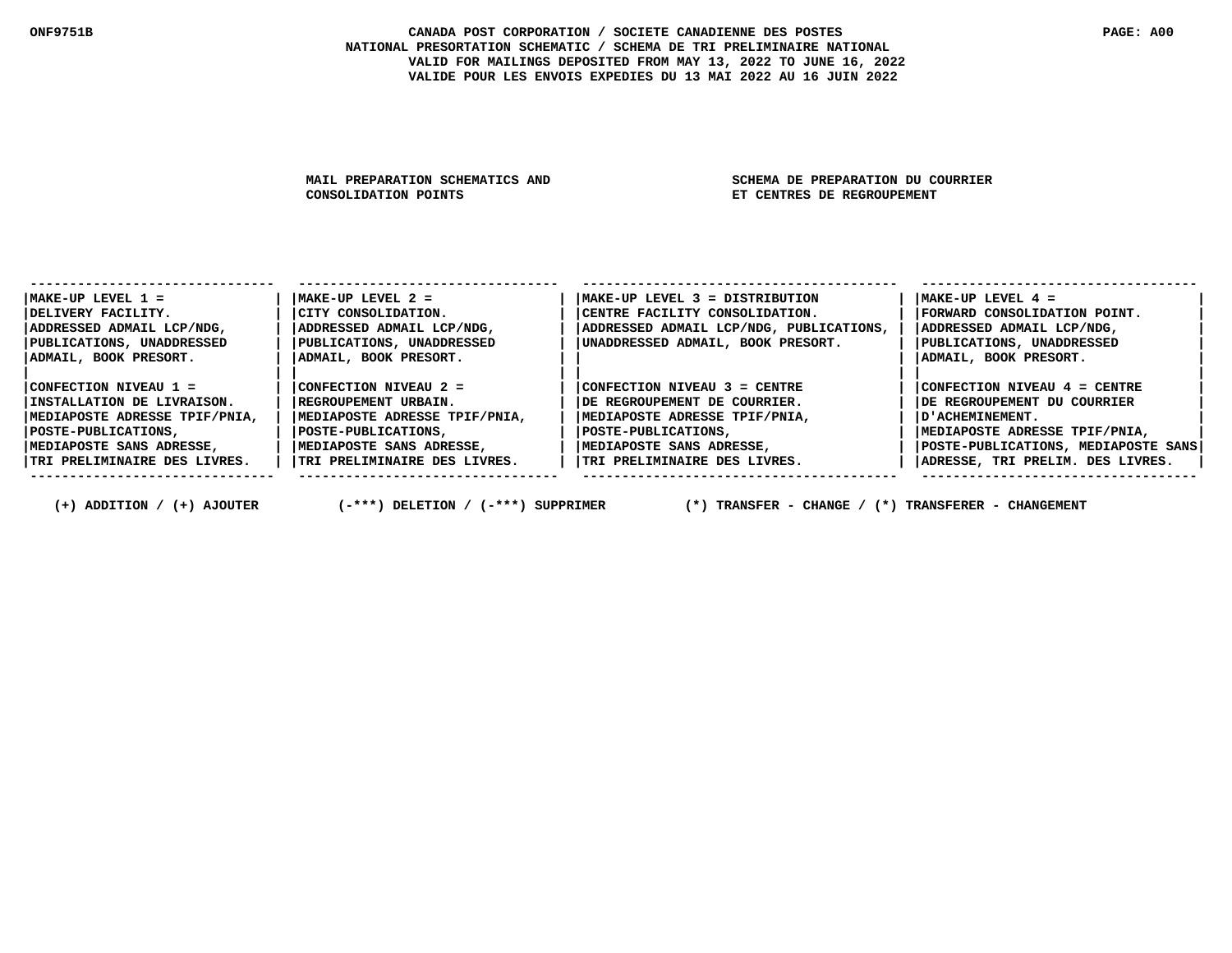# CANADA POST CORPORATION / SOCIETE CANADIENNE DES POSTES

## NATIONAL PRESORTATION SCHEMATIC / SCHEMA DE TRI PRELIMINAIRE NATIONAL

VALID FOR MAILINGS DEPOSITED FROM MAY 13, 2022 TO JUNE 16, 2022

VALIDE POUR LES ENVOIS EXPEDIES DU 13 MAI 2022 AU 16 JUIN 2022

MAIL PREPARATION SCHEMATICS AND CONSOLIDATION POINTS

SCHEMA DE PREPARATION DU COURRIER ET CENTRES DE REGROUPEMENT

| MAKE-UP LEVEL 1 = DELIVERY FACILITY. ADDRESSED ADMAIL LCP/NDG, PUBLICATIONS, UNADDRESSED ADMAIL, BOOK PRESORT. | MAKE-UP LEVEL 2 = CITY CONSOLIDATION. ADDRESSED ADMAIL LCP/NDG, PUBLICATIONS, UNADDRESSED ADMAIL, BOOK PRESORT. | MAKE-UP LEVEL 3 = DISTRIBUTION CENTRE FACILITY CONSOLIDATION. ADDRESSED ADMAIL LCP/NDG, PUBLICATIONS, UNADDRESSED ADMAIL, BOOK PRESORT. | MAKE-UP LEVEL 4 = FORWARD CONSOLIDATION POINT. ADDRESSED ADMAIL LCP/NDG, PUBLICATIONS, UNADDRESSED ADMAIL, BOOK PRESORT. |
|---|---|---|---|
| CONFECTION NIVEAU 1 = INSTALLATION DE LIVRAISON. MEDIAPOSTE ADRESSE TPIF/PNIA, POSTE-PUBLICATIONS, MEDIAPOSTE SANS ADRESSE, TRI PRELIMINAIRE DES LIVRES. | CONFECTION NIVEAU 2 = REGROUPEMENT URBAIN. MEDIAPOSTE ADRESSE TPIF/PNIA, POSTE-PUBLICATIONS, MEDIAPOSTE SANS ADRESSE, TRI PRELIMINAIRE DES LIVRES. | CONFECTION NIVEAU 3 = CENTRE DE REGROUPEMENT DE COURRIER. MEDIAPOSTE ADRESSE TPIF/PNIA, POSTE-PUBLICATIONS, MEDIAPOSTE SANS ADRESSE, TRI PRELIMINAIRE DES LIVRES. | CONFECTION NIVEAU 4 = CENTRE DE REGROUPEMENT DU COURRIER D'ACHEMINEMENT. MEDIAPOSTE ADRESSE TPIF/PNIA, POSTE-PUBLICATIONS, MEDIAPOSTE SANS ADRESSE, TRI PRELIM. DES LIVRES. |

(+) ADDITION / (+) AJOUTER     (-***) DELETION / (-***) SUPPRIMER     (*) TRANSFER - CHANGE / (*) TRANSFERER - CHANGEMENT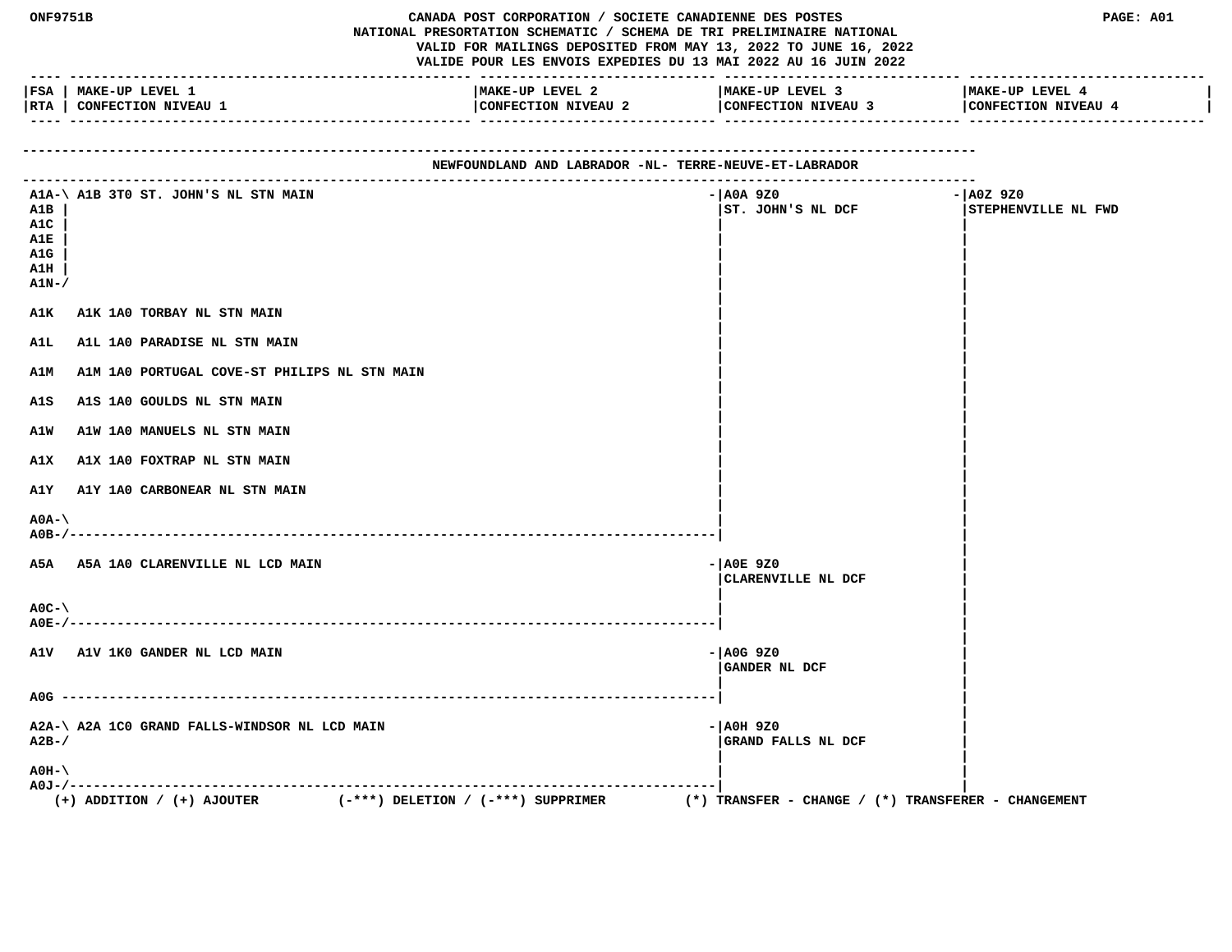ONF9751B

# CANADA POST CORPORATION / SOCIETE CANADIENNE DES POSTES
## NATIONAL PRESORTATION SCHEMATIC / SCHEMA DE TRI PRELIMINAIRE NATIONAL

VALID FOR MAILINGS DEPOSITED FROM MAY 13, 2022 TO JUNE 16, 2022
VALIDE POUR LES ENVOIS EXPEDIES DU 13 MAI 2022 AU 16 JUIN 2022

PAGE: A01

### NEWFOUNDLAND AND LABRADOR -NL- TERRE-NEUVE-ET-LABRADOR

| FSA / RTA | MAKE-UP LEVEL 1 / CONFECTION NIVEAU 1 | MAKE-UP LEVEL 2 / CONFECTION NIVEAU 2 | MAKE-UP LEVEL 3 / CONFECTION NIVEAU 3 | MAKE-UP LEVEL 4 / CONFECTION NIVEAU 4 |
|---|---|---|---|---|
| A1A, A1B, A1C, A1E, A1G, A1H, A1N | A1B 3T0 ST. JOHN'S NL STN MAIN | | A0A 9Z0 ST. JOHN'S NL DCF | A0Z 9Z0 STEPHENVILLE NL FWD |
| A1K | A1K 1A0 TORBAY NL STN MAIN | | A0A 9Z0 ST. JOHN'S NL DCF | A0Z 9Z0 STEPHENVILLE NL FWD |
| A1L | A1L 1A0 PARADISE NL STN MAIN | | A0A 9Z0 ST. JOHN'S NL DCF | A0Z 9Z0 STEPHENVILLE NL FWD |
| A1M | A1M 1A0 PORTUGAL COVE-ST PHILIPS NL STN MAIN | | A0A 9Z0 ST. JOHN'S NL DCF | A0Z 9Z0 STEPHENVILLE NL FWD |
| A1S | A1S 1A0 GOULDS NL STN MAIN | | A0A 9Z0 ST. JOHN'S NL DCF | A0Z 9Z0 STEPHENVILLE NL FWD |
| A1W | A1W 1A0 MANUELS NL STN MAIN | | A0A 9Z0 ST. JOHN'S NL DCF | A0Z 9Z0 STEPHENVILLE NL FWD |
| A1X | A1X 1A0 FOXTRAP NL STN MAIN | | A0A 9Z0 ST. JOHN'S NL DCF | A0Z 9Z0 STEPHENVILLE NL FWD |
| A1Y | A1Y 1A0 CARBONEAR NL STN MAIN | | A0A 9Z0 ST. JOHN'S NL DCF | A0Z 9Z0 STEPHENVILLE NL FWD |
| A0A, A0B | | | A0A 9Z0 ST. JOHN'S NL DCF | A0Z 9Z0 STEPHENVILLE NL FWD |
| A5A | A5A 1A0 CLARENVILLE NL LCD MAIN | | A0E 9Z0 CLARENVILLE NL DCF | A0Z 9Z0 STEPHENVILLE NL FWD |
| A0C, A0E | | | A0E 9Z0 CLARENVILLE NL DCF | A0Z 9Z0 STEPHENVILLE NL FWD |
| A1V | A1V 1K0 GANDER NL LCD MAIN | | A0G 9Z0 GANDER NL DCF | A0Z 9Z0 STEPHENVILLE NL FWD |
| A0G | | | A0G 9Z0 GANDER NL DCF | A0Z 9Z0 STEPHENVILLE NL FWD |
| A2A, A2B | A2A 1C0 GRAND FALLS-WINDSOR NL LCD MAIN | | A0H 9Z0 GRAND FALLS NL DCF | A0Z 9Z0 STEPHENVILLE NL FWD |
| A0H, A0J | | | A0H 9Z0 GRAND FALLS NL DCF | A0Z 9Z0 STEPHENVILLE NL FWD |

(+) ADDITION / (+) AJOUTER (-***) DELETION / (-***) SUPPRIMER (*) TRANSFER - CHANGE / (*) TRANSFERER - CHANGEMENT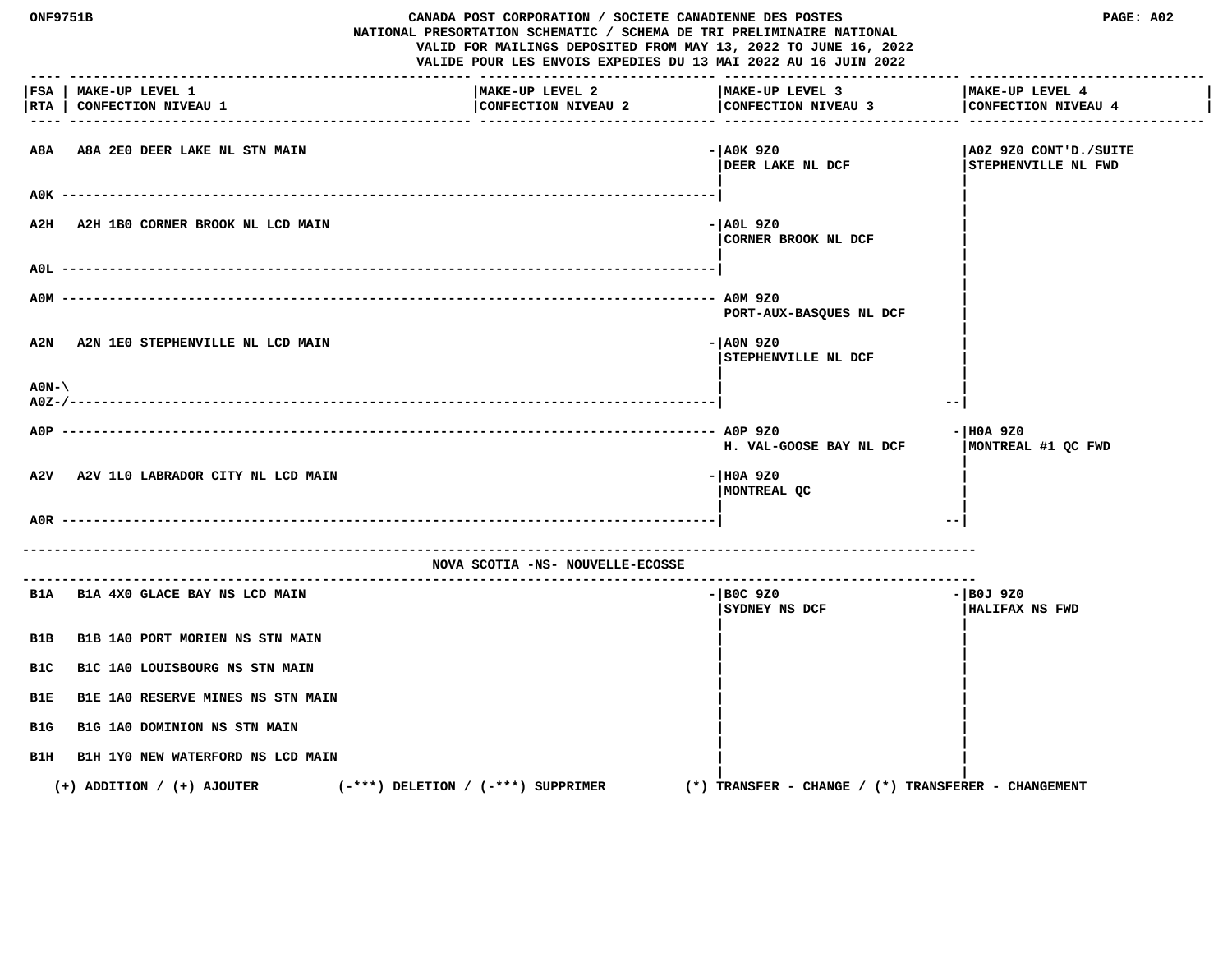CANADA POST CORPORATION / SOCIETE CANADIENNE DES POSTES

NATIONAL PRESORTATION SCHEMATIC / SCHEMA DE TRI PRELIMINAIRE NATIONAL

VALID FOR MAILINGS DEPOSITED FROM MAY 13, 2022 TO JUNE 16, 2022

VALIDE POUR LES ENVOIS EXPEDIES DU 13 MAI 2022 AU 16 JUIN 2022

| FSA / RTA | MAKE-UP LEVEL 1 / CONFECTION NIVEAU 1 | MAKE-UP LEVEL 2 / CONFECTION NIVEAU 2 | MAKE-UP LEVEL 3 / CONFECTION NIVEAU 3 | MAKE-UP LEVEL 4 / CONFECTION NIVEAU 4 |
|---|---|---|---|---|
| A8A | A8A 2E0 DEER LAKE NL STN MAIN | | A0K 9Z0 DEER LAKE NL DCF | A0Z 9Z0 CONT'D./SUITE STEPHENVILLE NL FWD |
| A0K | | | A0K 9Z0 DEER LAKE NL DCF | A0Z 9Z0 STEPHENVILLE NL FWD |
| A2H | A2H 1B0 CORNER BROOK NL LCD MAIN | | A0L 9Z0 CORNER BROOK NL DCF | A0Z 9Z0 STEPHENVILLE NL FWD |
| A0L | | | A0L 9Z0 CORNER BROOK NL DCF | A0Z 9Z0 STEPHENVILLE NL FWD |
| A0M | | | A0M 9Z0 PORT-AUX-BASQUES NL DCF | A0Z 9Z0 STEPHENVILLE NL FWD |
| A2N | A2N 1E0 STEPHENVILLE NL LCD MAIN | | A0N 9Z0 STEPHENVILLE NL DCF | A0Z 9Z0 STEPHENVILLE NL FWD |
| A0N-A0Z | | | A0N 9Z0 STEPHENVILLE NL DCF | A0Z 9Z0 STEPHENVILLE NL FWD |
| A0P | | | A0P 9Z0 H. VAL-GOOSE BAY NL DCF | H0A 9Z0 MONTREAL #1 QC FWD |
| A2V | A2V 1L0 LABRADOR CITY NL LCD MAIN | | H0A 9Z0 MONTREAL QC | H0A 9Z0 MONTREAL #1 QC FWD |
| A0R | | | H0A 9Z0 MONTREAL QC | H0A 9Z0 MONTREAL #1 QC FWD |

## NOVA SCOTIA -NS- NOUVELLE-ECOSSE

| FSA / RTA | MAKE-UP LEVEL 1 / CONFECTION NIVEAU 1 | MAKE-UP LEVEL 2 / CONFECTION NIVEAU 2 | MAKE-UP LEVEL 3 / CONFECTION NIVEAU 3 | MAKE-UP LEVEL 4 / CONFECTION NIVEAU 4 |
|---|---|---|---|---|
| B1A | B1A 4X0 GLACE BAY NS LCD MAIN | | B0C 9Z0 SYDNEY NS DCF | B0J 9Z0 HALIFAX NS FWD |
| B1B | B1B 1A0 PORT MORIEN NS STN MAIN | | B0C 9Z0 SYDNEY NS DCF | B0J 9Z0 HALIFAX NS FWD |
| B1C | B1C 1A0 LOUISBOURG NS STN MAIN | | B0C 9Z0 SYDNEY NS DCF | B0J 9Z0 HALIFAX NS FWD |
| B1E | B1E 1A0 RESERVE MINES NS STN MAIN | | B0C 9Z0 SYDNEY NS DCF | B0J 9Z0 HALIFAX NS FWD |
| B1G | B1G 1A0 DOMINION NS STN MAIN | | B0C 9Z0 SYDNEY NS DCF | B0J 9Z0 HALIFAX NS FWD |
| B1H | B1H 1Y0 NEW WATERFORD NS LCD MAIN | | B0C 9Z0 SYDNEY NS DCF | B0J 9Z0 HALIFAX NS FWD |

(+) ADDITION / (+) AJOUTER (-***) DELETION / (-***) SUPPRIMER (*) TRANSFER - CHANGE / (*) TRANSFERER - CHANGEMENT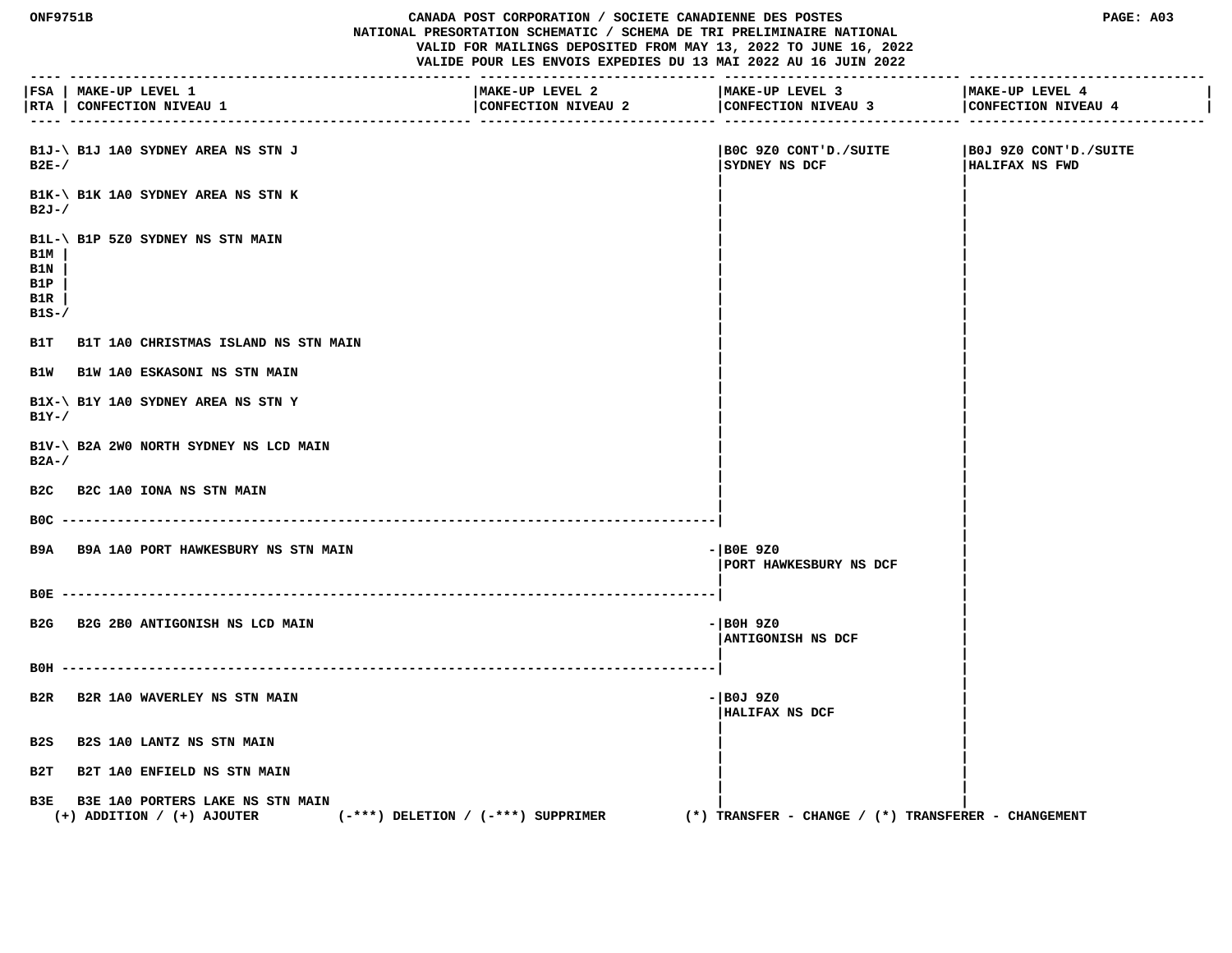CANADA POST CORPORATION / SOCIETE CANADIENNE DES POSTES
NATIONAL PRESORTATION SCHEMATIC / SCHEMA DE TRI PRELIMINAIRE NATIONAL
VALID FOR MAILINGS DEPOSITED FROM MAY 13, 2022 TO JUNE 16, 2022
VALIDE POUR LES ENVOIS EXPEDIES DU 13 MAI 2022 AU 16 JUIN 2022

| FSA / RTA | MAKE-UP LEVEL 1 / CONFECTION NIVEAU 1 | MAKE-UP LEVEL 2 / CONFECTION NIVEAU 2 | MAKE-UP LEVEL 3 / CONFECTION NIVEAU 3 | MAKE-UP LEVEL 4 / CONFECTION NIVEAU 4 |
|---|---|---|---|---|
| B1J, B2E | B1J 1A0 SYDNEY AREA NS STN J | | B0C 9Z0 CONT'D./SUITE SYDNEY NS DCF | B0J 9Z0 CONT'D./SUITE HALIFAX NS FWD |
| B1K, B2J | B1K 1A0 SYDNEY AREA NS STN K | | | |
| B1L, B1M, B1N, B1P, B1R, B1S | B1P 5Z0 SYDNEY NS STN MAIN | | | |
| B1T | B1T 1A0 CHRISTMAS ISLAND NS STN MAIN | | | |
| B1W | B1W 1A0 ESKASONI NS STN MAIN | | | |
| B1X, B1Y | B1Y 1A0 SYDNEY AREA NS STN Y | | | |
| B1V, B2A | B2A 2W0 NORTH SYDNEY NS LCD MAIN | | | |
| B2C | B2C 1A0 IONA NS STN MAIN | | | |
| B0C | | | | |
| B9A | B9A 1A0 PORT HAWKESBURY NS STN MAIN | | B0E 9Z0 PORT HAWKESBURY NS DCF | |
| B0E | | | | |
| B2G | B2G 2B0 ANTIGONISH NS LCD MAIN | | B0H 9Z0 ANTIGONISH NS DCF | |
| B0H | | | | |
| B2R | B2R 1A0 WAVERLEY NS STN MAIN | | B0J 9Z0 HALIFAX NS DCF | |
| B2S | B2S 1A0 LANTZ NS STN MAIN | | | |
| B2T | B2T 1A0 ENFIELD NS STN MAIN | | | |
| B3E | B3E 1A0 PORTERS LAKE NS STN MAIN | | | |

(+) ADDITION / (+) AJOUTER (-***) DELETION / (-***) SUPPRIMER (*) TRANSFER - CHANGE / (*) TRANSFERER - CHANGEMENT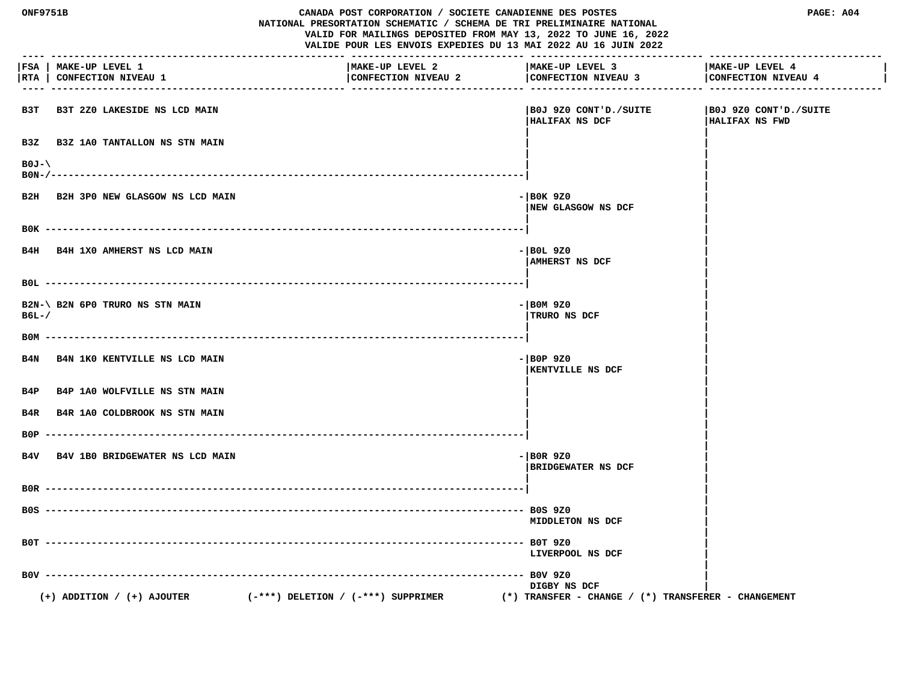CANADA POST CORPORATION / SOCIETE CANADIENNE DES POSTES
NATIONAL PRESORTATION SCHEMATIC / SCHEMA DE TRI PRELIMINAIRE NATIONAL
VALID FOR MAILINGS DEPOSITED FROM MAY 13, 2022 TO JUNE 16, 2022
VALIDE POUR LES ENVOIS EXPEDIES DU 13 MAI 2022 AU 16 JUIN 2022

| FSA / RTA | MAKE-UP LEVEL 1 / CONFECTION NIVEAU 1 | MAKE-UP LEVEL 2 / CONFECTION NIVEAU 2 | MAKE-UP LEVEL 3 / CONFECTION NIVEAU 3 | MAKE-UP LEVEL 4 / CONFECTION NIVEAU 4 |
| --- | --- | --- | --- | --- |
| B3T | B3T 2Z0 LAKESIDE NS LCD MAIN | | B0J 9Z0 CONT'D./SUITE HALIFAX NS DCF | B0J 9Z0 CONT'D./SUITE HALIFAX NS FWD |
| B3Z | B3Z 1A0 TANTALLON NS STN MAIN | | | |
| B0J-\ B0N-/ | | | | |
| B2H | B2H 3P0 NEW GLASGOW NS LCD MAIN | | B0K 9Z0 NEW GLASGOW NS DCF | |
| B0K | | | | |
| B4H | B4H 1X0 AMHERST NS LCD MAIN | | B0L 9Z0 AMHERST NS DCF | |
| B0L | | | | |
| B2N-\ B6L-/ | B2N 6P0 TRURO NS STN MAIN | | B0M 9Z0 TRURO NS DCF | |
| B0M | | | | |
| B4N | B4N 1K0 KENTVILLE NS LCD MAIN | | B0P 9Z0 KENTVILLE NS DCF | |
| B4P | B4P 1A0 WOLFVILLE NS STN MAIN | | | |
| B4R | B4R 1A0 COLDBROOK NS STN MAIN | | | |
| B0P | | | | |
| B4V | B4V 1B0 BRIDGEWATER NS LCD MAIN | | B0R 9Z0 BRIDGEWATER NS DCF | |
| B0R | | | | |
| B0S | | | B0S 9Z0 MIDDLETON NS DCF | |
| B0T | | | B0T 9Z0 LIVERPOOL NS DCF | |
| B0V | | | B0V 9Z0 DIGBY NS DCF | |

(+) ADDITION / (+) AJOUTER (-***) DELETION / (-***) SUPPRIMER (*) TRANSFER - CHANGE / (*) TRANSFERER - CHANGEMENT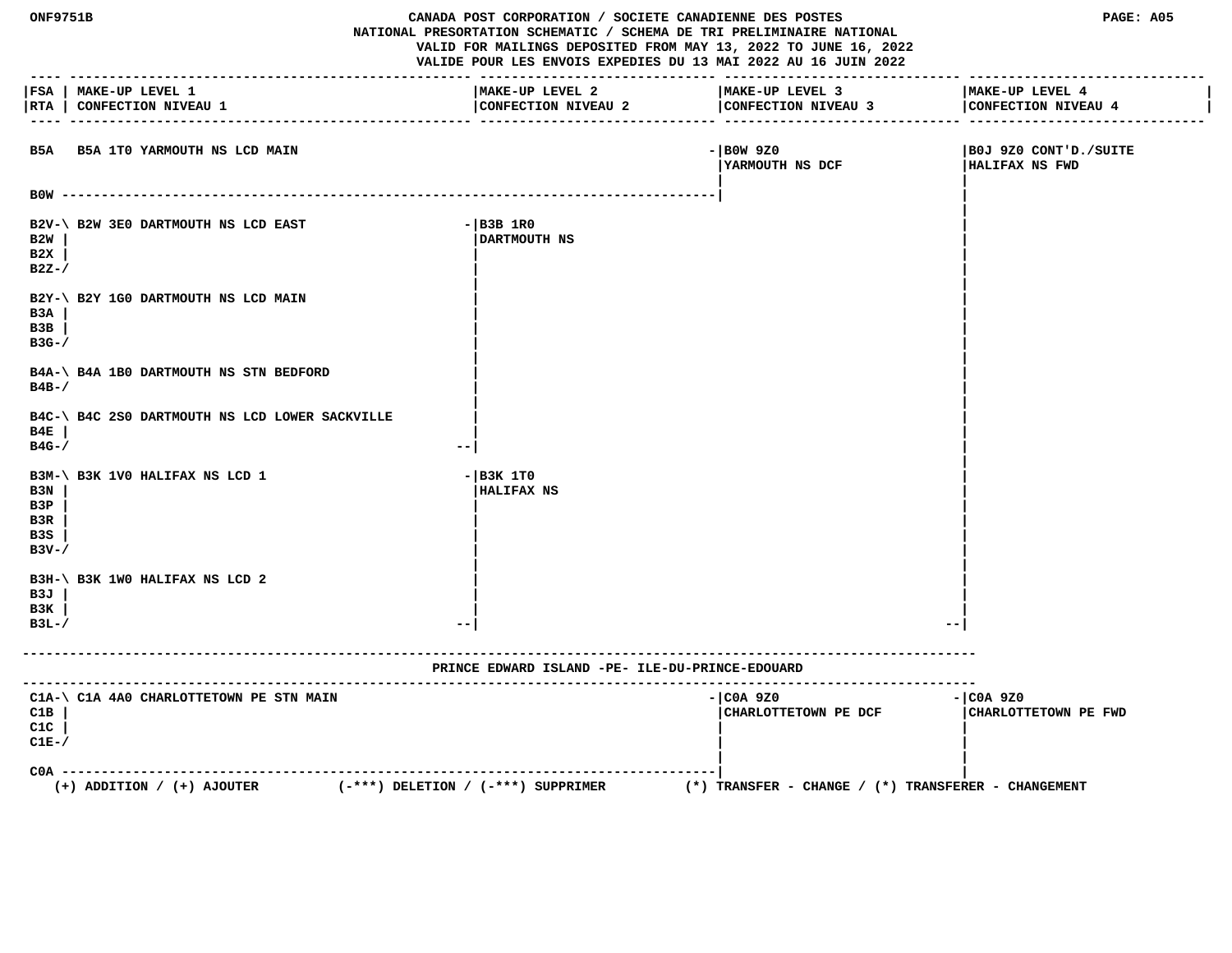ONF9751B

CANADA POST CORPORATION / SOCIETE CANADIENNE DES POSTES
NATIONAL PRESORTATION SCHEMATIC / SCHEMA DE TRI PRELIMINAIRE NATIONAL
VALID FOR MAILINGS DEPOSITED FROM MAY 13, 2022 TO JUNE 16, 2022
VALIDE POUR LES ENVOIS EXPEDIES DU 13 MAI 2022 AU 16 JUIN 2022

PAGE: A05

| FSA / RTA | MAKE-UP LEVEL 1 / CONFECTION NIVEAU 1 | MAKE-UP LEVEL 2 / CONFECTION NIVEAU 2 | MAKE-UP LEVEL 3 / CONFECTION NIVEAU 3 | MAKE-UP LEVEL 4 / CONFECTION NIVEAU 4 |
|---|---|---|---|---|
| B5A | B5A 1T0 YARMOUTH NS LCD MAIN | | B0W 9Z0 YARMOUTH NS DCF | B0J 9Z0 CONT'D./SUITE HALIFAX NS FWD |
| B0W | | | B0W 9Z0 YARMOUTH NS DCF | B0J 9Z0 CONT'D./SUITE HALIFAX NS FWD |
| B2V, B2W, B2X, B2Z | B2W 3E0 DARTMOUTH NS LCD EAST | B3B 1R0 DARTMOUTH NS | | B0J 9Z0 CONT'D./SUITE HALIFAX NS FWD |
| B2Y, B3A, B3B, B3G | B2Y 1G0 DARTMOUTH NS LCD MAIN | B3B 1R0 DARTMOUTH NS | | B0J 9Z0 CONT'D./SUITE HALIFAX NS FWD |
| B4A, B4B | B4A 1B0 DARTMOUTH NS STN BEDFORD | B3B 1R0 DARTMOUTH NS | | B0J 9Z0 CONT'D./SUITE HALIFAX NS FWD |
| B4C, B4E, B4G | B4C 2S0 DARTMOUTH NS LCD LOWER SACKVILLE | B3B 1R0 DARTMOUTH NS | | B0J 9Z0 CONT'D./SUITE HALIFAX NS FWD |
| B3M, B3N, B3P, B3R, B3S, B3V | B3K 1V0 HALIFAX NS LCD 1 | B3K 1T0 HALIFAX NS | | B0J 9Z0 CONT'D./SUITE HALIFAX NS FWD |
| B3H, B3J, B3K, B3L | B3K 1W0 HALIFAX NS LCD 2 | B3K 1T0 HALIFAX NS | | B0J 9Z0 CONT'D./SUITE HALIFAX NS FWD |

## PRINCE EDWARD ISLAND -PE- ILE-DU-PRINCE-EDOUARD

| FSA / RTA | MAKE-UP LEVEL 1 / CONFECTION NIVEAU 1 | MAKE-UP LEVEL 2 / CONFECTION NIVEAU 2 | MAKE-UP LEVEL 3 / CONFECTION NIVEAU 3 | MAKE-UP LEVEL 4 / CONFECTION NIVEAU 4 |
|---|---|---|---|---|
| C1A, C1B, C1C, C1E | C1A 4A0 CHARLOTTETOWN PE STN MAIN | | C0A 9Z0 CHARLOTTETOWN PE DCF | C0A 9Z0 CHARLOTTETOWN PE FWD |
| C0A | | | C0A 9Z0 CHARLOTTETOWN PE DCF | C0A 9Z0 CHARLOTTETOWN PE FWD |

(+) ADDITION / (+) AJOUTER (-***) DELETION / (-***) SUPPRIMER (*) TRANSFER - CHANGE / (*) TRANSFERER - CHANGEMENT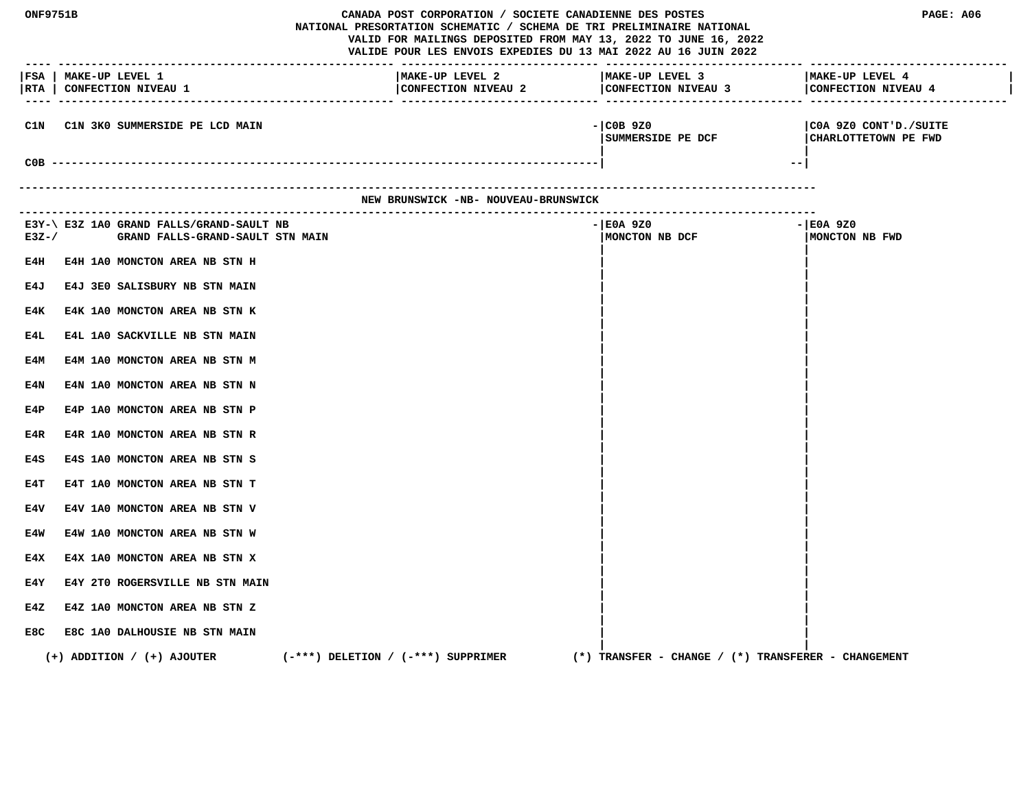CANADA POST CORPORATION / SOCIETE CANADIENNE DES POSTES
NATIONAL PRESORTATION SCHEMATIC / SCHEMA DE TRI PRELIMINAIRE NATIONAL
VALID FOR MAILINGS DEPOSITED FROM MAY 13, 2022 TO JUNE 16, 2022
VALIDE POUR LES ENVOIS EXPEDIES DU 13 MAI 2022 AU 16 JUIN 2022

| FSA / RTA | MAKE-UP LEVEL 1 / CONFECTION NIVEAU 1 | MAKE-UP LEVEL 2 / CONFECTION NIVEAU 2 | MAKE-UP LEVEL 3 / CONFECTION NIVEAU 3 | MAKE-UP LEVEL 4 / CONFECTION NIVEAU 4 |
|---|---|---|---|---|
| C1N | C1N 3K0 SUMMERSIDE PE LCD MAIN | | C0B 9Z0 SUMMERSIDE PE DCF | C0A 9Z0 CONT'D./SUITE CHARLOTTETOWN PE FWD |
| C0B | | | | |

## NEW BRUNSWICK -NB- NOUVEAU-BRUNSWICK

| FSA / RTA | MAKE-UP LEVEL 1 / CONFECTION NIVEAU 1 | MAKE-UP LEVEL 2 / CONFECTION NIVEAU 2 | MAKE-UP LEVEL 3 / CONFECTION NIVEAU 3 | MAKE-UP LEVEL 4 / CONFECTION NIVEAU 4 |
|---|---|---|---|---|
| E3Y-\ E3Z-/ | E3Z 1A0 GRAND FALLS/GRAND-SAULT NB GRAND FALLS-GRAND-SAULT STN MAIN | | E0A 9Z0 MONCTON NB DCF | E0A 9Z0 MONCTON NB FWD |
| E4H | E4H 1A0 MONCTON AREA NB STN H | | | |
| E4J | E4J 3E0 SALISBURY NB STN MAIN | | | |
| E4K | E4K 1A0 MONCTON AREA NB STN K | | | |
| E4L | E4L 1A0 SACKVILLE NB STN MAIN | | | |
| E4M | E4M 1A0 MONCTON AREA NB STN M | | | |
| E4N | E4N 1A0 MONCTON AREA NB STN N | | | |
| E4P | E4P 1A0 MONCTON AREA NB STN P | | | |
| E4R | E4R 1A0 MONCTON AREA NB STN R | | | |
| E4S | E4S 1A0 MONCTON AREA NB STN S | | | |
| E4T | E4T 1A0 MONCTON AREA NB STN T | | | |
| E4V | E4V 1A0 MONCTON AREA NB STN V | | | |
| E4W | E4W 1A0 MONCTON AREA NB STN W | | | |
| E4X | E4X 1A0 MONCTON AREA NB STN X | | | |
| E4Y | E4Y 2T0 ROGERSVILLE NB STN MAIN | | | |
| E4Z | E4Z 1A0 MONCTON AREA NB STN Z | | | |
| E8C | E8C 1A0 DALHOUSIE NB STN MAIN | | | |

(+) ADDITION / (+) AJOUTER (-***) DELETION / (-***) SUPPRIMER (*) TRANSFER - CHANGE / (*) TRANSFERER - CHANGEMENT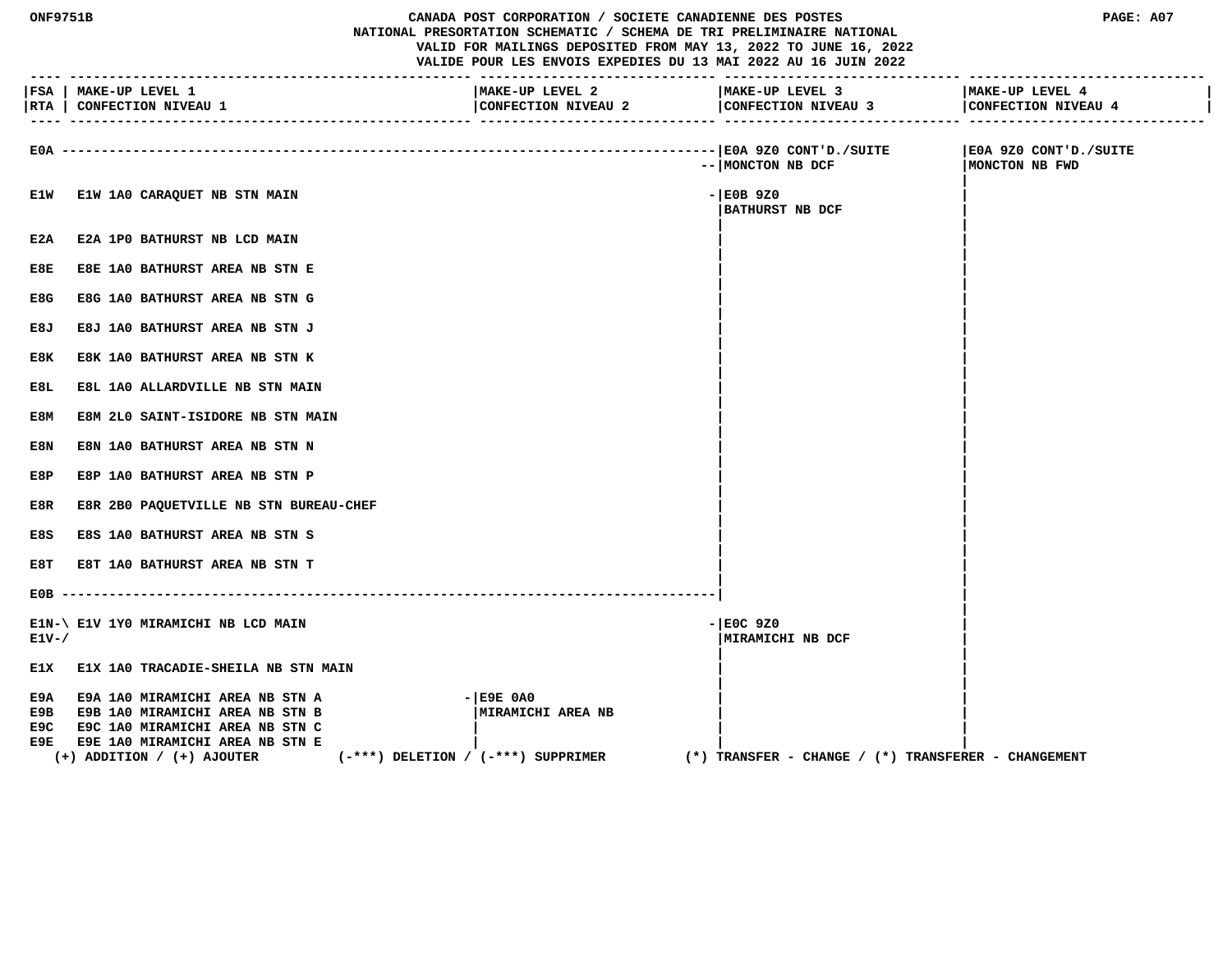CANADA POST CORPORATION / SOCIETE CANADIENNE DES POSTES
NATIONAL PRESORTATION SCHEMATIC / SCHEMA DE TRI PRELIMINAIRE NATIONAL
VALID FOR MAILINGS DEPOSITED FROM MAY 13, 2022 TO JUNE 16, 2022
VALIDE POUR LES ENVOIS EXPEDIES DU 13 MAI 2022 AU 16 JUIN 2022

| FSA / RTA | MAKE-UP LEVEL 1 / CONFECTION NIVEAU 1 | MAKE-UP LEVEL 2 / CONFECTION NIVEAU 2 | MAKE-UP LEVEL 3 / CONFECTION NIVEAU 3 | MAKE-UP LEVEL 4 / CONFECTION NIVEAU 4 |
|---|---|---|---|---|
| E0A | | | E0A 9Z0 CONT'D./SUITE MONCTON NB DCF | E0A 9Z0 CONT'D./SUITE MONCTON NB FWD |
| E1W | E1W 1A0 CARAQUET NB STN MAIN | | E0B 9Z0 BATHURST NB DCF | |
| E2A | E2A 1P0 BATHURST NB LCD MAIN | | | |
| E8E | E8E 1A0 BATHURST AREA NB STN E | | | |
| E8G | E8G 1A0 BATHURST AREA NB STN G | | | |
| E8J | E8J 1A0 BATHURST AREA NB STN J | | | |
| E8K | E8K 1A0 BATHURST AREA NB STN K | | | |
| E8L | E8L 1A0 ALLARDVILLE NB STN MAIN | | | |
| E8M | E8M 2L0 SAINT-ISIDORE NB STN MAIN | | | |
| E8N | E8N 1A0 BATHURST AREA NB STN N | | | |
| E8P | E8P 1A0 BATHURST AREA NB STN P | | | |
| E8R | E8R 2B0 PAQUETVILLE NB STN BUREAU-CHEF | | | |
| E8S | E8S 1A0 BATHURST AREA NB STN S | | | |
| E8T | E8T 1A0 BATHURST AREA NB STN T | | | |
| E0B | | | | |
| E1N-\ E1V-/ | E1V 1Y0 MIRAMICHI NB LCD MAIN | | E0C 9Z0 MIRAMICHI NB DCF | |
| E1X | E1X 1A0 TRACADIE-SHEILA NB STN MAIN | | | |
| E9A | E9A 1A0 MIRAMICHI AREA NB STN A | E9E 0A0 MIRAMICHI AREA NB | | |
| E9B | E9B 1A0 MIRAMICHI AREA NB STN B | | | |
| E9C | E9C 1A0 MIRAMICHI AREA NB STN C | | | |
| E9E | E9E 1A0 MIRAMICHI AREA NB STN E | | | |

(+) ADDITION / (+) AJOUTER (-***) DELETION / (-***) SUPPRIMER (*) TRANSFER - CHANGE / (*) TRANSFERER - CHANGEMENT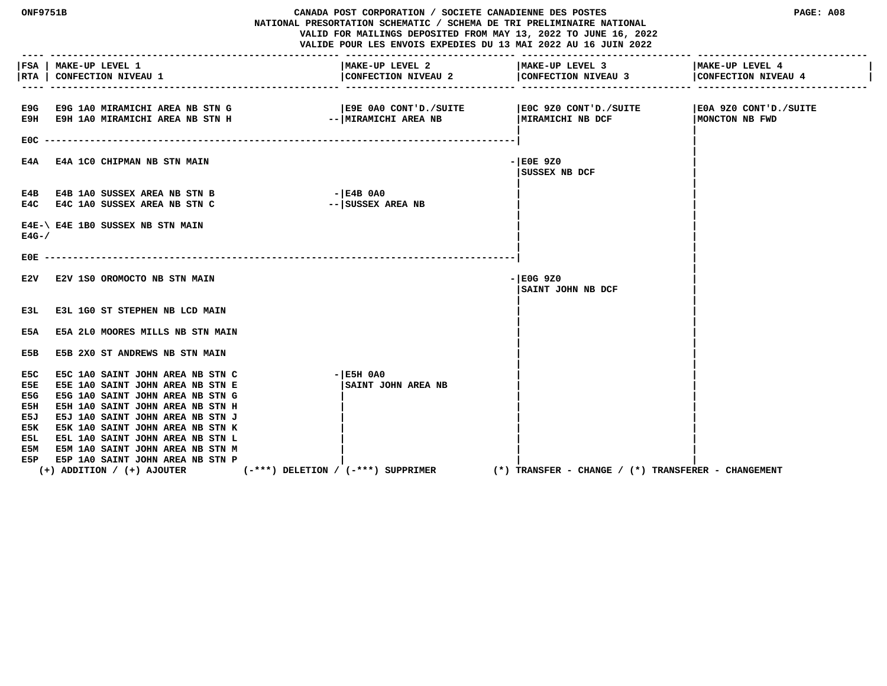CANADA POST CORPORATION / SOCIETE CANADIENNE DES POSTES
NATIONAL PRESORTATION SCHEMATIC / SCHEMA DE TRI PRELIMINAIRE NATIONAL
VALID FOR MAILINGS DEPOSITED FROM MAY 13, 2022 TO JUNE 16, 2022
VALIDE POUR LES ENVOIS EXPEDIES DU 13 MAI 2022 AU 16 JUIN 2022

| FSA / RTA | MAKE-UP LEVEL 1 / CONFECTION NIVEAU 1 | MAKE-UP LEVEL 2 / CONFECTION NIVEAU 2 | MAKE-UP LEVEL 3 / CONFECTION NIVEAU 3 | MAKE-UP LEVEL 4 / CONFECTION NIVEAU 4 |
|---|---|---|---|---|
| E9G | E9G 1A0 MIRAMICHI AREA NB STN G | E9E 0A0 CONT'D./SUITE MIRAMICHI AREA NB | E0C 9Z0 CONT'D./SUITE MIRAMICHI NB DCF | E0A 9Z0 CONT'D./SUITE MONCTON NB FWD |
| E9H | E9H 1A0 MIRAMICHI AREA NB STN H | | | |
| E0C | | | | |
| E4A | E4A 1C0 CHIPMAN NB STN MAIN | | E0E 9Z0 SUSSEX NB DCF | |
| E4B | E4B 1A0 SUSSEX AREA NB STN B | E4B 0A0 SUSSEX AREA NB | | |
| E4C | E4C 1A0 SUSSEX AREA NB STN C | | | |
| E4E-\ E4G-/ | E4E 1B0 SUSSEX NB STN MAIN | | | |
| E0E | | | | |
| E2V | E2V 1S0 OROMOCTO NB STN MAIN | | E0G 9Z0 SAINT JOHN NB DCF | |
| E3L | E3L 1G0 ST STEPHEN NB LCD MAIN | | | |
| E5A | E5A 2L0 MOORES MILLS NB STN MAIN | | | |
| E5B | E5B 2X0 ST ANDREWS NB STN MAIN | | | |
| E5C | E5C 1A0 SAINT JOHN AREA NB STN C | E5H 0A0 SAINT JOHN AREA NB | | |
| E5E | E5E 1A0 SAINT JOHN AREA NB STN E | | | |
| E5G | E5G 1A0 SAINT JOHN AREA NB STN G | | | |
| E5H | E5H 1A0 SAINT JOHN AREA NB STN H | | | |
| E5J | E5J 1A0 SAINT JOHN AREA NB STN J | | | |
| E5K | E5K 1A0 SAINT JOHN AREA NB STN K | | | |
| E5L | E5L 1A0 SAINT JOHN AREA NB STN L | | | |
| E5M | E5M 1A0 SAINT JOHN AREA NB STN M | | | |
| E5P | E5P 1A0 SAINT JOHN AREA NB STN P | | | |

(+) ADDITION / (+) AJOUTER (-***) DELETION / (-***) SUPPRIMER (*) TRANSFER - CHANGE / (*) TRANSFERER - CHANGEMENT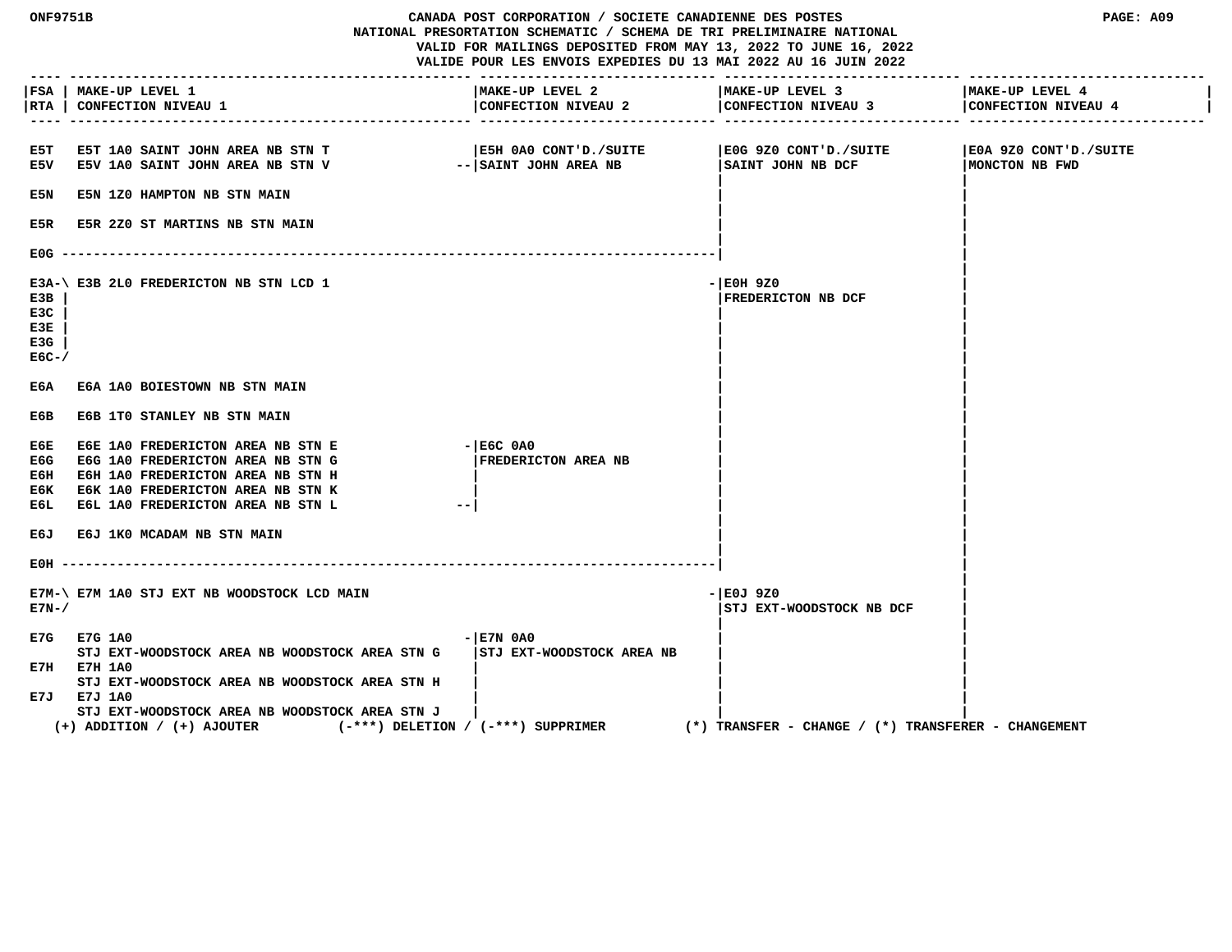**CANADA POST CORPORATION / SOCIETE CANADIENNE DES POSTES**
**NATIONAL PRESORTATION SCHEMATIC / SCHEMA DE TRI PRELIMINAIRE NATIONAL**
**VALID FOR MAILINGS DEPOSITED FROM MAY 13, 2022 TO JUNE 16, 2022**
**VALIDE POUR LES ENVOIS EXPEDIES DU 13 MAI 2022 AU 16 JUIN 2022**

| FSA / RTA | MAKE-UP LEVEL 1 / CONFECTION NIVEAU 1 | MAKE-UP LEVEL 2 / CONFECTION NIVEAU 2 | MAKE-UP LEVEL 3 / CONFECTION NIVEAU 3 | MAKE-UP LEVEL 4 / CONFECTION NIVEAU 4 |
|---|---|---|---|---|
| E5T | E5T 1A0 SAINT JOHN AREA NB STN T | E5H 0A0 CONT'D./SUITE SAINT JOHN AREA NB | E0G 9Z0 CONT'D./SUITE SAINT JOHN NB DCF | E0A 9Z0 CONT'D./SUITE MONCTON NB FWD |
| E5V | E5V 1A0 SAINT JOHN AREA NB STN V | | | |
| E5N | E5N 1Z0 HAMPTON NB STN MAIN | | | |
| E5R | E5R 2Z0 ST MARTINS NB STN MAIN | | | |
| E0G | | | | |
| E3A, E3B, E3C, E3E, E3G, E6C | E3B 2L0 FREDERICTON NB STN LCD 1 | | E0H 9Z0 FREDERICTON NB DCF | |
| E6A | E6A 1A0 BOIESTOWN NB STN MAIN | | | |
| E6B | E6B 1T0 STANLEY NB STN MAIN | | | |
| E6E | E6E 1A0 FREDERICTON AREA NB STN E | E6C 0A0 FREDERICTON AREA NB | | |
| E6G | E6G 1A0 FREDERICTON AREA NB STN G | | | |
| E6H | E6H 1A0 FREDERICTON AREA NB STN H | | | |
| E6K | E6K 1A0 FREDERICTON AREA NB STN K | | | |
| E6L | E6L 1A0 FREDERICTON AREA NB STN L | | | |
| E6J | E6J 1K0 MCADAM NB STN MAIN | | | |
| E0H | | | | |
| E7M, E7N | E7M 1A0 STJ EXT NB WOODSTOCK LCD MAIN | | E0J 9Z0 STJ EXT-WOODSTOCK NB DCF | |
| E7G | E7G 1A0 STJ EXT-WOODSTOCK AREA NB WOODSTOCK AREA STN G | E7N 0A0 STJ EXT-WOODSTOCK AREA NB | | |
| E7H | E7H 1A0 STJ EXT-WOODSTOCK AREA NB WOODSTOCK AREA STN H | | | |
| E7J | E7J 1A0 STJ EXT-WOODSTOCK AREA NB WOODSTOCK AREA STN J | | | |

(+) ADDITION / (+) AJOUTER (-***) DELETION / (-***) SUPPRIMER (*) TRANSFER - CHANGE / (*) TRANSFERER - CHANGEMENT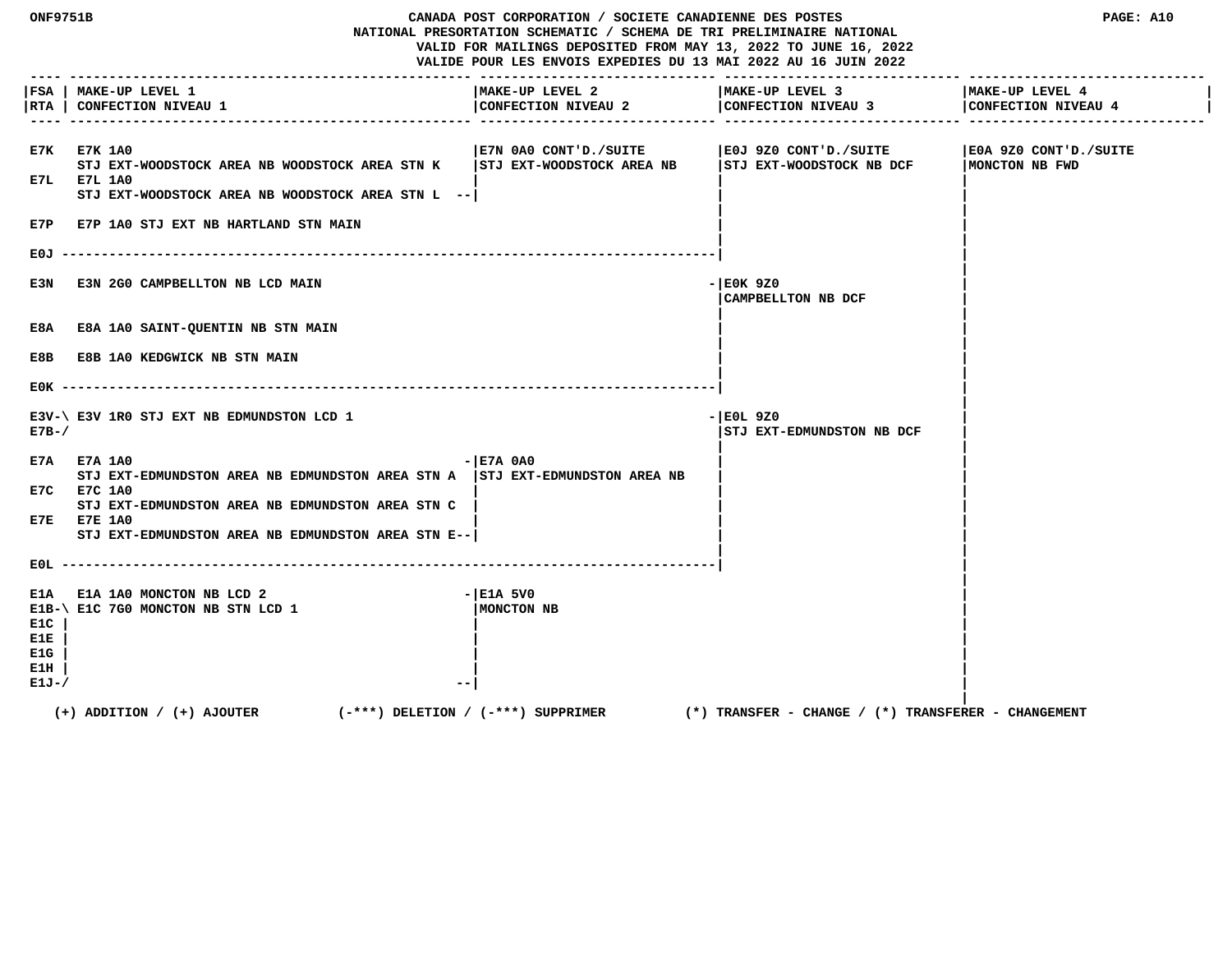CANADA POST CORPORATION / SOCIETE CANADIENNE DES POSTES

NATIONAL PRESORTATION SCHEMATIC / SCHEMA DE TRI PRELIMINAIRE NATIONAL

VALID FOR MAILINGS DEPOSITED FROM MAY 13, 2022 TO JUNE 16, 2022

VALIDE POUR LES ENVOIS EXPEDIES DU 13 MAI 2022 AU 16 JUIN 2022

| FSA / RTA | MAKE-UP LEVEL 1 / CONFECTION NIVEAU 1 | MAKE-UP LEVEL 2 / CONFECTION NIVEAU 2 | MAKE-UP LEVEL 3 / CONFECTION NIVEAU 3 | MAKE-UP LEVEL 4 / CONFECTION NIVEAU 4 |
|---|---|---|---|---|
| E7K | E7K 1A0 STJ EXT-WOODSTOCK AREA NB WOODSTOCK AREA STN K | E7N 0A0 CONT'D./SUITE STJ EXT-WOODSTOCK AREA NB | E0J 9Z0 CONT'D./SUITE STJ EXT-WOODSTOCK NB DCF | E0A 9Z0 CONT'D./SUITE MONCTON NB FWD |
| E7L | E7L 1A0 STJ EXT-WOODSTOCK AREA NB WOODSTOCK AREA STN L | | | |
| E7P | E7P 1A0 STJ EXT NB HARTLAND STN MAIN | | | |
| E0J | | | | |
| E3N | E3N 2G0 CAMPBELLTON NB LCD MAIN | | E0K 9Z0 CAMPBELLTON NB DCF | |
| E8A | E8A 1A0 SAINT-QUENTIN NB STN MAIN | | | |
| E8B | E8B 1A0 KEDGWICK NB STN MAIN | | | |
| E0K | | | | |
| E3V, E7B | E3V 1R0 STJ EXT NB EDMUNDSTON LCD 1 | | E0L 9Z0 STJ EXT-EDMUNDSTON NB DCF | |
| E7A | E7A 1A0 STJ EXT-EDMUNDSTON AREA NB EDMUNDSTON AREA STN A | E7A 0A0 STJ EXT-EDMUNDSTON AREA NB | | |
| E7C | E7C 1A0 STJ EXT-EDMUNDSTON AREA NB EDMUNDSTON AREA STN C | | | |
| E7E | E7E 1A0 STJ EXT-EDMUNDSTON AREA NB EDMUNDSTON AREA STN E | | | |
| E0L | | | | |
| E1A | E1A 1A0 MONCTON NB LCD 2 | E1A 5V0 MONCTON NB | | |
| E1B, E1C, E1E, E1G, E1H, E1J | E1C 7G0 MONCTON NB STN LCD 1 | | | |

(+) ADDITION / (+) AJOUTER (-***) DELETION / (-***) SUPPRIMER (*) TRANSFER - CHANGE / (*) TRANSFERER - CHANGEMENT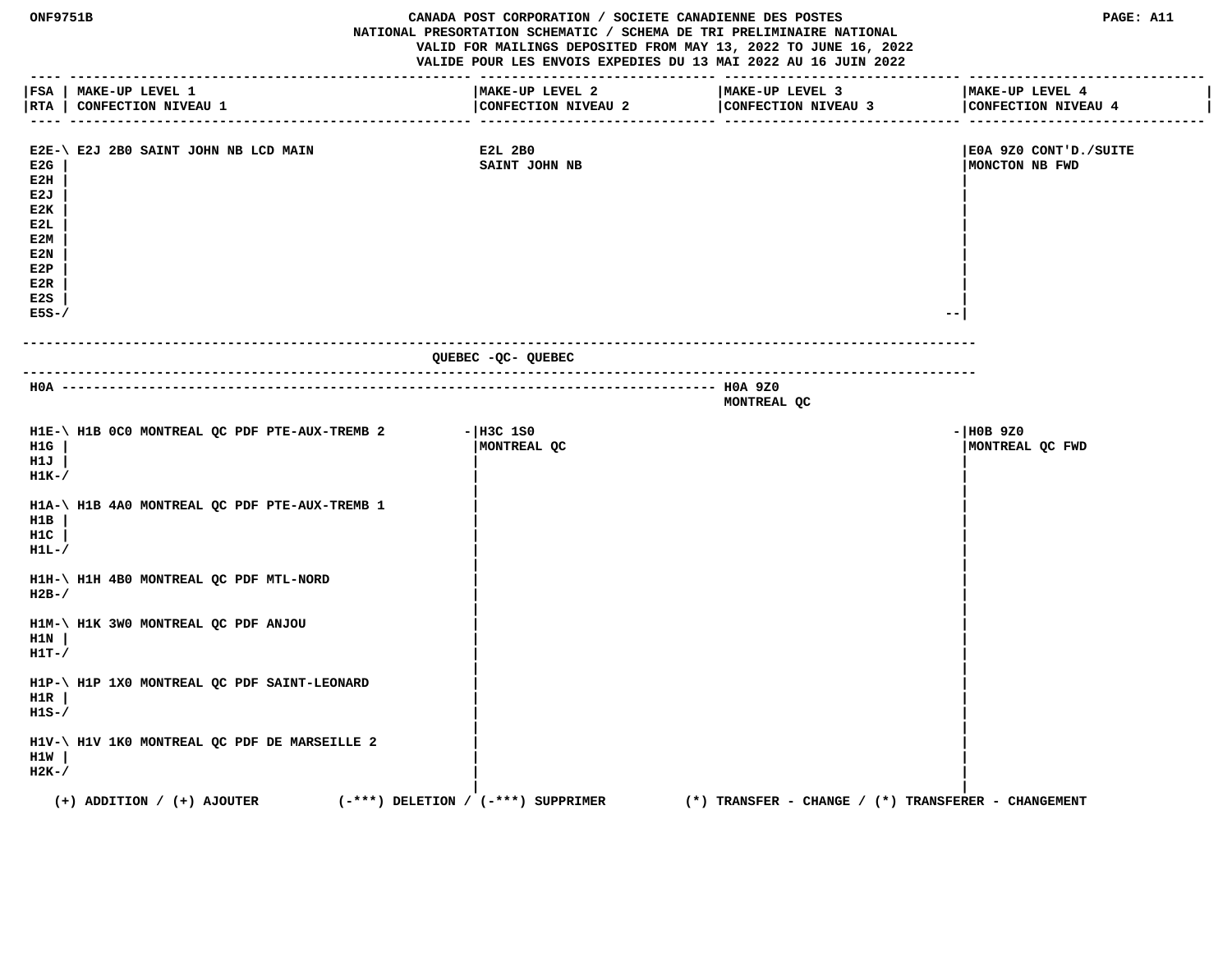| FSA / RTA | MAKE-UP LEVEL 1 / CONFECTION NIVEAU 1 | MAKE-UP LEVEL 2 / CONFECTION NIVEAU 2 | MAKE-UP LEVEL 3 / CONFECTION NIVEAU 3 | MAKE-UP LEVEL 4 / CONFECTION NIVEAU 4 |
|---|---|---|---|---|
| E2E, E2G, E2H, E2J, E2K, E2L, E2M, E2N, E2P, E2R, E2S, E5S | E2J 2B0 SAINT JOHN NB LCD MAIN | E2L 2B0 SAINT JOHN NB | | E0A 9Z0 CONT'D./SUITE MONCTON NB FWD |

## QUEBEC -QC- QUEBEC

| FSA / RTA | MAKE-UP LEVEL 1 / CONFECTION NIVEAU 1 | MAKE-UP LEVEL 2 / CONFECTION NIVEAU 2 | MAKE-UP LEVEL 3 / CONFECTION NIVEAU 3 | MAKE-UP LEVEL 4 / CONFECTION NIVEAU 4 |
|---|---|---|---|---|
| H0A | | | H0A 9Z0 MONTREAL QC | |
| H1E, H1G, H1J, H1K | H1B 0C0 MONTREAL QC PDF PTE-AUX-TREMB 2 | H3C 1S0 MONTREAL QC | | H0B 9Z0 MONTREAL QC FWD |
| H1A, H1B, H1C, H1L | H1B 4A0 MONTREAL QC PDF PTE-AUX-TREMB 1 | | | |
| H1H, H2B | H1H 4B0 MONTREAL QC PDF MTL-NORD | | | |
| H1M, H1N, H1T | H1K 3W0 MONTREAL QC PDF ANJOU | | | |
| H1P, H1R, H1S | H1P 1X0 MONTREAL QC PDF SAINT-LEONARD | | | |
| H1V, H1W, H2K | H1V 1K0 MONTREAL QC PDF DE MARSEILLE 2 | | | |

(+) ADDITION / (+) AJOUTER (-***) DELETION / (-***) SUPPRIMER (*) TRANSFER - CHANGE / (*) TRANSFERER - CHANGEMENT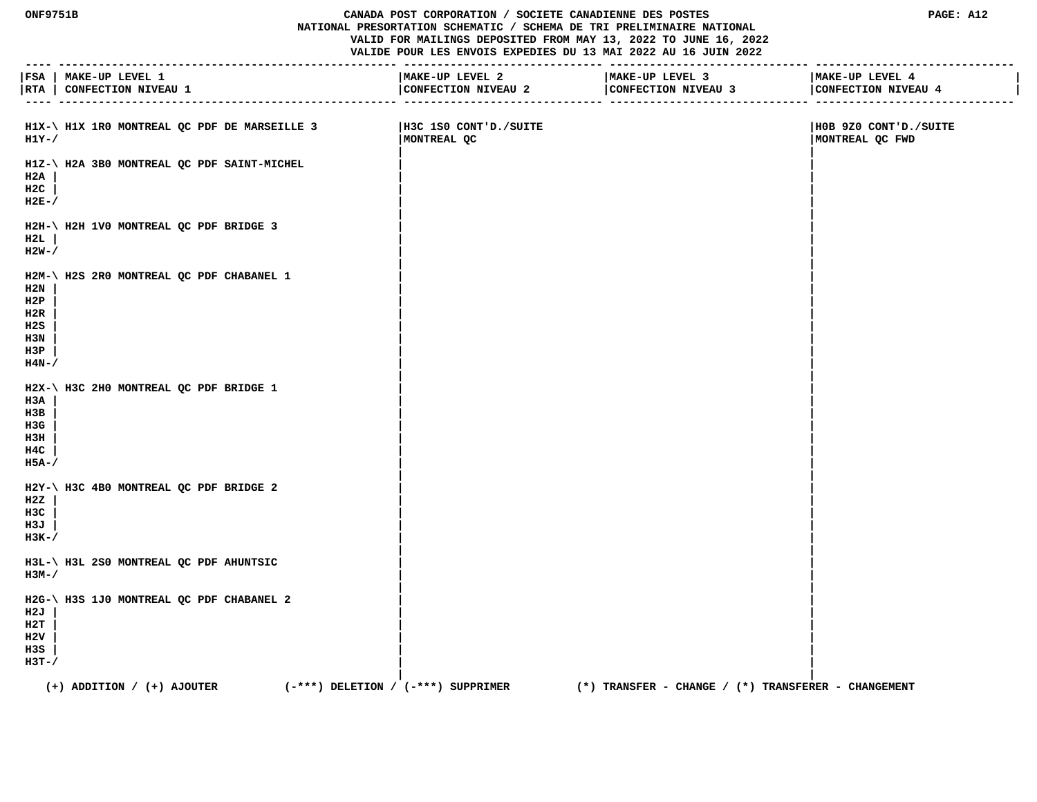CANADA POST CORPORATION / SOCIETE CANADIENNE DES POSTES
NATIONAL PRESORTATION SCHEMATIC / SCHEMA DE TRI PRELIMINAIRE NATIONAL
VALID FOR MAILINGS DEPOSITED FROM MAY 13, 2022 TO JUNE 16, 2022
VALIDE POUR LES ENVOIS EXPEDIES DU 13 MAI 2022 AU 16 JUIN 2022

| FSA / RTA | MAKE-UP LEVEL 1 / CONFECTION NIVEAU 1 | MAKE-UP LEVEL 2 / CONFECTION NIVEAU 2 | MAKE-UP LEVEL 3 / CONFECTION NIVEAU 3 | MAKE-UP LEVEL 4 / CONFECTION NIVEAU 4 |
|---|---|---|---|---|
| H1X-\ H1Y-/ | H1X 1R0 MONTREAL QC PDF DE MARSEILLE 3 | H3C 1S0 CONT'D./SUITE MONTREAL QC | | H0B 9Z0 CONT'D./SUITE MONTREAL QC FWD |
| H1Z-\ H2A \| H2C \| H2E-/ | H2A 3B0 MONTREAL QC PDF SAINT-MICHEL | | | |
| H2H-\ H2L \| H2W-/ | H2H 1V0 MONTREAL QC PDF BRIDGE 3 | | | |
| H2M-\ H2N \| H2P \| H2R \| H2S \| H3N \| H3P \| H4N-/ | H2S 2R0 MONTREAL QC PDF CHABANEL 1 | | | |
| H2X-\ H3A \| H3B \| H3G \| H3H \| H4C \| H5A-/ | H3C 2H0 MONTREAL QC PDF BRIDGE 1 | | | |
| H2Y-\ H2Z \| H3C \| H3J \| H3K-/ | H3C 4B0 MONTREAL QC PDF BRIDGE 2 | | | |
| H3L-\ H3M-/ | H3L 2S0 MONTREAL QC PDF AHUNTSIC | | | |
| H2G-\ H2J \| H2T \| H2V \| H3S \| H3T-/ | H3S 1J0 MONTREAL QC PDF CHABANEL 2 | | | |

(+) ADDITION / (+) AJOUTER (-***) DELETION / (-***) SUPPRIMER (*) TRANSFER - CHANGE / (*) TRANSFERER - CHANGEMENT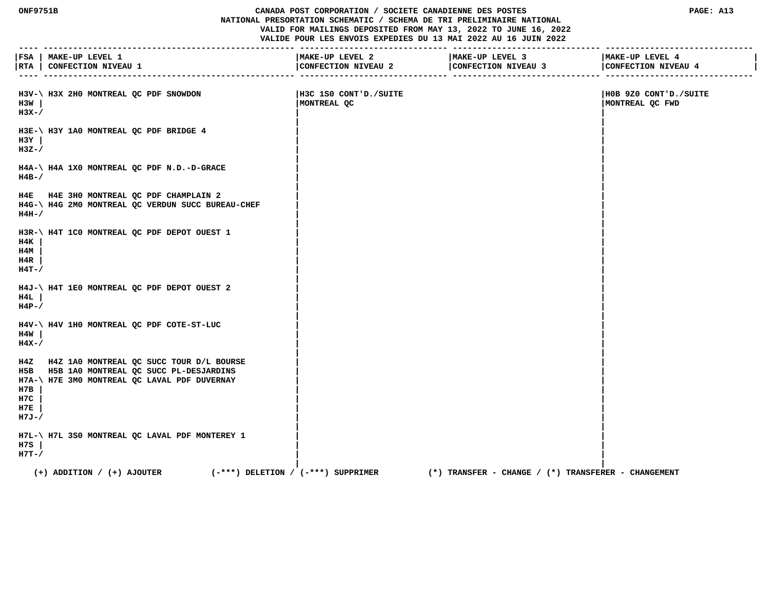CANADA POST CORPORATION / SOCIETE CANADIENNE DES POSTES
NATIONAL PRESORTATION SCHEMATIC / SCHEMA DE TRI PRELIMINAIRE NATIONAL
VALID FOR MAILINGS DEPOSITED FROM MAY 13, 2022 TO JUNE 16, 2022
VALIDE POUR LES ENVOIS EXPEDIES DU 13 MAI 2022 AU 16 JUIN 2022

| FSA / RTA | MAKE-UP LEVEL 1 / CONFECTION NIVEAU 1 | MAKE-UP LEVEL 2 / CONFECTION NIVEAU 2 | MAKE-UP LEVEL 3 / CONFECTION NIVEAU 3 | MAKE-UP LEVEL 4 / CONFECTION NIVEAU 4 |
|---|---|---|---|---|
| H3V-\ H3W \| H3X-/ | H3X 2H0 MONTREAL QC PDF SNOWDON | H3C 1S0 CONT'D./SUITE MONTREAL QC | | H0B 9Z0 CONT'D./SUITE MONTREAL QC FWD |
| H3E-\ H3Y \| H3Z-/ | H3Y 1A0 MONTREAL QC PDF BRIDGE 4 | | | |
| H4A-\ H4B-/ | H4A 1X0 MONTREAL QC PDF N.D.-D-GRACE | | | |
| H4E | H4E 3H0 MONTREAL QC PDF CHAMPLAIN 2 | | | |
| H4G-\ H4H-/ | H4G 2M0 MONTREAL QC VERDUN SUCC BUREAU-CHEF | | | |
| H3R-\ H4K \| H4M \| H4R \| H4T-/ | H4T 1C0 MONTREAL QC PDF DEPOT OUEST 1 | | | |
| H4J-\ H4L \| H4P-/ | H4T 1E0 MONTREAL QC PDF DEPOT OUEST 2 | | | |
| H4V-\ H4W \| H4X-/ | H4V 1H0 MONTREAL QC PDF COTE-ST-LUC | | | |
| H4Z | H4Z 1A0 MONTREAL QC SUCC TOUR D/L BOURSE | | | |
| H5B | H5B 1A0 MONTREAL QC SUCC PL-DESJARDINS | | | |
| H7A-\ H7B \| H7C \| H7E \| H7J-/ | H7E 3M0 MONTREAL QC LAVAL PDF DUVERNAY | | | |
| H7L-\ H7S \| H7T-/ | H7L 3S0 MONTREAL QC LAVAL PDF MONTEREY 1 | | | |

(+) ADDITION / (+) AJOUTER (-***) DELETION / (-***) SUPPRIMER (*) TRANSFER - CHANGE / (*) TRANSFERER - CHANGEMENT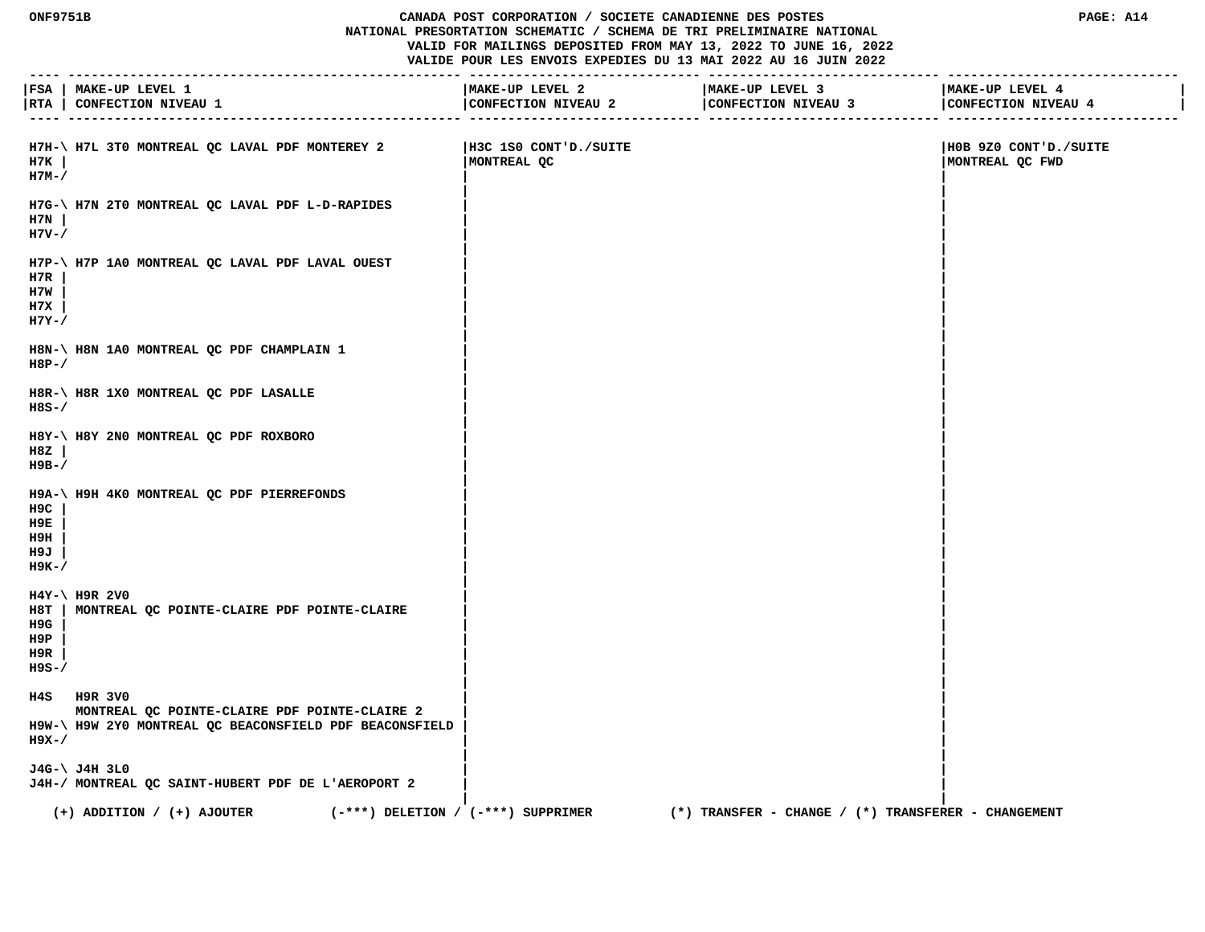CANADA POST CORPORATION / SOCIETE CANADIENNE DES POSTES
NATIONAL PRESORTATION SCHEMATIC / SCHEMA DE TRI PRELIMINAIRE NATIONAL
VALID FOR MAILINGS DEPOSITED FROM MAY 13, 2022 TO JUNE 16, 2022
VALIDE POUR LES ENVOIS EXPEDIES DU 13 MAI 2022 AU 16 JUIN 2022

| FSA RTA | MAKE-UP LEVEL 1 CONFECTION NIVEAU 1 | MAKE-UP LEVEL 2 CONFECTION NIVEAU 2 | MAKE-UP LEVEL 3 CONFECTION NIVEAU 3 | MAKE-UP LEVEL 4 CONFECTION NIVEAU 4 |
|---|---|---|---|---|
| H7H- H7K H7M | H7L 3T0 MONTREAL QC LAVAL PDF MONTEREY 2 | H3C 1S0 CONT'D./SUITE MONTREAL QC | | H0B 9Z0 CONT'D./SUITE MONTREAL QC FWD |
| H7G- H7N H7V | H7N 2T0 MONTREAL QC LAVAL PDF L-D-RAPIDES | | | |
| H7P- H7R H7W H7X H7Y | H7P 1A0 MONTREAL QC LAVAL PDF LAVAL OUEST | | | |
| H8N- H8P | H8N 1A0 MONTREAL QC PDF CHAMPLAIN 1 | | | |
| H8R- H8S | H8R 1X0 MONTREAL QC PDF LASALLE | | | |
| H8Y- H8Z H9B | H8Y 2N0 MONTREAL QC PDF ROXBORO | | | |
| H9A- H9C H9E H9H H9J H9K | H9H 4K0 MONTREAL QC PDF PIERREFONDS | | | |
| H4Y- H8T H9G H9P H9R H9S | H9R 2V0 MONTREAL QC POINTE-CLAIRE PDF POINTE-CLAIRE | | | |
| H4S | H9R 3V0 MONTREAL QC POINTE-CLAIRE PDF POINTE-CLAIRE 2 | | | |
| H9W- H9X | H9W 2Y0 MONTREAL QC BEACONSFIELD PDF BEACONSFIELD | | | |
| J4G- J4H | J4H 3L0 MONTREAL QC SAINT-HUBERT PDF DE L'AEROPORT 2 | | | |

(+) ADDITION / (+) AJOUTER (-***) DELETION / (-***) SUPPRIMER (*) TRANSFER - CHANGE / (*) TRANSFERER - CHANGEMENT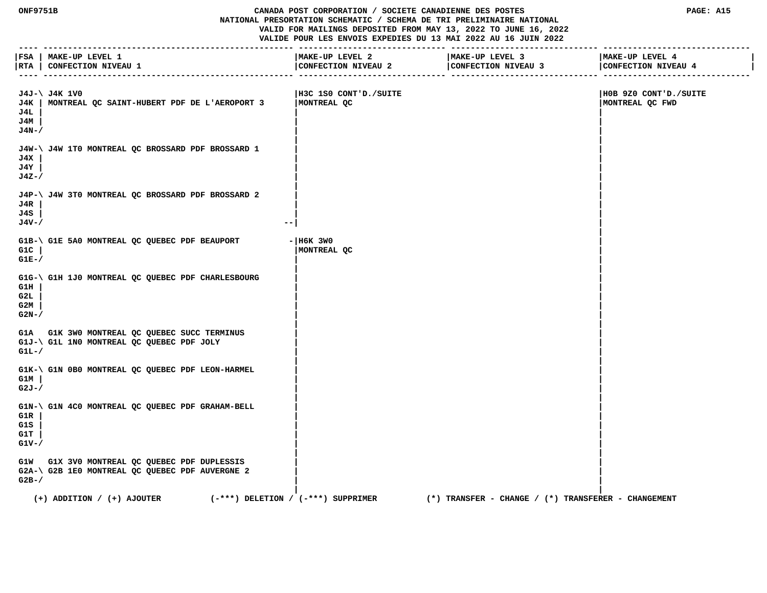CANADA POST CORPORATION / SOCIETE CANADIENNE DES POSTES
NATIONAL PRESORTATION SCHEMATIC / SCHEMA DE TRI PRELIMINAIRE NATIONAL
VALID FOR MAILINGS DEPOSITED FROM MAY 13, 2022 TO JUNE 16, 2022
VALIDE POUR LES ENVOIS EXPEDIES DU 13 MAI 2022 AU 16 JUIN 2022

| FSA RTA | MAKE-UP LEVEL 1 CONFECTION NIVEAU 1 | MAKE-UP LEVEL 2 CONFECTION NIVEAU 2 | MAKE-UP LEVEL 3 CONFECTION NIVEAU 3 | MAKE-UP LEVEL 4 CONFECTION NIVEAU 4 |
|---|---|---|---|---|
| J4J-\ J4K J4L J4M J4N-/ | J4K 1V0 MONTREAL QC SAINT-HUBERT PDF DE L'AEROPORT 3 | H3C 1S0 CONT'D./SUITE MONTREAL QC | | H0B 9Z0 CONT'D./SUITE MONTREAL QC FWD |
| J4W-\ J4X J4Y J4Z-/ | J4W 1T0 MONTREAL QC BROSSARD PDF BROSSARD 1 | | | |
| J4P-\ J4R J4S J4V-/ | J4W 3T0 MONTREAL QC BROSSARD PDF BROSSARD 2 | | | |
| G1B-\ G1C G1E-/ | G1E 5A0 MONTREAL QC QUEBEC PDF BEAUPORT | H6K 3W0 MONTREAL QC | | |
| G1G-\ G1H G2L G2M G2N-/ | G1H 1J0 MONTREAL QC QUEBEC PDF CHARLESBOURG | | | |
| G1A | G1K 3W0 MONTREAL QC QUEBEC SUCC TERMINUS | | | |
| G1J-\ G1L-/ | G1L 1N0 MONTREAL QC QUEBEC PDF JOLY | | | |
| G1K-\ G1M G2J-/ | G1N 0B0 MONTREAL QC QUEBEC PDF LEON-HARMEL | | | |
| G1N-\ G1R G1S G1T G1V-/ | G1N 4C0 MONTREAL QC QUEBEC PDF GRAHAM-BELL | | | |
| G1W | G1X 3V0 MONTREAL QC QUEBEC PDF DUPLESSIS | | | |
| G2A-\ G2B-/ | G2B 1E0 MONTREAL QC QUEBEC PDF AUVERGNE 2 | | | |

(+) ADDITION / (+) AJOUTER (-***) DELETION / (-***) SUPPRIMER (*) TRANSFER - CHANGE / (*) TRANSFERER - CHANGEMENT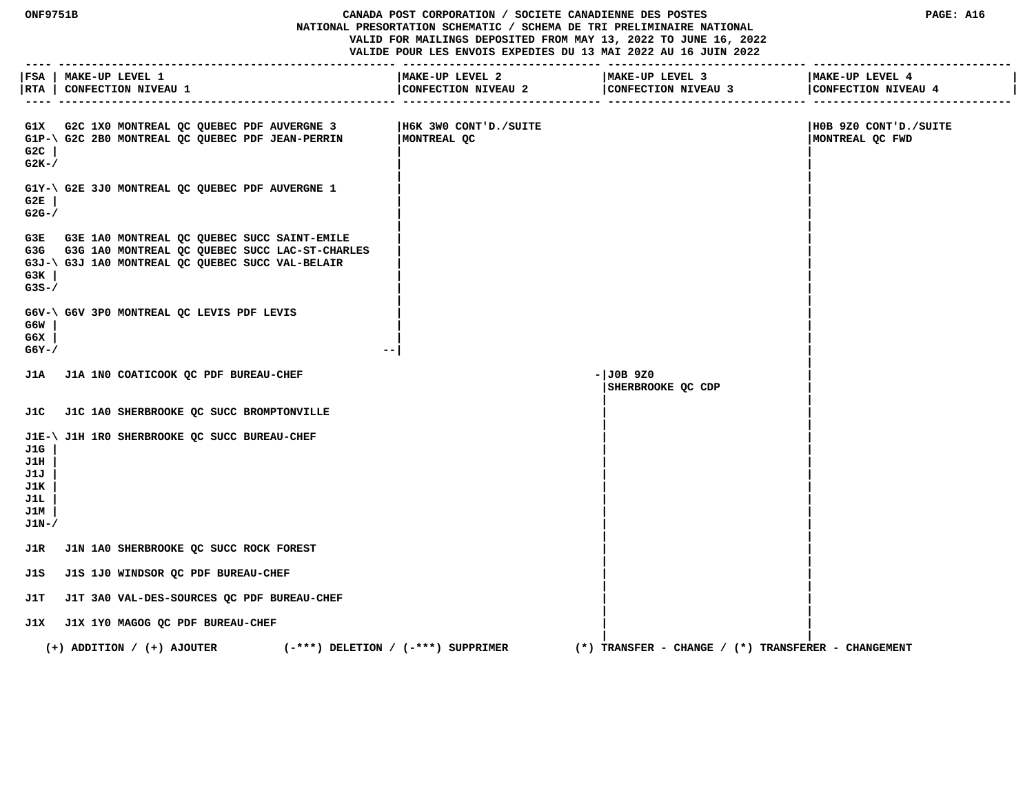ONF9751B

# CANADA POST CORPORATION / SOCIETE CANADIENNE DES POSTES
## NATIONAL PRESORTATION SCHEMATIC / SCHEMA DE TRI PRELIMINAIRE NATIONAL

VALID FOR MAILINGS DEPOSITED FROM MAY 13, 2022 TO JUNE 16, 2022
VALIDE POUR LES ENVOIS EXPEDIES DU 13 MAI 2022 AU 16 JUIN 2022

| FSA / RTA | MAKE-UP LEVEL 1 / CONFECTION NIVEAU 1 | MAKE-UP LEVEL 2 / CONFECTION NIVEAU 2 | MAKE-UP LEVEL 3 / CONFECTION NIVEAU 3 | MAKE-UP LEVEL 4 / CONFECTION NIVEAU 4 |
|---|---|---|---|---|
| G1X | G2C 1X0 MONTREAL QC QUEBEC PDF AUVERGNE 3 | H6K 3W0 CONT'D./SUITE MONTREAL QC | | H0B 9Z0 CONT'D./SUITE MONTREAL QC FWD |
| G1P-\ G2C \| G2K-/ | G2C 2B0 MONTREAL QC QUEBEC PDF JEAN-PERRIN | | | |
| G1Y-\ G2E \| G2G-/ | G2E 3J0 MONTREAL QC QUEBEC PDF AUVERGNE 1 | | | |
| G3E | G3E 1A0 MONTREAL QC QUEBEC SUCC SAINT-EMILE | | | |
| G3G | G3G 1A0 MONTREAL QC QUEBEC SUCC LAC-ST-CHARLES | | | |
| G3J-\ G3K \| G3S-/ | G3J 1A0 MONTREAL QC QUEBEC SUCC VAL-BELAIR | | | |
| G6V-\ G6W \| G6X \| G6Y-/ | G6V 3P0 MONTREAL QC LEVIS PDF LEVIS | | | |
| J1A | J1A 1N0 COATICOOK QC PDF BUREAU-CHEF | | J0B 9Z0 SHERBROOKE QC CDP | |
| J1C | J1C 1A0 SHERBROOKE QC SUCC BROMPTONVILLE | | | |
| J1E-\ J1G \| J1H \| J1J \| J1K \| J1L \| J1M \| J1N-/ | J1H 1R0 SHERBROOKE QC SUCC BUREAU-CHEF | | | |
| J1R | J1N 1A0 SHERBROOKE QC SUCC ROCK FOREST | | | |
| J1S | J1S 1J0 WINDSOR QC PDF BUREAU-CHEF | | | |
| J1T | J1T 3A0 VAL-DES-SOURCES QC PDF BUREAU-CHEF | | | |
| J1X | J1X 1Y0 MAGOG QC PDF BUREAU-CHEF | | | |

(+) ADDITION / (+) AJOUTER (-***) DELETION / (-***) SUPPRIMER (*) TRANSFER - CHANGE / (*) TRANSFERER - CHANGEMENT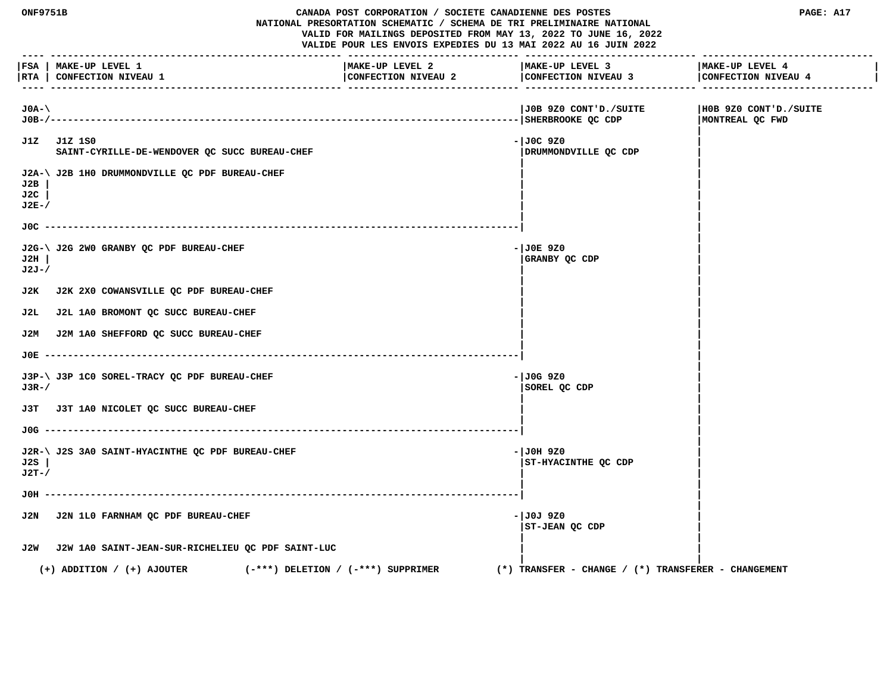CANADA POST CORPORATION / SOCIETE CANADIENNE DES POSTES
NATIONAL PRESORTATION SCHEMATIC / SCHEMA DE TRI PRELIMINAIRE NATIONAL
VALID FOR MAILINGS DEPOSITED FROM MAY 13, 2022 TO JUNE 16, 2022
VALIDE POUR LES ENVOIS EXPEDIES DU 13 MAI 2022 AU 16 JUIN 2022

| FSA / RTA | MAKE-UP LEVEL 1 / CONFECTION NIVEAU 1 | MAKE-UP LEVEL 2 / CONFECTION NIVEAU 2 | MAKE-UP LEVEL 3 / CONFECTION NIVEAU 3 | MAKE-UP LEVEL 4 / CONFECTION NIVEAU 4 |
|---|---|---|---|---|
| J0A, J0B | | | J0B 9Z0 CONT'D./SUITE SHERBROOKE QC CDP | H0B 9Z0 CONT'D./SUITE MONTREAL QC FWD |
| J1Z | J1Z 1S0 SAINT-CYRILLE-DE-WENDOVER QC SUCC BUREAU-CHEF | | J0C 9Z0 DRUMMONDVILLE QC CDP | |
| J2A, J2B, J2C, J2E | J2B 1H0 DRUMMONDVILLE QC PDF BUREAU-CHEF | | | |
| J0C | | | | |
| J2G, J2H, J2J | J2G 2W0 GRANBY QC PDF BUREAU-CHEF | | J0E 9Z0 GRANBY QC CDP | |
| J2K | J2K 2X0 COWANSVILLE QC PDF BUREAU-CHEF | | | |
| J2L | J2L 1A0 BROMONT QC SUCC BUREAU-CHEF | | | |
| J2M | J2M 1A0 SHEFFORD QC SUCC BUREAU-CHEF | | | |
| J0E | | | | |
| J3P, J3R | J3P 1C0 SOREL-TRACY QC PDF BUREAU-CHEF | | J0G 9Z0 SOREL QC CDP | |
| J3T | J3T 1A0 NICOLET QC SUCC BUREAU-CHEF | | | |
| J0G | | | | |
| J2R, J2S, J2T | J2S 3A0 SAINT-HYACINTHE QC PDF BUREAU-CHEF | | J0H 9Z0 ST-HYACINTHE QC CDP | |
| J0H | | | | |
| J2N | J2N 1L0 FARNHAM QC PDF BUREAU-CHEF | | J0J 9Z0 ST-JEAN QC CDP | |
| J2W | J2W 1A0 SAINT-JEAN-SUR-RICHELIEU QC PDF SAINT-LUC | | | |

(+) ADDITION / (+) AJOUTER (-***) DELETION / (-***) SUPPRIMER (*) TRANSFER - CHANGE / (*) TRANSFERER - CHANGEMENT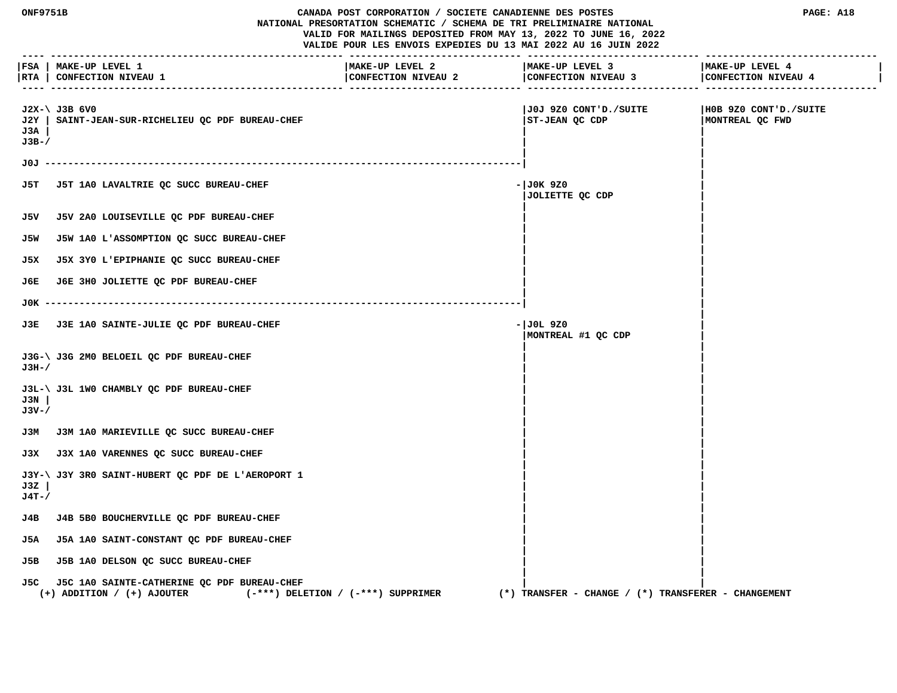# CANADA POST CORPORATION / SOCIETE CANADIENNE DES POSTES
## NATIONAL PRESORTATION SCHEMATIC / SCHEMA DE TRI PRELIMINAIRE NATIONAL

VALID FOR MAILINGS DEPOSITED FROM MAY 13, 2022 TO JUNE 16, 2022
VALIDE POUR LES ENVOIS EXPEDIES DU 13 MAI 2022 AU 16 JUIN 2022

| FSA / RTA | MAKE-UP LEVEL 1 / CONFECTION NIVEAU 1 | MAKE-UP LEVEL 2 / CONFECTION NIVEAU 2 | MAKE-UP LEVEL 3 / CONFECTION NIVEAU 3 | MAKE-UP LEVEL 4 / CONFECTION NIVEAU 4 |
|---|---|---|---|---|
| J2X, J2Y, J3A, J3B | J3B 6V0 SAINT-JEAN-SUR-RICHELIEU QC PDF BUREAU-CHEF | | J0J 9Z0 CONT'D./SUITE ST-JEAN QC CDP | H0B 9Z0 CONT'D./SUITE MONTREAL QC FWD |
| J0J | | | | |
| J5T | J5T 1A0 LAVALTRIE QC SUCC BUREAU-CHEF | | J0K 9Z0 JOLIETTE QC CDP | |
| J5V | J5V 2A0 LOUISEVILLE QC PDF BUREAU-CHEF | | | |
| J5W | J5W 1A0 L'ASSOMPTION QC SUCC BUREAU-CHEF | | | |
| J5X | J5X 3Y0 L'EPIPHANIE QC SUCC BUREAU-CHEF | | | |
| J6E | J6E 3H0 JOLIETTE QC PDF BUREAU-CHEF | | | |
| J0K | | | | |
| J3E | J3E 1A0 SAINTE-JULIE QC PDF BUREAU-CHEF | | J0L 9Z0 MONTREAL #1 QC CDP | |
| J3G, J3H | J3G 2M0 BELOEIL QC PDF BUREAU-CHEF | | | |
| J3L, J3N, J3V | J3L 1W0 CHAMBLY QC PDF BUREAU-CHEF | | | |
| J3M | J3M 1A0 MARIEVILLE QC SUCC BUREAU-CHEF | | | |
| J3X | J3X 1A0 VARENNES QC SUCC BUREAU-CHEF | | | |
| J3Y, J3Z, J4T | J3Y 3R0 SAINT-HUBERT QC PDF DE L'AEROPORT 1 | | | |
| J4B | J4B 5B0 BOUCHERVILLE QC PDF BUREAU-CHEF | | | |
| J5A | J5A 1A0 SAINT-CONSTANT QC PDF BUREAU-CHEF | | | |
| J5B | J5B 1A0 DELSON QC SUCC BUREAU-CHEF | | | |
| J5C | J5C 1A0 SAINTE-CATHERINE QC PDF BUREAU-CHEF | | | |

(+) ADDITION / (+) AJOUTER (-***) DELETION / (-***) SUPPRIMER (*) TRANSFER - CHANGE / (*) TRANSFERER - CHANGEMENT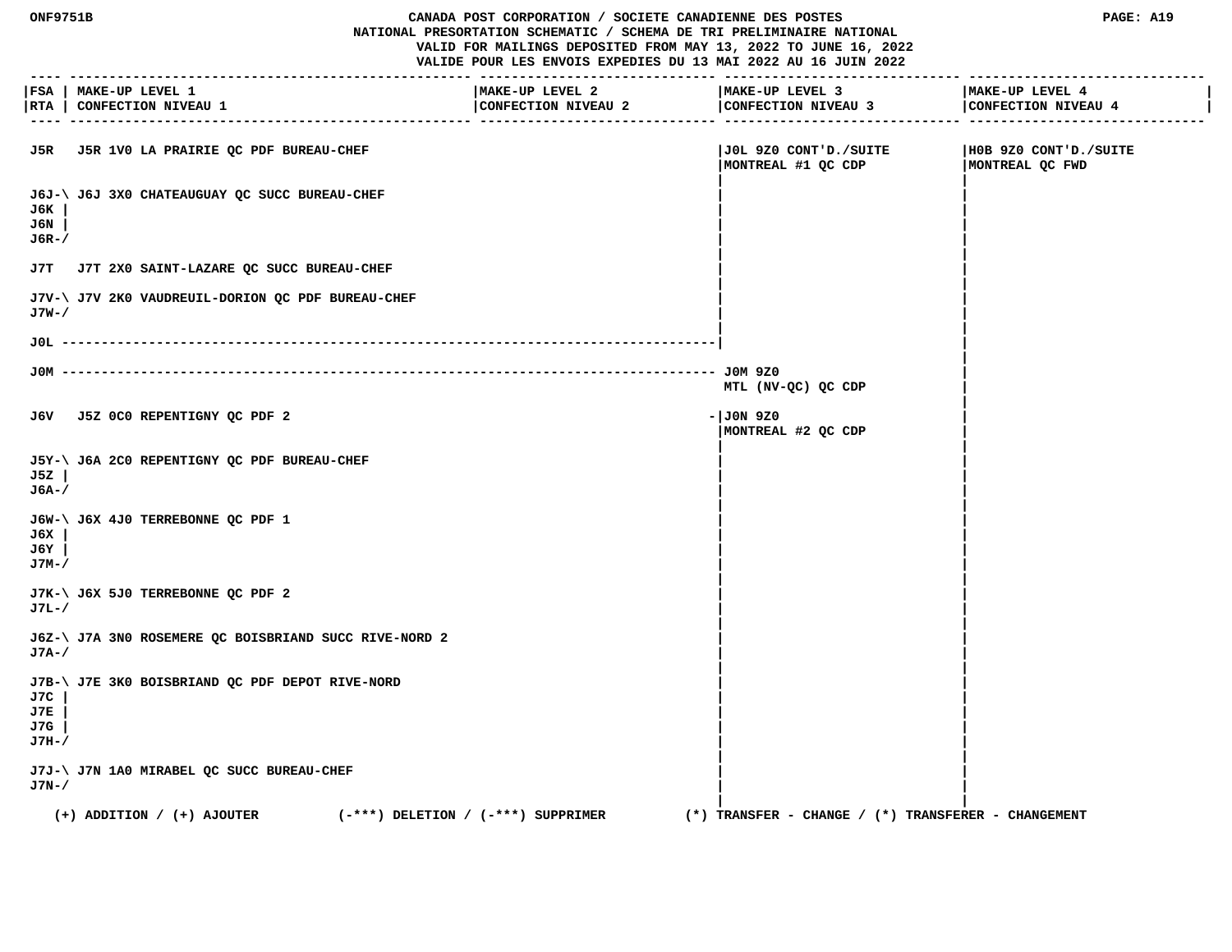| FSA / RTA | MAKE-UP LEVEL 1 / CONFECTION NIVEAU 1 | MAKE-UP LEVEL 2 / CONFECTION NIVEAU 2 | MAKE-UP LEVEL 3 / CONFECTION NIVEAU 3 | MAKE-UP LEVEL 4 / CONFECTION NIVEAU 4 |
|---|---|---|---|---|
| J5R | J5R 1V0 LA PRAIRIE QC PDF BUREAU-CHEF | | J0L 9Z0 CONT'D./SUITE MONTREAL #1 QC CDP | H0B 9Z0 CONT'D./SUITE MONTREAL QC FWD |
| J6J, J6K, J6N, J6R | J6J 3X0 CHATEAUGUAY QC SUCC BUREAU-CHEF | | | |
| J7T | J7T 2X0 SAINT-LAZARE QC SUCC BUREAU-CHEF | | | |
| J7V, J7W | J7V 2K0 VAUDREUIL-DORION QC PDF BUREAU-CHEF | | | |
| J0L | | | | |
| J0M | | | J0M 9Z0 MTL (NV-QC) QC CDP | |
| J6V | J5Z 0C0 REPENTIGNY QC PDF 2 | | J0N 9Z0 MONTREAL #2 QC CDP | |
| J5Y, J5Z, J6A | J6A 2C0 REPENTIGNY QC PDF BUREAU-CHEF | | | |
| J6W, J6X, J6Y, J7M | J6X 4J0 TERREBONNE QC PDF 1 | | | |
| J7K, J7L | J6X 5J0 TERREBONNE QC PDF 2 | | | |
| J6Z, J7A | J7A 3N0 ROSEMERE QC BOISBRIAND SUCC RIVE-NORD 2 | | | |
| J7B, J7C, J7E, J7G, J7H | J7E 3K0 BOISBRIAND QC PDF DEPOT RIVE-NORD | | | |
| J7J, J7N | J7N 1A0 MIRABEL QC SUCC BUREAU-CHEF | | | |

(+) ADDITION / (+) AJOUTER (-***) DELETION / (-***) SUPPRIMER (*) TRANSFER - CHANGE / (*) TRANSFERER - CHANGEMENT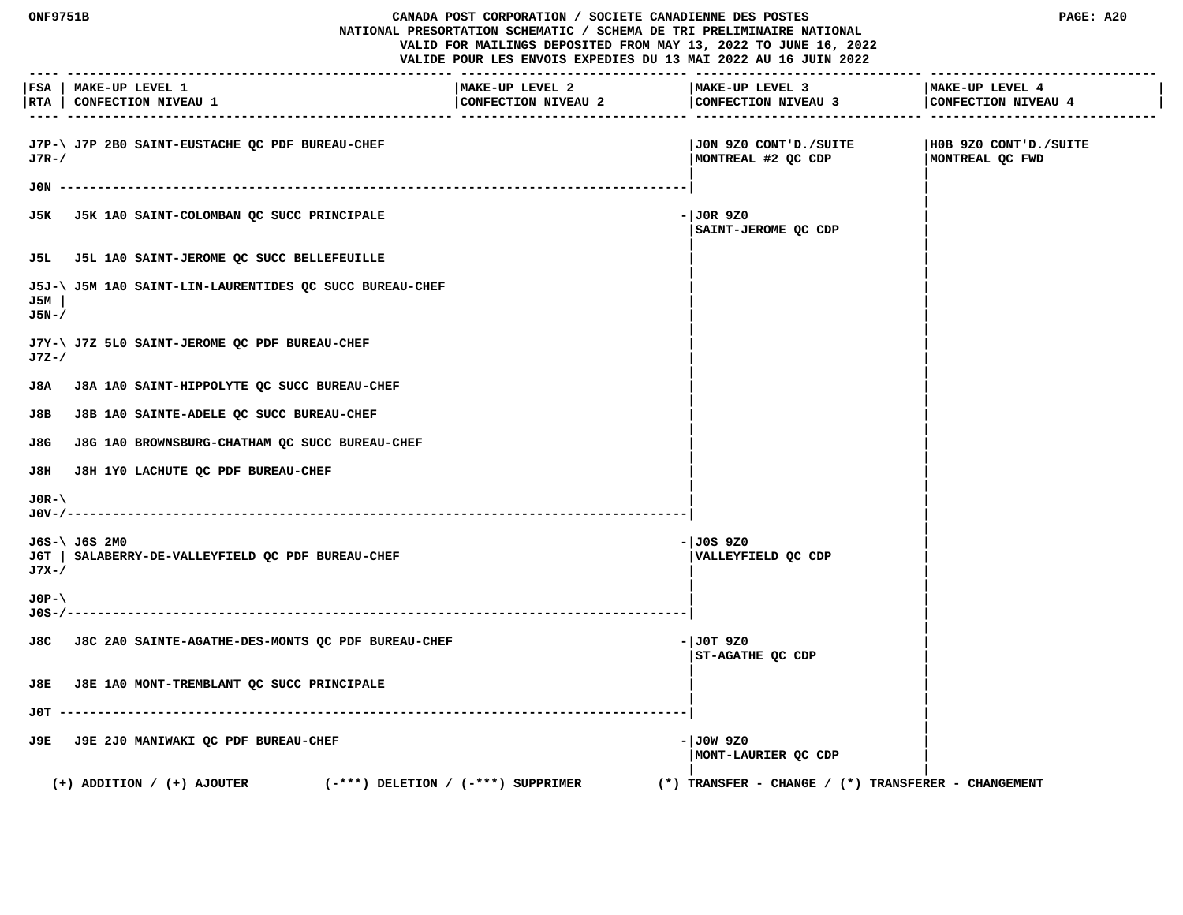NATIONAL PRESORTATION SCHEMATIC / SCHEMA DE TRI PRELIMINAIRE NATIONAL

VALID FOR MAILINGS DEPOSITED FROM MAY 13, 2022 TO JUNE 16, 2022

VALIDE POUR LES ENVOIS EXPEDIES DU 13 MAI 2022 AU 16 JUIN 2022

| FSA / RTA | MAKE-UP LEVEL 1 / CONFECTION NIVEAU 1 | MAKE-UP LEVEL 2 / CONFECTION NIVEAU 2 | MAKE-UP LEVEL 3 / CONFECTION NIVEAU 3 | MAKE-UP LEVEL 4 / CONFECTION NIVEAU 4 |
|---|---|---|---|---|
| J7P-J7R | J7P 2B0 SAINT-EUSTACHE QC PDF BUREAU-CHEF | | J0N 9Z0 CONT'D./SUITE MONTREAL #2 QC CDP | H0B 9Z0 CONT'D./SUITE MONTREAL QC FWD |
| J0N | | | | |
| J5K | J5K 1A0 SAINT-COLOMBAN QC SUCC PRINCIPALE | | J0R 9Z0 SAINT-JEROME QC CDP | |
| J5L | J5L 1A0 SAINT-JEROME QC SUCC BELLEFEUILLE | | | |
| J5J-J5M-J5N | J5M 1A0 SAINT-LIN-LAURENTIDES QC SUCC BUREAU-CHEF | | | |
| J7Y-J7Z | J7Z 5L0 SAINT-JEROME QC PDF BUREAU-CHEF | | | |
| J8A | J8A 1A0 SAINT-HIPPOLYTE QC SUCC BUREAU-CHEF | | | |
| J8B | J8B 1A0 SAINTE-ADELE QC SUCC BUREAU-CHEF | | | |
| J8G | J8G 1A0 BROWNSBURG-CHATHAM QC SUCC BUREAU-CHEF | | | |
| J8H | J8H 1Y0 LACHUTE QC PDF BUREAU-CHEF | | | |
| J0R-J0V | | | | |
| J6S-J6T-J7X | J6S 2M0 SALABERRY-DE-VALLEYFIELD QC PDF BUREAU-CHEF | | J0S 9Z0 VALLEYFIELD QC CDP | |
| J0P-J0S | | | | |
| J8C | J8C 2A0 SAINTE-AGATHE-DES-MONTS QC PDF BUREAU-CHEF | | J0T 9Z0 ST-AGATHE QC CDP | |
| J8E | J8E 1A0 MONT-TREMBLANT QC SUCC PRINCIPALE | | | |
| J0T | | | | |
| J9E | J9E 2J0 MANIWAKI QC PDF BUREAU-CHEF | | J0W 9Z0 MONT-LAURIER QC CDP | |

(+) ADDITION / (+) AJOUTER (-***) DELETION / (-***) SUPPRIMER (*) TRANSFER - CHANGE / (*) TRANSFERER - CHANGEMENT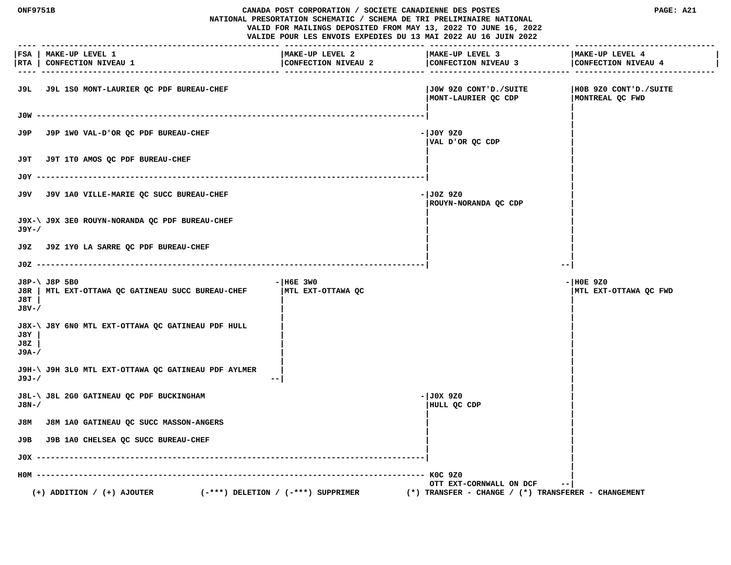CANADA POST CORPORATION / SOCIETE CANADIENNE DES POSTES
NATIONAL PRESORTATION SCHEMATIC / SCHEMA DE TRI PRELIMINAIRE NATIONAL
VALID FOR MAILINGS DEPOSITED FROM MAY 13, 2022 TO JUNE 16, 2022
VALIDE POUR LES ENVOIS EXPEDIES DU 13 MAI 2022 AU 16 JUIN 2022

| FSA / RTA | MAKE-UP LEVEL 1 / CONFECTION NIVEAU 1 | MAKE-UP LEVEL 2 / CONFECTION NIVEAU 2 | MAKE-UP LEVEL 3 / CONFECTION NIVEAU 3 | MAKE-UP LEVEL 4 / CONFECTION NIVEAU 4 |
|---|---|---|---|---|
| J9L | J9L 1S0 MONT-LAURIER QC PDF BUREAU-CHEF | | J0W 9Z0 CONT'D./SUITE MONT-LAURIER QC CDP | H0B 9Z0 CONT'D./SUITE MONTREAL QC FWD |
| J0W | | | | |
| J9P | J9P 1W0 VAL-D'OR QC PDF BUREAU-CHEF | | J0Y 9Z0 VAL D'OR QC CDP | |
| J9T | J9T 1T0 AMOS QC PDF BUREAU-CHEF | | | |
| J0Y | | | | |
| J9V | J9V 1A0 VILLE-MARIE QC SUCC BUREAU-CHEF | | J0Z 9Z0 ROUYN-NORANDA QC CDP | |
| J9X, J9Y | J9X 3E0 ROUYN-NORANDA QC PDF BUREAU-CHEF | | | |
| J9Z | J9Z 1Y0 LA SARRE QC PDF BUREAU-CHEF | | | |
| J0Z | | | | |
| J8P, J8R, J8T, J8V | J8P 5B0 MTL EXT-OTTAWA QC GATINEAU SUCC BUREAU-CHEF | H6E 3W0 MTL EXT-OTTAWA QC | | H0E 9Z0 MTL EXT-OTTAWA QC FWD |
| J8X, J8Y, J8Z, J9A | J8Y 6N0 MTL EXT-OTTAWA QC GATINEAU PDF HULL | | | |
| J9H, J9J | J9H 3L0 MTL EXT-OTTAWA QC GATINEAU PDF AYLMER | | | |
| J8L, J8N | J8L 2G0 GATINEAU QC PDF BUCKINGHAM | | J0X 9Z0 HULL QC CDP | |
| J8M | J8M 1A0 GATINEAU QC SUCC MASSON-ANGERS | | | |
| J9B | J9B 1A0 CHELSEA QC SUCC BUREAU-CHEF | | | |
| J0X | | | | |
| H0M | | | K0C 9Z0 OTT EXT-CORNWALL ON DCF | |

(+) ADDITION / (+) AJOUTER (-***) DELETION / (-***) SUPPRIMER (*) TRANSFER - CHANGE / (*) TRANSFERER - CHANGEMENT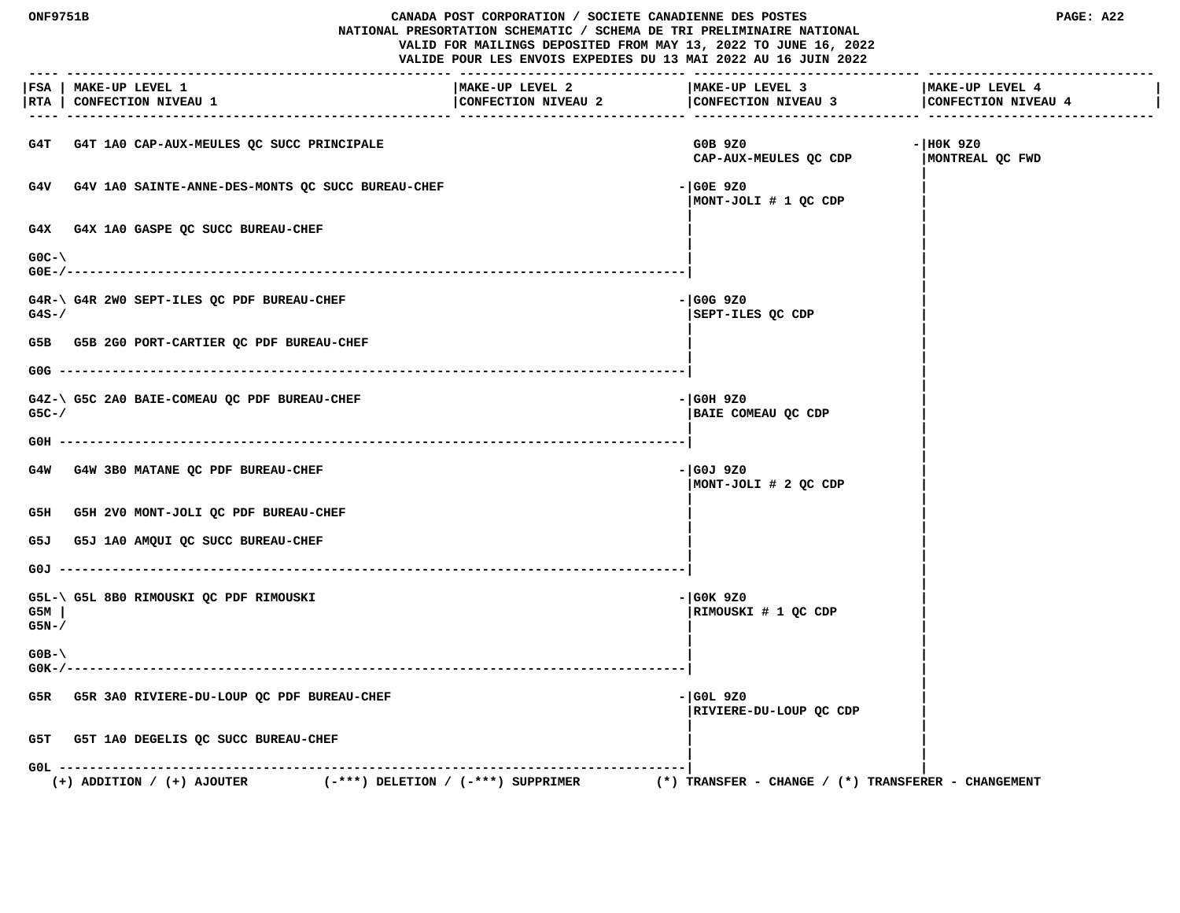ONF9751B

CANADA POST CORPORATION / SOCIETE CANADIENNE DES POSTES
NATIONAL PRESORTATION SCHEMATIC / SCHEMA DE TRI PRELIMINAIRE NATIONAL
VALID FOR MAILINGS DEPOSITED FROM MAY 13, 2022 TO JUNE 16, 2022
VALIDE POUR LES ENVOIS EXPEDIES DU 13 MAI 2022 AU 16 JUIN 2022

| FSA RTA | MAKE-UP LEVEL 1 CONFECTION NIVEAU 1 | MAKE-UP LEVEL 2 CONFECTION NIVEAU 2 | MAKE-UP LEVEL 3 CONFECTION NIVEAU 3 | MAKE-UP LEVEL 4 CONFECTION NIVEAU 4 |
|---|---|---|---|---|
| G4T | G4T 1A0 CAP-AUX-MEULES QC SUCC PRINCIPALE | | G0B 9Z0 CAP-AUX-MEULES QC CDP | H0K 9Z0 MONTREAL QC FWD |
| G4V | G4V 1A0 SAINTE-ANNE-DES-MONTS QC SUCC BUREAU-CHEF | | G0E 9Z0 MONT-JOLI # 1 QC CDP | |
| G4X | G4X 1A0 GASPE QC SUCC BUREAU-CHEF | | | |
| G0C, G0E | | | | |
| G4R, G4S | G4R 2W0 SEPT-ILES QC PDF BUREAU-CHEF | | G0G 9Z0 SEPT-ILES QC CDP | |
| G5B | G5B 2G0 PORT-CARTIER QC PDF BUREAU-CHEF | | | |
| G0G | | | | |
| G4Z, G5C | G5C 2A0 BAIE-COMEAU QC PDF BUREAU-CHEF | | G0H 9Z0 BAIE COMEAU QC CDP | |
| G0H | | | | |
| G4W | G4W 3B0 MATANE QC PDF BUREAU-CHEF | | G0J 9Z0 MONT-JOLI # 2 QC CDP | |
| G5H | G5H 2V0 MONT-JOLI QC PDF BUREAU-CHEF | | | |
| G5J | G5J 1A0 AMQUI QC SUCC BUREAU-CHEF | | | |
| G0J | | | | |
| G5L, G5M, G5N | G5L 8B0 RIMOUSKI QC PDF RIMOUSKI | | G0K 9Z0 RIMOUSKI # 1 QC CDP | |
| G0B, G0K | | | | |
| G5R | G5R 3A0 RIVIERE-DU-LOUP QC PDF BUREAU-CHEF | | G0L 9Z0 RIVIERE-DU-LOUP QC CDP | |
| G5T | G5T 1A0 DEGELIS QC SUCC BUREAU-CHEF | | | |
| G0L | | | | |

(+) ADDITION / (+) AJOUTER (-***) DELETION / (-***) SUPPRIMER (*) TRANSFER - CHANGE / (*) TRANSFERER - CHANGEMENT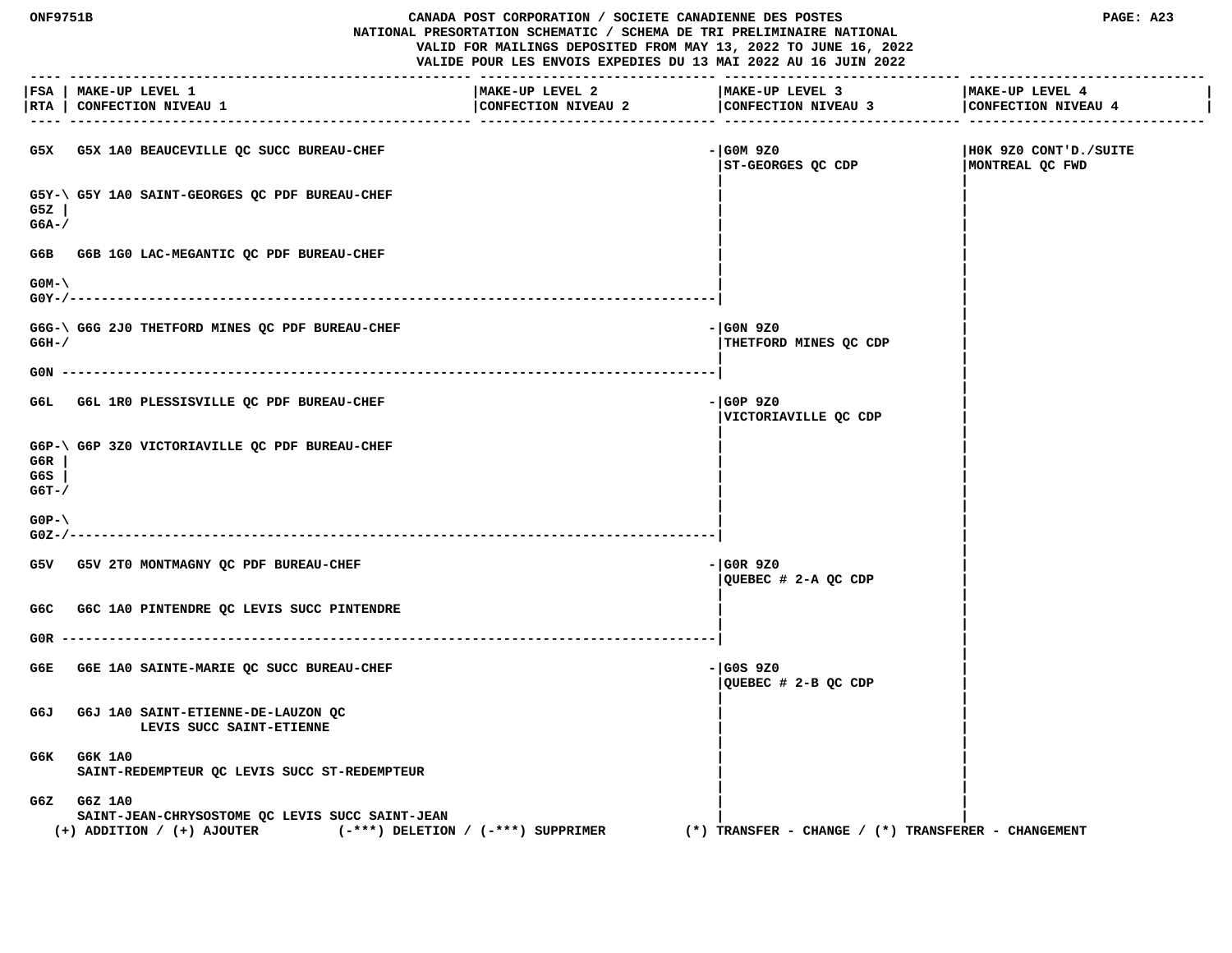CANADA POST CORPORATION / SOCIETE CANADIENNE DES POSTES
NATIONAL PRESORTATION SCHEMATIC / SCHEMA DE TRI PRELIMINAIRE NATIONAL
VALID FOR MAILINGS DEPOSITED FROM MAY 13, 2022 TO JUNE 16, 2022
VALIDE POUR LES ENVOIS EXPEDIES DU 13 MAI 2022 AU 16 JUIN 2022

| FSA / RTA | MAKE-UP LEVEL 1 / CONFECTION NIVEAU 1 | MAKE-UP LEVEL 2 / CONFECTION NIVEAU 2 | MAKE-UP LEVEL 3 / CONFECTION NIVEAU 3 | MAKE-UP LEVEL 4 / CONFECTION NIVEAU 4 |
|---|---|---|---|---|
| G5X | G5X 1A0 BEAUCEVILLE QC SUCC BUREAU-CHEF | | G0M 9Z0 ST-GEORGES QC CDP | H0K 9Z0 CONT'D./SUITE MONTREAL QC FWD |
| G5Y, G5Z, G6A | G5Y 1A0 SAINT-GEORGES QC PDF BUREAU-CHEF | | | |
| G6B | G6B 1G0 LAC-MEGANTIC QC PDF BUREAU-CHEF | | | |
| G0M, G0Y | | | | |
| G6G, G6H | G6G 2J0 THETFORD MINES QC PDF BUREAU-CHEF | | G0N 9Z0 THETFORD MINES QC CDP | |
| G0N | | | | |
| G6L | G6L 1R0 PLESSISVILLE QC PDF BUREAU-CHEF | | G0P 9Z0 VICTORIAVILLE QC CDP | |
| G6P, G6R, G6S, G6T | G6P 3Z0 VICTORIAVILLE QC PDF BUREAU-CHEF | | | |
| G0P, G0Z | | | | |
| G5V | G5V 2T0 MONTMAGNY QC PDF BUREAU-CHEF | | G0R 9Z0 QUEBEC # 2-A QC CDP | |
| G6C | G6C 1A0 PINTENDRE QC LEVIS SUCC PINTENDRE | | | |
| G0R | | | | |
| G6E | G6E 1A0 SAINTE-MARIE QC SUCC BUREAU-CHEF | | G0S 9Z0 QUEBEC # 2-B QC CDP | |
| G6J | G6J 1A0 SAINT-ETIENNE-DE-LAUZON QC LEVIS SUCC SAINT-ETIENNE | | | |
| G6K | G6K 1A0 SAINT-REDEMPTEUR QC LEVIS SUCC ST-REDEMPTEUR | | | |
| G6Z | G6Z 1A0 SAINT-JEAN-CHRYSOSTOME QC LEVIS SUCC SAINT-JEAN | | | |

(+) ADDITION / (+) AJOUTER (-***) DELETION / (-***) SUPPRIMER (*) TRANSFER - CHANGE / (*) TRANSFERER - CHANGEMENT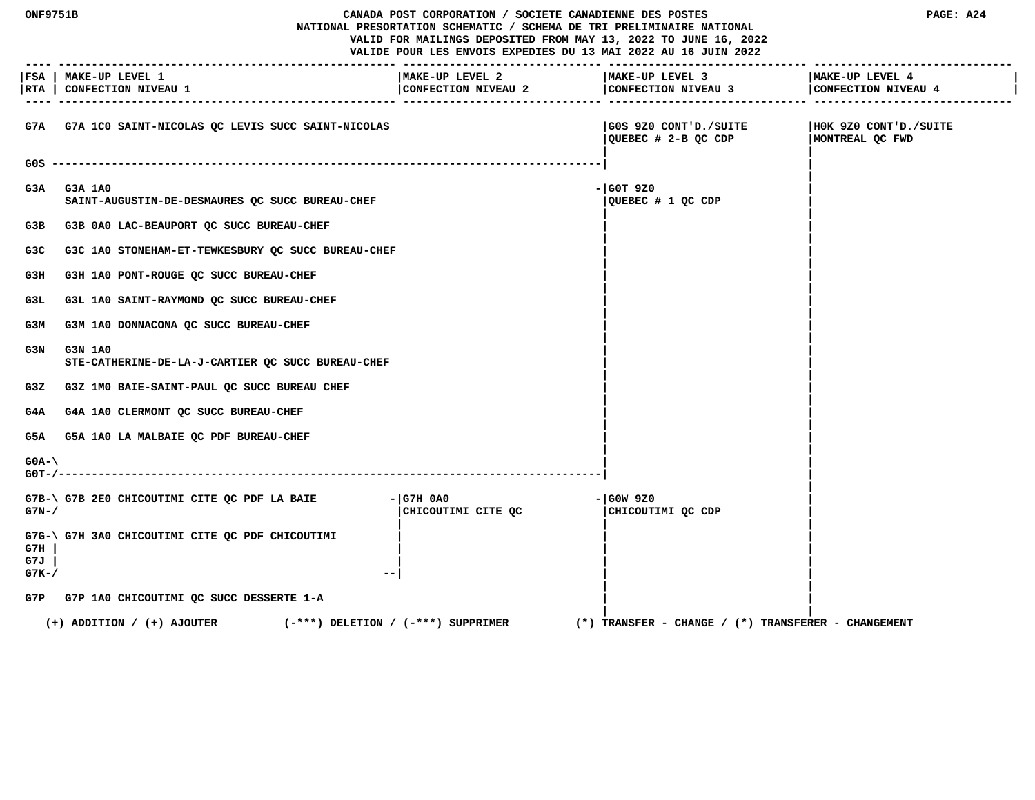| FSA / RTA | MAKE-UP LEVEL 1 / CONFECTION NIVEAU 1 | MAKE-UP LEVEL 2 / CONFECTION NIVEAU 2 | MAKE-UP LEVEL 3 / CONFECTION NIVEAU 3 | MAKE-UP LEVEL 4 / CONFECTION NIVEAU 4 |
|---|---|---|---|---|
| G7A | G7A 1C0 SAINT-NICOLAS QC LEVIS SUCC SAINT-NICOLAS | | G0S 9Z0 CONT'D./SUITE QUEBEC # 2-B QC CDP | H0K 9Z0 CONT'D./SUITE MONTREAL QC FWD |
| G0S | | | | |
| G3A | G3A 1A0 SAINT-AUGUSTIN-DE-DESMAURES QC SUCC BUREAU-CHEF | | G0T 9Z0 QUEBEC # 1 QC CDP | |
| G3B | G3B 0A0 LAC-BEAUPORT QC SUCC BUREAU-CHEF | | | |
| G3C | G3C 1A0 STONEHAM-ET-TEWKESBURY QC SUCC BUREAU-CHEF | | | |
| G3H | G3H 1A0 PONT-ROUGE QC SUCC BUREAU-CHEF | | | |
| G3L | G3L 1A0 SAINT-RAYMOND QC SUCC BUREAU-CHEF | | | |
| G3M | G3M 1A0 DONNACONA QC SUCC BUREAU-CHEF | | | |
| G3N | G3N 1A0 STE-CATHERINE-DE-LA-J-CARTIER QC SUCC BUREAU-CHEF | | | |
| G3Z | G3Z 1M0 BAIE-SAINT-PAUL QC SUCC BUREAU CHEF | | | |
| G4A | G4A 1A0 CLERMONT QC SUCC BUREAU-CHEF | | | |
| G5A | G5A 1A0 LA MALBAIE QC PDF BUREAU-CHEF | | | |
| G0A-G0T | | | | |
| G7B-G7N | G7B 2E0 CHICOUTIMI CITE QC PDF LA BAIE | G7H 0A0 CHICOUTIMI CITE QC | G0W 9Z0 CHICOUTIMI QC CDP | |
| G7G, G7H, G7J, G7K | G7H 3A0 CHICOUTIMI CITE QC PDF CHICOUTIMI | | | |
| G7P | G7P 1A0 CHICOUTIMI QC SUCC DESSERTE 1-A | | | |

(+) ADDITION / (+) AJOUTER (-***) DELETION / (-***) SUPPRIMER (*) TRANSFER - CHANGE / (*) TRANSFERER - CHANGEMENT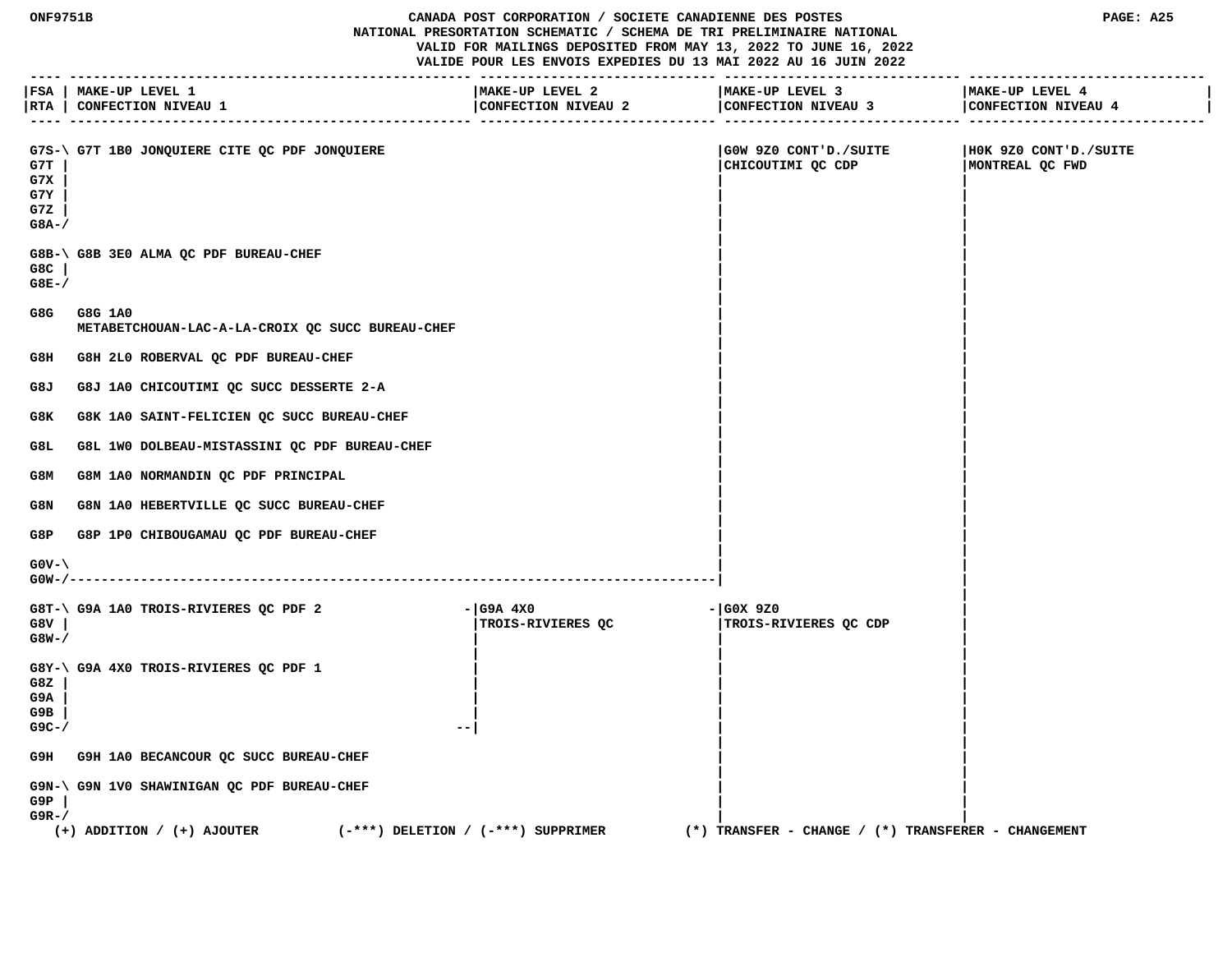CANADA POST CORPORATION / SOCIETE CANADIENNE DES POSTES
NATIONAL PRESORTATION SCHEMATIC / SCHEMA DE TRI PRELIMINAIRE NATIONAL
VALID FOR MAILINGS DEPOSITED FROM MAY 13, 2022 TO JUNE 16, 2022
VALIDE POUR LES ENVOIS EXPEDIES DU 13 MAI 2022 AU 16 JUIN 2022

| FSA / RTA | MAKE-UP LEVEL 1 / CONFECTION NIVEAU 1 | MAKE-UP LEVEL 2 / CONFECTION NIVEAU 2 | MAKE-UP LEVEL 3 / CONFECTION NIVEAU 3 | MAKE-UP LEVEL 4 / CONFECTION NIVEAU 4 |
|---|---|---|---|---|
| G7S, G7T, G7X, G7Y, G7Z, G8A | G7T 1B0 JONQUIERE CITE QC PDF JONQUIERE | | G0W 9Z0 CONT'D./SUITE CHICOUTIMI QC CDP | H0K 9Z0 CONT'D./SUITE MONTREAL QC FWD |
| G8B, G8C, G8E | G8B 3E0 ALMA QC PDF BUREAU-CHEF | | | |
| G8G | G8G 1A0 METABETCHOUAN-LAC-A-LA-CROIX QC SUCC BUREAU-CHEF | | | |
| G8H | G8H 2L0 ROBERVAL QC PDF BUREAU-CHEF | | | |
| G8J | G8J 1A0 CHICOUTIMI QC SUCC DESSERTE 2-A | | | |
| G8K | G8K 1A0 SAINT-FELICIEN QC SUCC BUREAU-CHEF | | | |
| G8L | G8L 1W0 DOLBEAU-MISTASSINI QC PDF BUREAU-CHEF | | | |
| G8M | G8M 1A0 NORMANDIN QC PDF PRINCIPAL | | | |
| G8N | G8N 1A0 HEBERTVILLE QC SUCC BUREAU-CHEF | | | |
| G8P | G8P 1P0 CHIBOUGAMAU QC PDF BUREAU-CHEF | | | |
| G0V, G0W | | | | |
| G8T, G8V, G8W | G9A 1A0 TROIS-RIVIERES QC PDF 2 | G9A 4X0 TROIS-RIVIERES QC | G0X 9Z0 TROIS-RIVIERES QC CDP | |
| G8Y, G8Z, G9A, G9B, G9C | G9A 4X0 TROIS-RIVIERES QC PDF 1 | | | |
| G9H | G9H 1A0 BECANCOUR QC SUCC BUREAU-CHEF | | | |
| G9N, G9P, G9R | G9N 1V0 SHAWINIGAN QC PDF BUREAU-CHEF | | | |

(+) ADDITION / (+) AJOUTER (-***) DELETION / (-***) SUPPRIMER (*) TRANSFER - CHANGE / (*) TRANSFERER - CHANGEMENT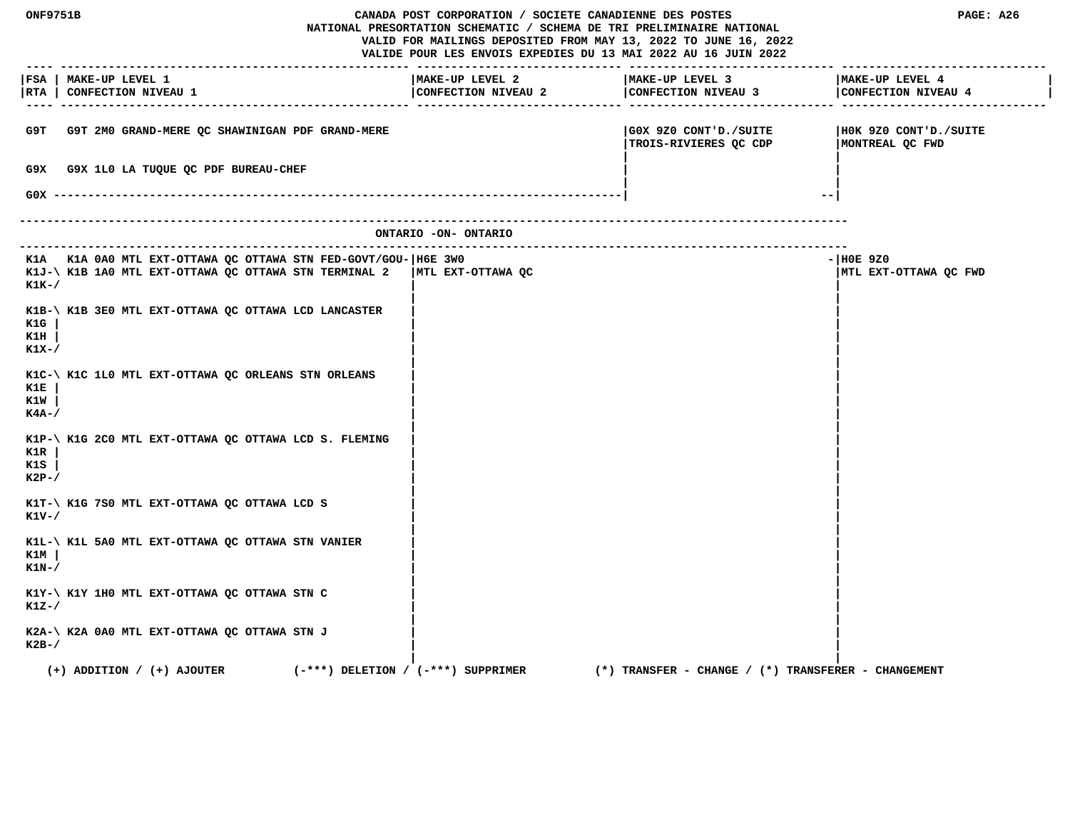CANADA POST CORPORATION / SOCIETE CANADIENNE DES POSTES
NATIONAL PRESORTATION SCHEMATIC / SCHEMA DE TRI PRELIMINAIRE NATIONAL
VALID FOR MAILINGS DEPOSITED FROM MAY 13, 2022 TO JUNE 16, 2022
VALIDE POUR LES ENVOIS EXPEDIES DU 13 MAI 2022 AU 16 JUIN 2022

| FSA / RTA | MAKE-UP LEVEL 1 / CONFECTION NIVEAU 1 | MAKE-UP LEVEL 2 / CONFECTION NIVEAU 2 | MAKE-UP LEVEL 3 / CONFECTION NIVEAU 3 | MAKE-UP LEVEL 4 / CONFECTION NIVEAU 4 |
|---|---|---|---|---|
| G9T | G9T 2M0 GRAND-MERE QC SHAWINIGAN PDF GRAND-MERE | | G0X 9Z0 CONT'D./SUITE TROIS-RIVIERES QC CDP | H0K 9Z0 CONT'D./SUITE MONTREAL QC FWD |
| G9X | G9X 1L0 LA TUQUE QC PDF BUREAU-CHEF | | | |
| G0X | | | | |

## ONTARIO -ON- ONTARIO

| FSA / RTA | MAKE-UP LEVEL 1 / CONFECTION NIVEAU 1 | MAKE-UP LEVEL 2 / CONFECTION NIVEAU 2 | MAKE-UP LEVEL 3 / CONFECTION NIVEAU 3 | MAKE-UP LEVEL 4 / CONFECTION NIVEAU 4 |
|---|---|---|---|---|
| K1A | K1A 0A0 MTL EXT-OTTAWA QC OTTAWA STN FED-GOVT/GOU- | H6E 3W0 MTL EXT-OTTAWA QC | | H0E 9Z0 MTL EXT-OTTAWA QC FWD |
| K1J, K1K | K1B 1A0 MTL EXT-OTTAWA QC OTTAWA STN TERMINAL 2 | | | |
| K1B, K1G, K1H, K1X | K1B 3E0 MTL EXT-OTTAWA QC OTTAWA LCD LANCASTER | | | |
| K1C, K1E, K1W, K4A | K1C 1L0 MTL EXT-OTTAWA QC ORLEANS STN ORLEANS | | | |
| K1P, K1R, K1S, K2P | K1G 2C0 MTL EXT-OTTAWA QC OTTAWA LCD S. FLEMING | | | |
| K1T, K1V | K1G 7S0 MTL EXT-OTTAWA QC OTTAWA LCD S | | | |
| K1L, K1M, K1N | K1L 5A0 MTL EXT-OTTAWA QC OTTAWA STN VANIER | | | |
| K1Y, K1Z | K1Y 1H0 MTL EXT-OTTAWA QC OTTAWA STN C | | | |
| K2A, K2B | K2A 0A0 MTL EXT-OTTAWA QC OTTAWA STN J | | | |

(+) ADDITION / (+) AJOUTER (-***) DELETION / (-***) SUPPRIMER (*) TRANSFER - CHANGE / (*) TRANSFERER - CHANGEMENT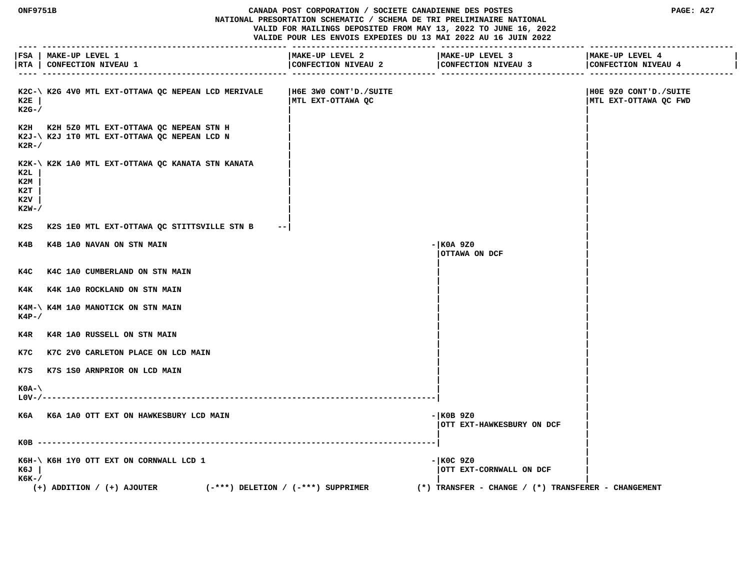ONF9751B

# CANADA POST CORPORATION / SOCIETE CANADIENNE DES POSTES
## NATIONAL PRESORTATION SCHEMATIC / SCHEMA DE TRI PRELIMINAIRE NATIONAL
VALID FOR MAILINGS DEPOSITED FROM MAY 13, 2022 TO JUNE 16, 2022
VALIDE POUR LES ENVOIS EXPEDIES DU 13 MAI 2022 AU 16 JUIN 2022

| FSA / RTA | MAKE-UP LEVEL 1 / CONFECTION NIVEAU 1 | MAKE-UP LEVEL 2 / CONFECTION NIVEAU 2 | MAKE-UP LEVEL 3 / CONFECTION NIVEAU 3 | MAKE-UP LEVEL 4 / CONFECTION NIVEAU 4 |
|---|---|---|---|---|
| K2C, K2E, K2G | K2G 4V0 MTL EXT-OTTAWA QC NEPEAN LCD MERIVALE | H6E 3W0 CONT'D./SUITE MTL EXT-OTTAWA QC | | H0E 9Z0 CONT'D./SUITE MTL EXT-OTTAWA QC FWD |
| K2H | K2H 5Z0 MTL EXT-OTTAWA QC NEPEAN STN H | | | |
| K2J, K2R | K2J 1T0 MTL EXT-OTTAWA QC NEPEAN LCD N | | | |
| K2K, K2L, K2M, K2T, K2V, K2W | K2K 1A0 MTL EXT-OTTAWA QC KANATA STN KANATA | | | |
| K2S | K2S 1E0 MTL EXT-OTTAWA QC STITTSVILLE STN B | | | |
| K4B | K4B 1A0 NAVAN ON STN MAIN | | K0A 9Z0 OTTAWA ON DCF | |
| K4C | K4C 1A0 CUMBERLAND ON STN MAIN | | | |
| K4K | K4K 1A0 ROCKLAND ON STN MAIN | | | |
| K4M, K4P | K4M 1A0 MANOTICK ON STN MAIN | | | |
| K4R | K4R 1A0 RUSSELL ON STN MAIN | | | |
| K7C | K7C 2V0 CARLETON PLACE ON LCD MAIN | | | |
| K7S | K7S 1S0 ARNPRIOR ON LCD MAIN | | | |
| K0A, L0V | | | | |
| K6A | K6A 1A0 OTT EXT ON HAWKESBURY LCD MAIN | | K0B 9Z0 OTT EXT-HAWKESBURY ON DCF | |
| K0B | | | | |
| K6H, K6J, K6K | K6H 1Y0 OTT EXT ON CORNWALL LCD 1 | | K0C 9Z0 OTT EXT-CORNWALL ON DCF | |

(+) ADDITION / (+) AJOUTER (-***) DELETION / (-***) SUPPRIMER (*) TRANSFER - CHANGE / (*) TRANSFERER - CHANGEMENT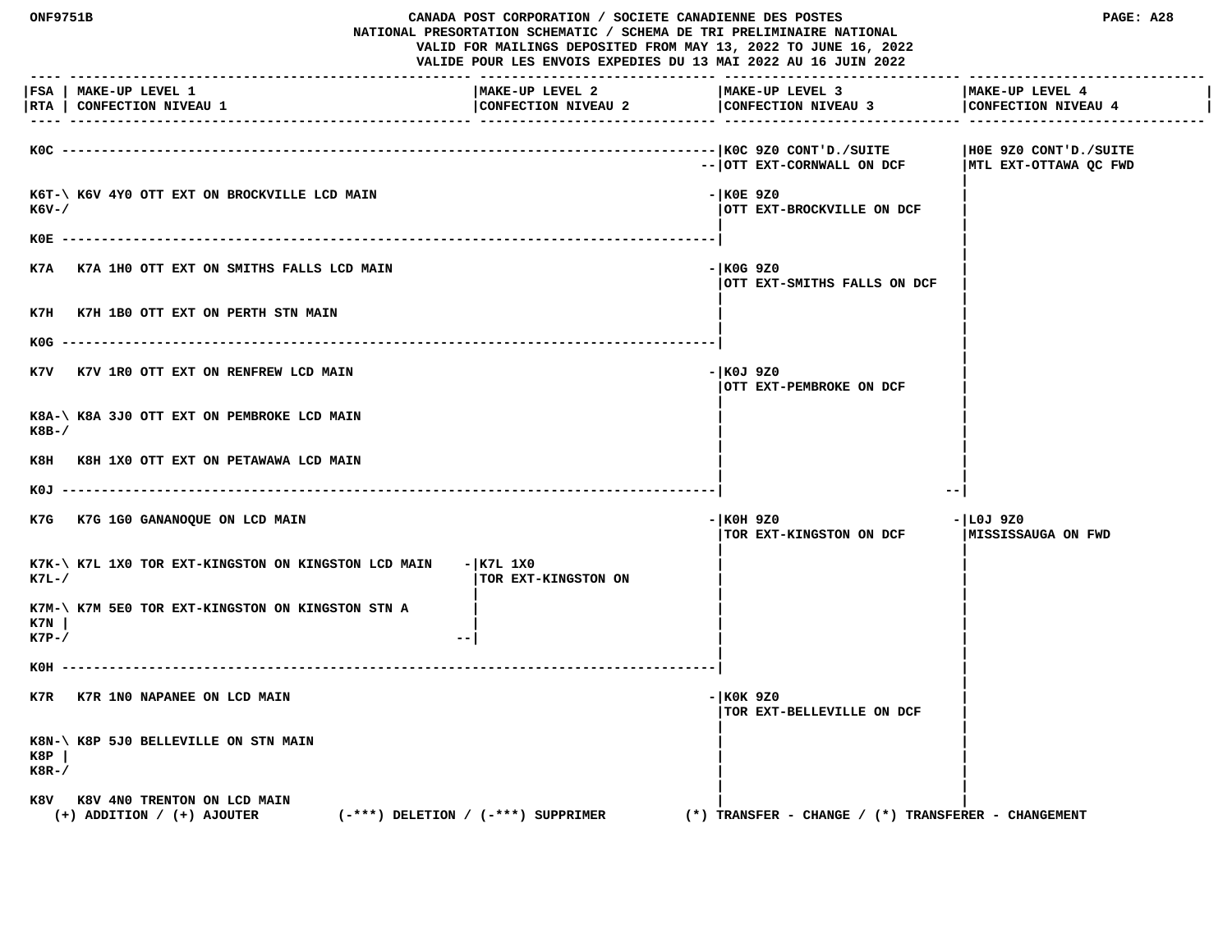CANADA POST CORPORATION / SOCIETE CANADIENNE DES POSTES
NATIONAL PRESORTATION SCHEMATIC / SCHEMA DE TRI PRELIMINAIRE NATIONAL
VALID FOR MAILINGS DEPOSITED FROM MAY 13, 2022 TO JUNE 16, 2022
VALIDE POUR LES ENVOIS EXPEDIES DU 13 MAI 2022 AU 16 JUIN 2022

| FSA / RTA | MAKE-UP LEVEL 1 / CONFECTION NIVEAU 1 | MAKE-UP LEVEL 2 / CONFECTION NIVEAU 2 | MAKE-UP LEVEL 3 / CONFECTION NIVEAU 3 | MAKE-UP LEVEL 4 / CONFECTION NIVEAU 4 |
|---|---|---|---|---|
| K0C | | | K0C 9Z0 CONT'D./SUITE OTT EXT-CORNWALL ON DCF | H0E 9Z0 CONT'D./SUITE MTL EXT-OTTAWA QC FWD |
| K6T-\ K6V-/ | K6V 4Y0 OTT EXT ON BROCKVILLE LCD MAIN | | K0E 9Z0 OTT EXT-BROCKVILLE ON DCF | |
| K0E | | | | |
| K7A | K7A 1H0 OTT EXT ON SMITHS FALLS LCD MAIN | | K0G 9Z0 OTT EXT-SMITHS FALLS ON DCF | |
| K7H | K7H 1B0 OTT EXT ON PERTH STN MAIN | | | |
| K0G | | | | |
| K7V | K7V 1R0 OTT EXT ON RENFREW LCD MAIN | | K0J 9Z0 OTT EXT-PEMBROKE ON DCF | |
| K8A-\ K8B-/ | K8A 3J0 OTT EXT ON PEMBROKE LCD MAIN | | | |
| K8H | K8H 1X0 OTT EXT ON PETAWAWA LCD MAIN | | | |
| K0J | | | | |
| K7G | K7G 1G0 GANANOQUE ON LCD MAIN | | K0H 9Z0 TOR EXT-KINGSTON ON DCF | L0J 9Z0 MISSISSAUGA ON FWD |
| K7K-\ K7L-/ | K7L 1X0 TOR EXT-KINGSTON ON KINGSTON LCD MAIN | K7L 1X0 TOR EXT-KINGSTON ON | | |
| K7M-\ K7N \| K7P-/ | K7M 5E0 TOR EXT-KINGSTON ON KINGSTON STN A | | | |
| K0H | | | | |
| K7R | K7R 1N0 NAPANEE ON LCD MAIN | | K0K 9Z0 TOR EXT-BELLEVILLE ON DCF | |
| K8N-\ K8P \| K8R-/ | K8P 5J0 BELLEVILLE ON STN MAIN | | | |
| K8V | K8V 4N0 TRENTON ON LCD MAIN | | | |

(+) ADDITION / (+) AJOUTER (-***) DELETION / (-***) SUPPRIMER (*) TRANSFER - CHANGE / (*) TRANSFERER - CHANGEMENT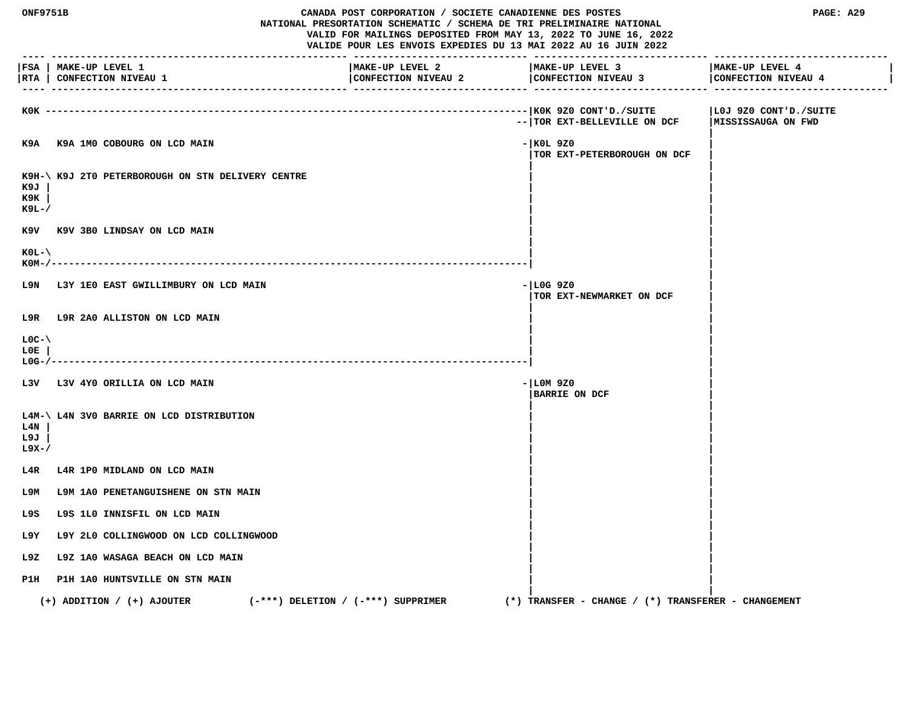CANADA POST CORPORATION / SOCIETE CANADIENNE DES POSTES
NATIONAL PRESORTATION SCHEMATIC / SCHEMA DE TRI PRELIMINAIRE NATIONAL
VALID FOR MAILINGS DEPOSITED FROM MAY 13, 2022 TO JUNE 16, 2022
VALIDE POUR LES ENVOIS EXPEDIES DU 13 MAI 2022 AU 16 JUIN 2022

| FSA / RTA | MAKE-UP LEVEL 1 / CONFECTION NIVEAU 1 | MAKE-UP LEVEL 2 / CONFECTION NIVEAU 2 | MAKE-UP LEVEL 3 / CONFECTION NIVEAU 3 | MAKE-UP LEVEL 4 / CONFECTION NIVEAU 4 |
|---|---|---|---|---|
| K0K | | | K0K 9Z0 CONT'D./SUITE TOR EXT-BELLEVILLE ON DCF | L0J 9Z0 CONT'D./SUITE MISSISSAUGA ON FWD |
| K9A | K9A 1M0 COBOURG ON LCD MAIN | | K0L 9Z0 TOR EXT-PETERBOROUGH ON DCF | |
| K9H K9J K9K K9L | K9J 2T0 PETERBOROUGH ON STN DELIVERY CENTRE | | | |
| K9V | K9V 3B0 LINDSAY ON LCD MAIN | | | |
| K0L K0M | | | | |
| L9N | L3Y 1E0 EAST GWILLIMBURY ON LCD MAIN | | L0G 9Z0 TOR EXT-NEWMARKET ON DCF | |
| L9R | L9R 2A0 ALLISTON ON LCD MAIN | | | |
| L0C L0E L0G | | | | |
| L3V | L3V 4Y0 ORILLIA ON LCD MAIN | | L0M 9Z0 BARRIE ON DCF | |
| L4M L4N L9J L9X | L4N 3V0 BARRIE ON LCD DISTRIBUTION | | | |
| L4R | L4R 1P0 MIDLAND ON LCD MAIN | | | |
| L9M | L9M 1A0 PENETANGUISHENE ON STN MAIN | | | |
| L9S | L9S 1L0 INNISFIL ON LCD MAIN | | | |
| L9Y | L9Y 2L0 COLLINGWOOD ON LCD COLLINGWOOD | | | |
| L9Z | L9Z 1A0 WASAGA BEACH ON LCD MAIN | | | |
| P1H | P1H 1A0 HUNTSVILLE ON STN MAIN | | | |

(+) ADDITION / (+) AJOUTER (-***) DELETION / (-***) SUPPRIMER (*) TRANSFER - CHANGE / (*) TRANSFERER - CHANGEMENT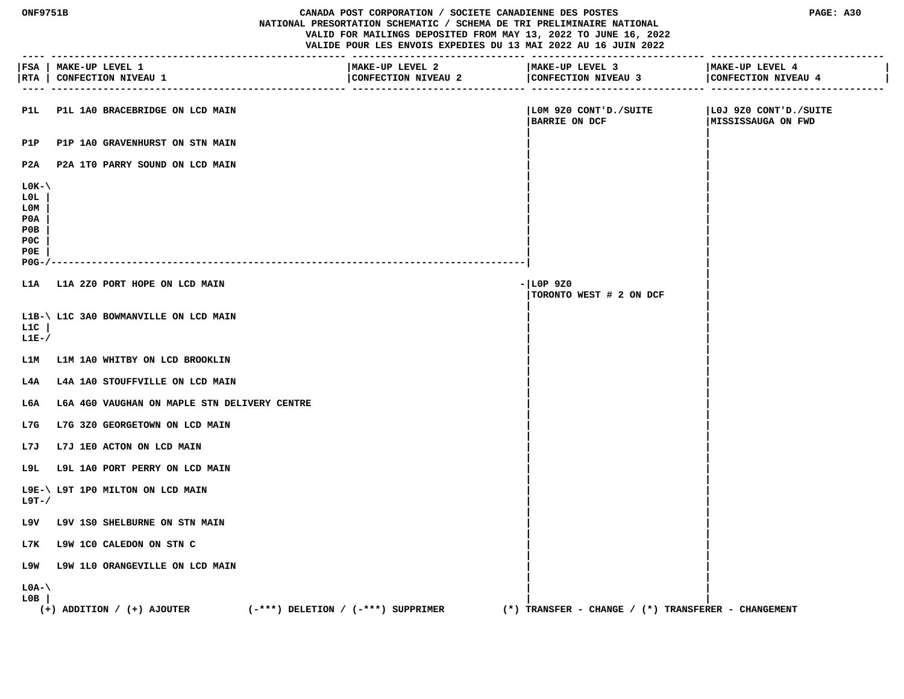ONF9751B

CANADA POST CORPORATION / SOCIETE CANADIENNE DES POSTES
NATIONAL PRESORTATION SCHEMATIC / SCHEMA DE TRI PRELIMINAIRE NATIONAL
VALID FOR MAILINGS DEPOSITED FROM MAY 13, 2022 TO JUNE 16, 2022
VALIDE POUR LES ENVOIS EXPEDIES DU 13 MAI 2022 AU 16 JUIN 2022

| FSA / RTA | MAKE-UP LEVEL 1 / CONFECTION NIVEAU 1 | MAKE-UP LEVEL 2 / CONFECTION NIVEAU 2 | MAKE-UP LEVEL 3 / CONFECTION NIVEAU 3 | MAKE-UP LEVEL 4 / CONFECTION NIVEAU 4 |
|---|---|---|---|---|
| P1L | P1L 1A0 BRACEBRIDGE ON LCD MAIN | | L0M 9Z0 CONT'D./SUITE BARRIE ON DCF | L0J 9Z0 CONT'D./SUITE MISSISSAUGA ON FWD |
| P1P | P1P 1A0 GRAVENHURST ON STN MAIN | | | |
| P2A | P2A 1T0 PARRY SOUND ON LCD MAIN | | | |
| L0K, L0L, L0M, P0A, P0B, P0C, P0E, P0G | | | | |
| L1A | L1A 2Z0 PORT HOPE ON LCD MAIN | | - L0P 9Z0 TORONTO WEST # 2 ON DCF | |
| L1B, L1C, L1E | L1C 3A0 BOWMANVILLE ON LCD MAIN | | | |
| L1M | L1M 1A0 WHITBY ON LCD BROOKLIN | | | |
| L4A | L4A 1A0 STOUFFVILLE ON LCD MAIN | | | |
| L6A | L6A 4G0 VAUGHAN ON MAPLE STN DELIVERY CENTRE | | | |
| L7G | L7G 3Z0 GEORGETOWN ON LCD MAIN | | | |
| L7J | L7J 1E0 ACTON ON LCD MAIN | | | |
| L9L | L9L 1A0 PORT PERRY ON LCD MAIN | | | |
| L9E, L9T | L9T 1P0 MILTON ON LCD MAIN | | | |
| L9V | L9V 1S0 SHELBURNE ON STN MAIN | | | |
| L7K | L9W 1C0 CALEDON ON STN C | | | |
| L9W | L9W 1L0 ORANGEVILLE ON LCD MAIN | | | |
| L0A, L0B | | | | |

(+) ADDITION / (+) AJOUTER (-***) DELETION / (-***) SUPPRIMER (*) TRANSFER - CHANGE / (*) TRANSFERER - CHANGEMENT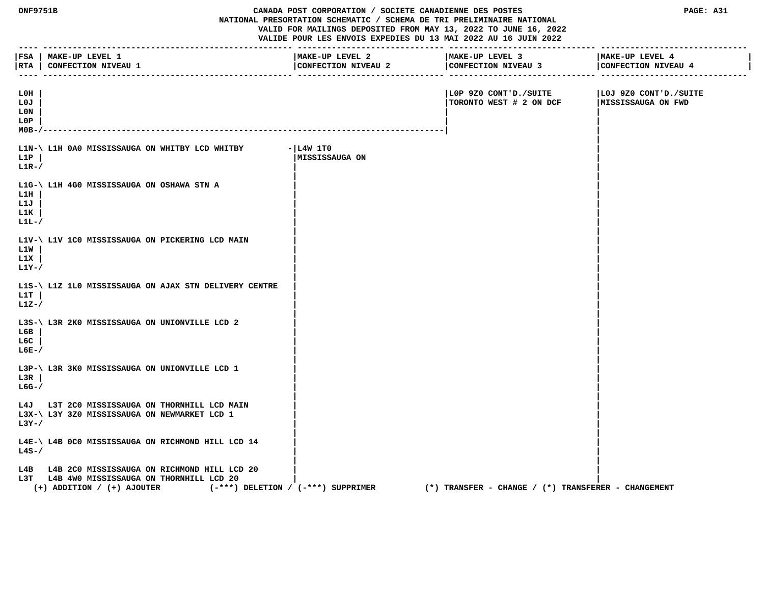ONF9751B

CANADA POST CORPORATION / SOCIETE CANADIENNE DES POSTES
NATIONAL PRESORTATION SCHEMATIC / SCHEMA DE TRI PRELIMINAIRE NATIONAL
VALID FOR MAILINGS DEPOSITED FROM MAY 13, 2022 TO JUNE 16, 2022
VALIDE POUR LES ENVOIS EXPEDIES DU 13 MAI 2022 AU 16 JUIN 2022

PAGE: A31

| FSA / RTA | MAKE-UP LEVEL 1 / CONFECTION NIVEAU 1 | MAKE-UP LEVEL 2 / CONFECTION NIVEAU 2 | MAKE-UP LEVEL 3 / CONFECTION NIVEAU 3 | MAKE-UP LEVEL 4 / CONFECTION NIVEAU 4 |
|---|---|---|---|---|
| L0H L0J L0N L0P M0B | | | L0P 9Z0 CONT'D./SUITE TORONTO WEST # 2 ON DCF | L0J 9Z0 CONT'D./SUITE MISSISSAUGA ON FWD |
| L1N L1P L1R | L1H 0A0 MISSISSAUGA ON WHITBY LCD WHITBY | L4W 1T0 MISSISSAUGA ON | | |
| L1G L1H L1J L1K L1L | L1H 4G0 MISSISSAUGA ON OSHAWA STN A | | | |
| L1V L1W L1X L1Y | L1V 1C0 MISSISSAUGA ON PICKERING LCD MAIN | | | |
| L1S L1T L1Z | L1Z 1L0 MISSISSAUGA ON AJAX STN DELIVERY CENTRE | | | |
| L3S L6B L6C L6E | L3R 2K0 MISSISSAUGA ON UNIONVILLE LCD 2 | | | |
| L3P L3R L6G | L3R 3K0 MISSISSAUGA ON UNIONVILLE LCD 1 | | | |
| L4J | L3T 2C0 MISSISSAUGA ON THORNHILL LCD MAIN | | | |
| L3X L3Y | L3Y 3Z0 MISSISSAUGA ON NEWMARKET LCD 1 | | | |
| L4E L4S | L4B 0C0 MISSISSAUGA ON RICHMOND HILL LCD 14 | | | |
| L4B | L4B 2C0 MISSISSAUGA ON RICHMOND HILL LCD 20 | | | |
| L3T | L4B 4W0 MISSISSAUGA ON THORNHILL LCD 20 | | | |

(+) ADDITION / (+) AJOUTER (-***) DELETION / (-***) SUPPRIMER (*) TRANSFER - CHANGE / (*) TRANSFERER - CHANGEMENT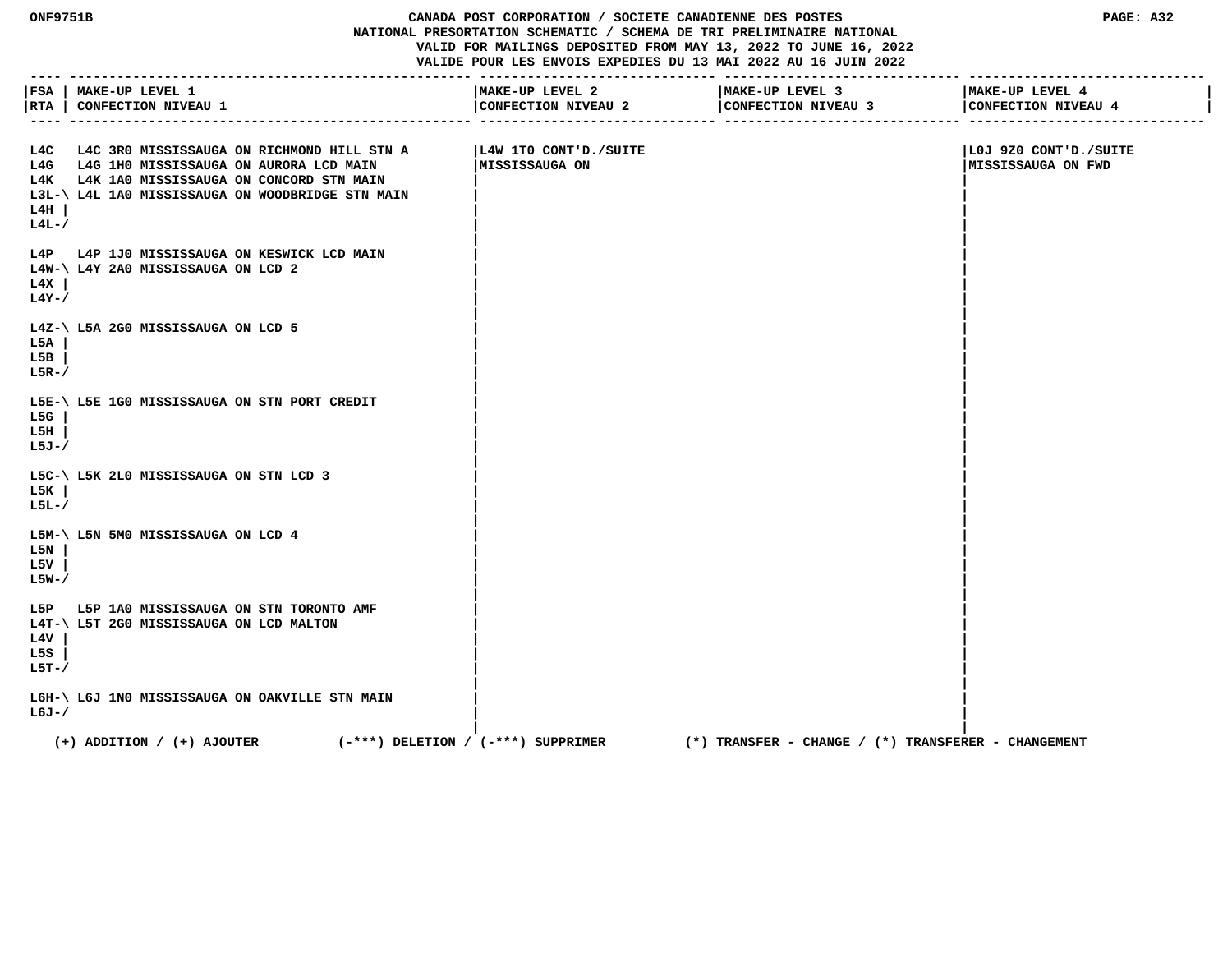ONF9751B — CANADA POST CORPORATION / SOCIETE CANADIENNE DES POSTES — PAGE: A32

NATIONAL PRESORTATION SCHEMATIC / SCHEMA DE TRI PRELIMINAIRE NATIONAL

VALID FOR MAILINGS DEPOSITED FROM MAY 13, 2022 TO JUNE 16, 2022

VALIDE POUR LES ENVOIS EXPEDIES DU 13 MAI 2022 AU 16 JUIN 2022

| FSA / RTA | MAKE-UP LEVEL 1 / CONFECTION NIVEAU 1 | MAKE-UP LEVEL 2 / CONFECTION NIVEAU 2 | MAKE-UP LEVEL 3 / CONFECTION NIVEAU 3 | MAKE-UP LEVEL 4 / CONFECTION NIVEAU 4 |
|---|---|---|---|---|
| L4C | L4C 3R0 MISSISSAUGA ON RICHMOND HILL STN A | L4W 1T0 CONT'D./SUITE MISSISSAUGA ON | | L0J 9Z0 CONT'D./SUITE MISSISSAUGA ON FWD |
| L4G | L4G 1H0 MISSISSAUGA ON AURORA LCD MAIN | | | |
| L4K | L4K 1A0 MISSISSAUGA ON CONCORD STN MAIN | | | |
| L3L-\ L4H \| L4L-/ | L4L 1A0 MISSISSAUGA ON WOODBRIDGE STN MAIN | | | |
| L4P | L4P 1J0 MISSISSAUGA ON KESWICK LCD MAIN | | | |
| L4W-\ L4X \| L4Y-/ | L4Y 2A0 MISSISSAUGA ON LCD 2 | | | |
| L4Z-\ L5A \| L5B \| L5R-/ | L5A 2G0 MISSISSAUGA ON LCD 5 | | | |
| L5E-\ L5G \| L5H \| L5J-/ | L5E 1G0 MISSISSAUGA ON STN PORT CREDIT | | | |
| L5C-\ L5K \| L5L-/ | L5K 2L0 MISSISSAUGA ON STN LCD 3 | | | |
| L5M-\ L5N \| L5V \| L5W-/ | L5N 5M0 MISSISSAUGA ON LCD 4 | | | |
| L5P | L5P 1A0 MISSISSAUGA ON STN TORONTO AMF | | | |
| L4T-\ L4V \| L5S \| L5T-/ | L5T 2G0 MISSISSAUGA ON LCD MALTON | | | |
| L6H-\ L6J-/ | L6J 1N0 MISSISSAUGA ON OAKVILLE STN MAIN | | | |

(+) ADDITION / (+) AJOUTER (-***) DELETION / (-***) SUPPRIMER (*) TRANSFER - CHANGE / (*) TRANSFERER - CHANGEMENT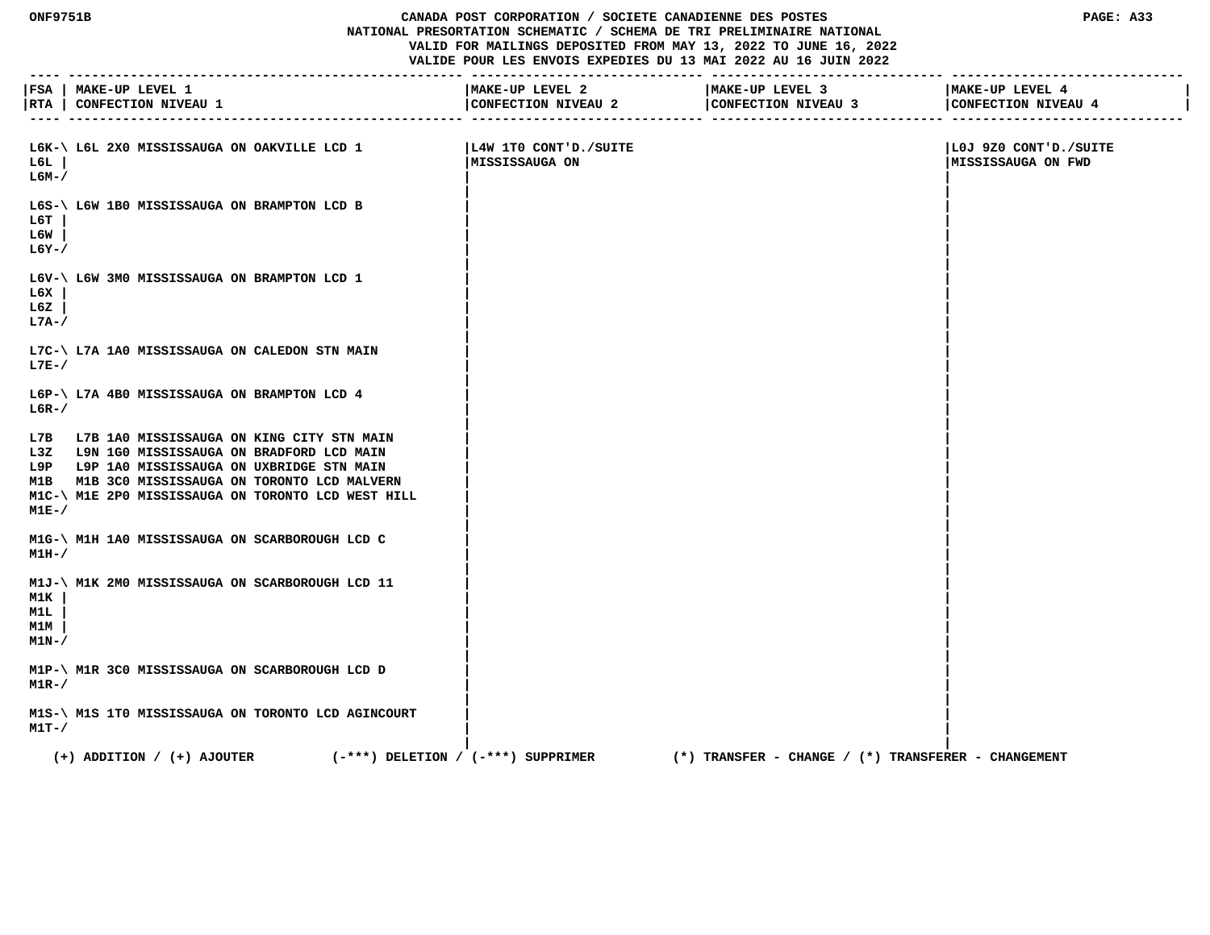# CANADA POST CORPORATION / SOCIETE CANADIENNE DES POSTES

## NATIONAL PRESORTATION SCHEMATIC / SCHEMA DE TRI PRELIMINAIRE NATIONAL

VALID FOR MAILINGS DEPOSITED FROM MAY 13, 2022 TO JUNE 16, 2022
VALIDE POUR LES ENVOIS EXPEDIES DU 13 MAI 2022 AU 16 JUIN 2022

| FSA / RTA | MAKE-UP LEVEL 1 / CONFECTION NIVEAU 1 | MAKE-UP LEVEL 2 / CONFECTION NIVEAU 2 | MAKE-UP LEVEL 3 / CONFECTION NIVEAU 3 | MAKE-UP LEVEL 4 / CONFECTION NIVEAU 4 |
|---|---|---|---|---|
| L6K-\ L6L \| L6M-/ | L6L 2X0 MISSISSAUGA ON OAKVILLE LCD 1 | L4W 1T0 CONT'D./SUITE MISSISSAUGA ON | | L0J 9Z0 CONT'D./SUITE MISSISSAUGA ON FWD |
| L6S-\ L6T \| L6W \| L6Y-/ | L6W 1B0 MISSISSAUGA ON BRAMPTON LCD B | | | |
| L6V-\ L6X \| L6Z \| L7A-/ | L6W 3M0 MISSISSAUGA ON BRAMPTON LCD 1 | | | |
| L7C-\ L7E-/ | L7A 1A0 MISSISSAUGA ON CALEDON STN MAIN | | | |
| L6P-\ L6R-/ | L7A 4B0 MISSISSAUGA ON BRAMPTON LCD 4 | | | |
| L7B | L7B 1A0 MISSISSAUGA ON KING CITY STN MAIN | | | |
| L3Z | L9N 1G0 MISSISSAUGA ON BRADFORD LCD MAIN | | | |
| L9P | L9P 1A0 MISSISSAUGA ON UXBRIDGE STN MAIN | | | |
| M1B | M1B 3C0 MISSISSAUGA ON TORONTO LCD MALVERN | | | |
| M1C-\ M1E-/ | M1E 2P0 MISSISSAUGA ON TORONTO LCD WEST HILL | | | |
| M1G-\ M1H-/ | M1H 1A0 MISSISSAUGA ON SCARBOROUGH LCD C | | | |
| M1J-\ M1K \| M1L \| M1M \| M1N-/ | M1K 2M0 MISSISSAUGA ON SCARBOROUGH LCD 11 | | | |
| M1P-\ M1R-/ | M1R 3C0 MISSISSAUGA ON SCARBOROUGH LCD D | | | |
| M1S-\ M1T-/ | M1S 1T0 MISSISSAUGA ON TORONTO LCD AGINCOURT | | | |

(+) ADDITION / (+) AJOUTER (-***) DELETION / (-***) SUPPRIMER (*) TRANSFER - CHANGE / (*) TRANSFERER - CHANGEMENT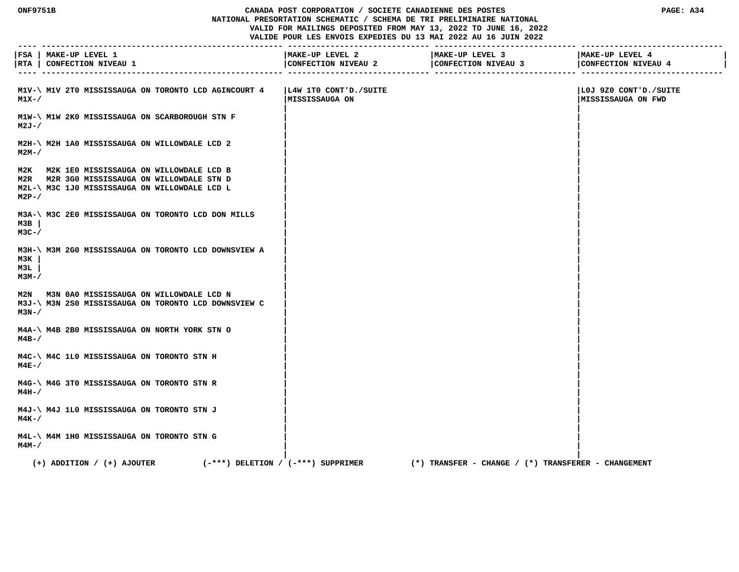ONF9751B CANADA POST CORPORATION / SOCIETE CANADIENNE DES POSTES PAGE: A34
NATIONAL PRESORTATION SCHEMATIC / SCHEMA DE TRI PRELIMINAIRE NATIONAL
VALID FOR MAILINGS DEPOSITED FROM MAY 13, 2022 TO JUNE 16, 2022
VALIDE POUR LES ENVOIS EXPEDIES DU 13 MAI 2022 AU 16 JUIN 2022

| FSA / RTA | MAKE-UP LEVEL 1 / CONFECTION NIVEAU 1 | MAKE-UP LEVEL 2 / CONFECTION NIVEAU 2 | MAKE-UP LEVEL 3 / CONFECTION NIVEAU 3 | MAKE-UP LEVEL 4 / CONFECTION NIVEAU 4 |
|---|---|---|---|---|
| M1V-\ M1X-/ | M1V 2T0 MISSISSAUGA ON TORONTO LCD AGINCOURT 4 | L4W 1T0 CONT'D./SUITE MISSISSAUGA ON | | L0J 9Z0 CONT'D./SUITE MISSISSAUGA ON FWD |
| M1W-\ M2J-/ | M1W 2K0 MISSISSAUGA ON SCARBOROUGH STN F | | | |
| M2H-\ M2M-/ | M2H 1A0 MISSISSAUGA ON WILLOWDALE LCD 2 | | | |
| M2K | M2K 1E0 MISSISSAUGA ON WILLOWDALE LCD B | | | |
| M2R | M2R 3G0 MISSISSAUGA ON WILLOWDALE STN D | | | |
| M2L-\ M2P-/ | M3C 1J0 MISSISSAUGA ON WILLOWDALE LCD L | | | |
| M3A-\ M3B \| M3C-/ | M3C 2E0 MISSISSAUGA ON TORONTO LCD DON MILLS | | | |
| M3H-\ M3K \| M3L \| M3M-/ | M3M 2G0 MISSISSAUGA ON TORONTO LCD DOWNSVIEW A | | | |
| M2N | M3N 0A0 MISSISSAUGA ON WILLOWDALE LCD N | | | |
| M3J-\ M3N-/ | M3N 2S0 MISSISSAUGA ON TORONTO LCD DOWNSVIEW C | | | |
| M4A-\ M4B-/ | M4B 2B0 MISSISSAUGA ON NORTH YORK STN O | | | |
| M4C-\ M4E-/ | M4C 1L0 MISSISSAUGA ON TORONTO STN H | | | |
| M4G-\ M4H-/ | M4G 3T0 MISSISSAUGA ON TORONTO STN R | | | |
| M4J-\ M4K-/ | M4J 1L0 MISSISSAUGA ON TORONTO STN J | | | |
| M4L-\ M4M-/ | M4M 1H0 MISSISSAUGA ON TORONTO STN G | | | |

(+) ADDITION / (+) AJOUTER (-***) DELETION / (-***) SUPPRIMER (*) TRANSFER - CHANGE / (*) TRANSFERER - CHANGEMENT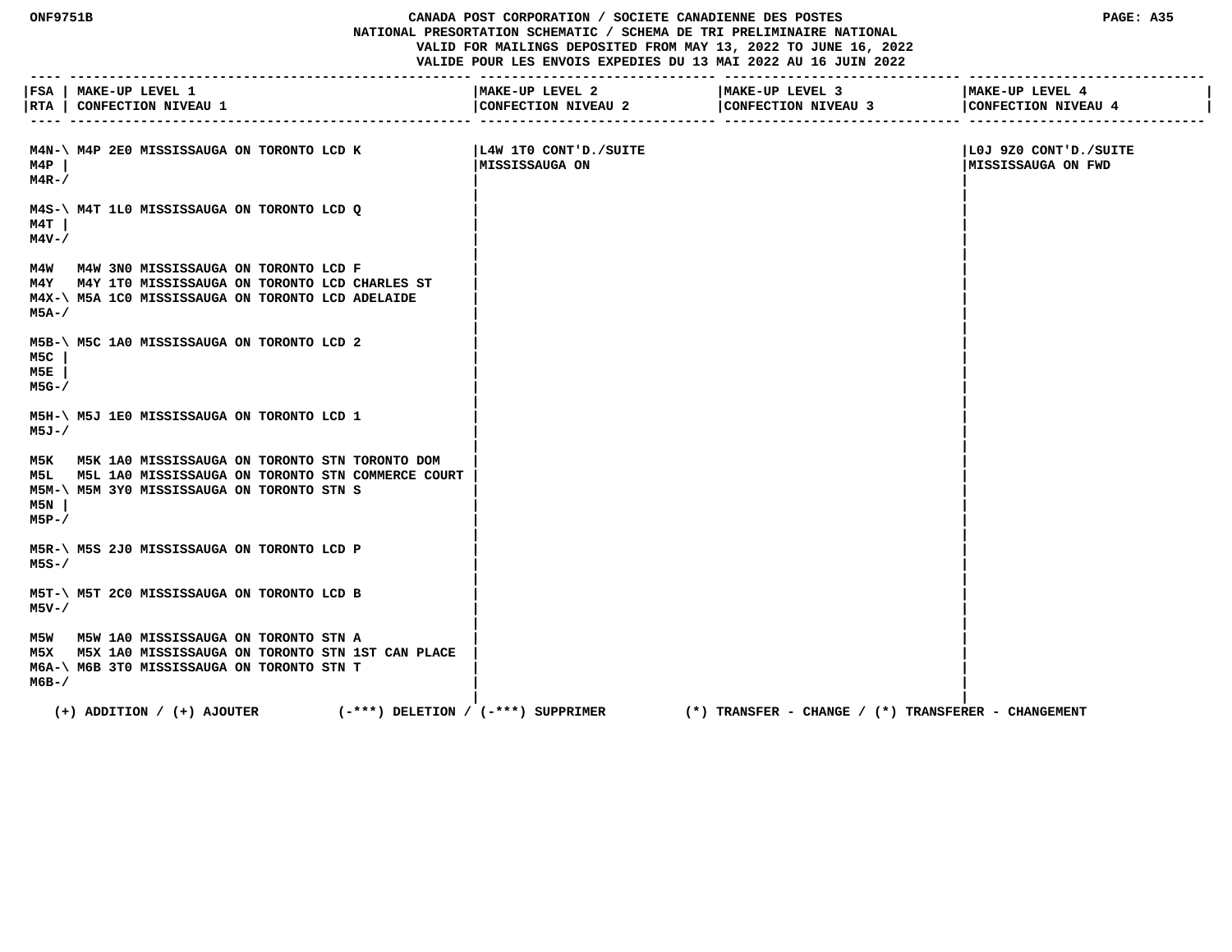| FSA / RTA | MAKE-UP LEVEL 1 / CONFECTION NIVEAU 1 | MAKE-UP LEVEL 2 / CONFECTION NIVEAU 2 | MAKE-UP LEVEL 3 / CONFECTION NIVEAU 3 | MAKE-UP LEVEL 4 / CONFECTION NIVEAU 4 |
|---|---|---|---|---|
| M4N-\ M4P \| M4R-/ | M4P 2E0 MISSISSAUGA ON TORONTO LCD K | L4W 1T0 CONT'D./SUITE MISSISSAUGA ON | | L0J 9Z0 CONT'D./SUITE MISSISSAUGA ON FWD |
| M4S-\ M4T \| M4V-/ | M4T 1L0 MISSISSAUGA ON TORONTO LCD Q | | | |
| M4W | M4W 3N0 MISSISSAUGA ON TORONTO LCD F | | | |
| M4Y | M4Y 1T0 MISSISSAUGA ON TORONTO LCD CHARLES ST | | | |
| M4X-\ M5A-/ | M5A 1C0 MISSISSAUGA ON TORONTO LCD ADELAIDE | | | |
| M5B-\ M5C \| M5E \| M5G-/ | M5C 1A0 MISSISSAUGA ON TORONTO LCD 2 | | | |
| M5H-\ M5J-/ | M5J 1E0 MISSISSAUGA ON TORONTO LCD 1 | | | |
| M5K | M5K 1A0 MISSISSAUGA ON TORONTO STN TORONTO DOM | | | |
| M5L | M5L 1A0 MISSISSAUGA ON TORONTO STN COMMERCE COURT | | | |
| M5M-\ M5N \| M5P-/ | M5M 3Y0 MISSISSAUGA ON TORONTO STN S | | | |
| M5R-\ M5S-/ | M5S 2J0 MISSISSAUGA ON TORONTO LCD P | | | |
| M5T-\ M5V-/ | M5T 2C0 MISSISSAUGA ON TORONTO LCD B | | | |
| M5W | M5W 1A0 MISSISSAUGA ON TORONTO STN A | | | |
| M5X | M5X 1A0 MISSISSAUGA ON TORONTO STN 1ST CAN PLACE | | | |
| M6A-\ M6B-/ | M6B 3T0 MISSISSAUGA ON TORONTO STN T | | | |

(+) ADDITION / (+) AJOUTER (-***) DELETION / (-***) SUPPRIMER (*) TRANSFER - CHANGE / (*) TRANSFERER - CHANGEMENT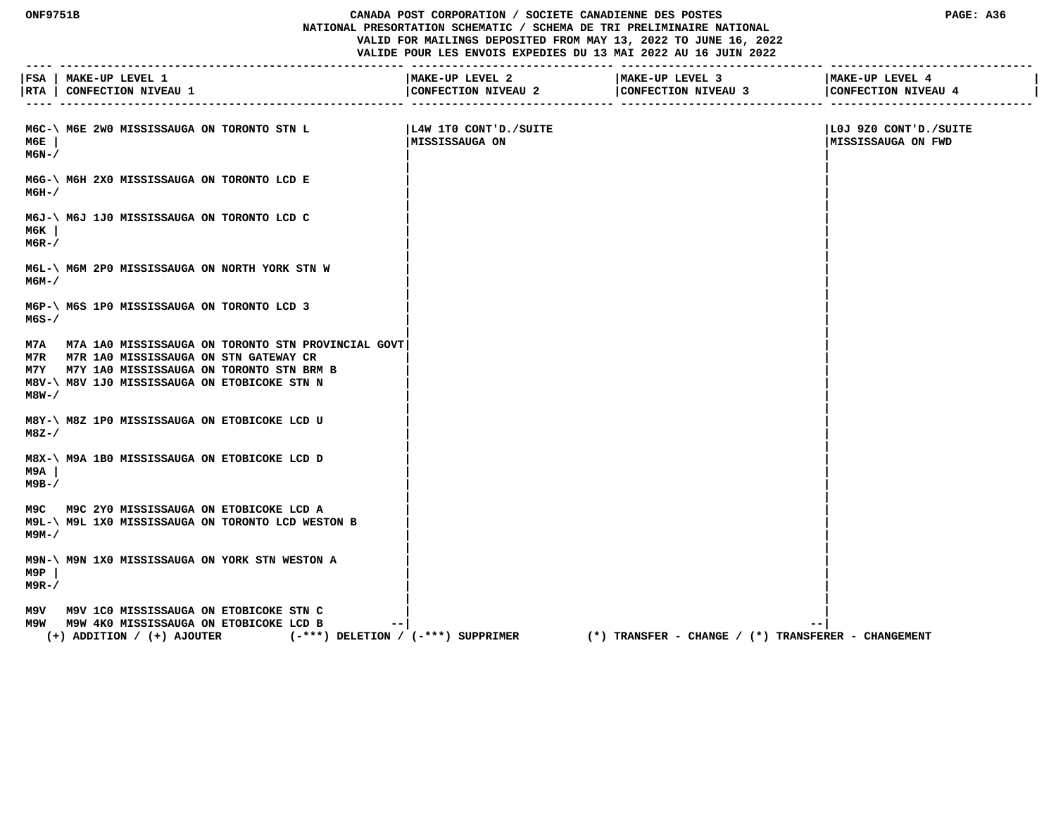CANADA POST CORPORATION / SOCIETE CANADIENNE DES POSTES
NATIONAL PRESORTATION SCHEMATIC / SCHEMA DE TRI PRELIMINAIRE NATIONAL
VALID FOR MAILINGS DEPOSITED FROM MAY 13, 2022 TO JUNE 16, 2022
VALIDE POUR LES ENVOIS EXPEDIES DU 13 MAI 2022 AU 16 JUIN 2022

| FSA / RTA | MAKE-UP LEVEL 1 / CONFECTION NIVEAU 1 | MAKE-UP LEVEL 2 / CONFECTION NIVEAU 2 | MAKE-UP LEVEL 3 / CONFECTION NIVEAU 3 | MAKE-UP LEVEL 4 / CONFECTION NIVEAU 4 |
|---|---|---|---|---|
| M6C-\ M6E \| M6N-/ | M6E 2W0 MISSISSAUGA ON TORONTO STN L | L4W 1T0 CONT'D./SUITE MISSISSAUGA ON | | L0J 9Z0 CONT'D./SUITE MISSISSAUGA ON FWD |
| M6G-\ M6H-/ | M6H 2X0 MISSISSAUGA ON TORONTO LCD E | | | |
| M6J-\ M6K \| M6R-/ | M6J 1J0 MISSISSAUGA ON TORONTO LCD C | | | |
| M6L-\ M6M-/ | M6M 2P0 MISSISSAUGA ON NORTH YORK STN W | | | |
| M6P-\ M6S-/ | M6S 1P0 MISSISSAUGA ON TORONTO LCD 3 | | | |
| M7A | M7A 1A0 MISSISSAUGA ON TORONTO STN PROVINCIAL GOVT | | | |
| M7R | M7R 1A0 MISSISSAUGA ON STN GATEWAY CR | | | |
| M7Y | M7Y 1A0 MISSISSAUGA ON TORONTO STN BRM B | | | |
| M8V-\ M8W-/ | M8V 1J0 MISSISSAUGA ON ETOBICOKE STN N | | | |
| M8Y-\ M8Z-/ | M8Z 1P0 MISSISSAUGA ON ETOBICOKE LCD U | | | |
| M8X-\ M9A \| M9B-/ | M9A 1B0 MISSISSAUGA ON ETOBICOKE LCD D | | | |
| M9C | M9C 2Y0 MISSISSAUGA ON ETOBICOKE LCD A | | | |
| M9L-\ M9M-/ | M9L 1X0 MISSISSAUGA ON TORONTO LCD WESTON B | | | |
| M9N-\ M9P \| M9R-/ | M9N 1X0 MISSISSAUGA ON YORK STN WESTON A | | | |
| M9V | M9V 1C0 MISSISSAUGA ON ETOBICOKE STN C | | | |
| M9W | M9W 4K0 MISSISSAUGA ON ETOBICOKE LCD B | | | |

(+) ADDITION / (+) AJOUTER (-***) DELETION / (-***) SUPPRIMER (*) TRANSFER - CHANGE / (*) TRANSFERER - CHANGEMENT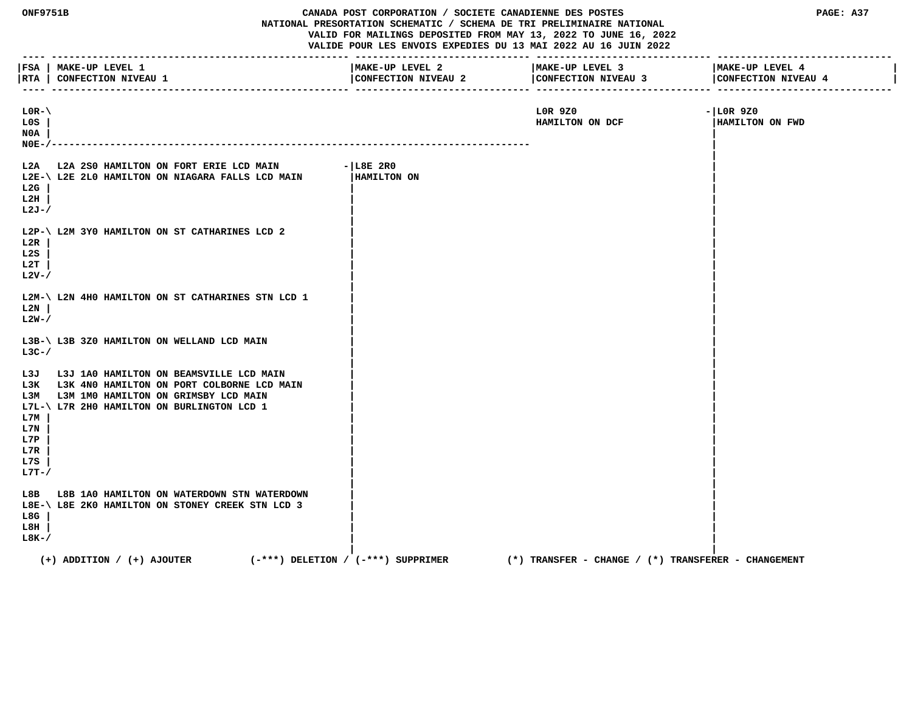ONF9751B

CANADA POST CORPORATION / SOCIETE CANADIENNE DES POSTES
NATIONAL PRESORTATION SCHEMATIC / SCHEMA DE TRI PRELIMINAIRE NATIONAL
VALID FOR MAILINGS DEPOSITED FROM MAY 13, 2022 TO JUNE 16, 2022
VALIDE POUR LES ENVOIS EXPEDIES DU 13 MAI 2022 AU 16 JUIN 2022

| FSA RTA | MAKE-UP LEVEL 1 CONFECTION NIVEAU 1 | MAKE-UP LEVEL 2 CONFECTION NIVEAU 2 | MAKE-UP LEVEL 3 CONFECTION NIVEAU 3 | MAKE-UP LEVEL 4 CONFECTION NIVEAU 4 |
|---|---|---|---|---|
| L0R-\ L0S \| N0A \| N0E-/ | | | L0R 9Z0 HAMILTON ON DCF | L0R 9Z0 HAMILTON ON FWD |
| L2A | L2A 2S0 HAMILTON ON FORT ERIE LCD MAIN | L8E 2R0 HAMILTON ON | | |
| L2E-\ L2G \| L2H \| L2J-/ | L2E 2L0 HAMILTON ON NIAGARA FALLS LCD MAIN | | | |
| L2P-\ L2R \| L2S \| L2T \| L2V-/ | L2M 3Y0 HAMILTON ON ST CATHARINES LCD 2 | | | |
| L2M-\ L2N \| L2W-/ | L2N 4H0 HAMILTON ON ST CATHARINES STN LCD 1 | | | |
| L3B-\ L3C-/ | L3B 3Z0 HAMILTON ON WELLAND LCD MAIN | | | |
| L3J | L3J 1A0 HAMILTON ON BEAMSVILLE LCD MAIN | | | |
| L3K | L3K 4N0 HAMILTON ON PORT COLBORNE LCD MAIN | | | |
| L3M | L3M 1M0 HAMILTON ON GRIMSBY LCD MAIN | | | |
| L7L-\ L7M \| L7N \| L7P \| L7R \| L7S \| L7T-/ | L7R 2H0 HAMILTON ON BURLINGTON LCD 1 | | | |
| L8B | L8B 1A0 HAMILTON ON WATERDOWN STN WATERDOWN | | | |
| L8E-\ L8G \| L8H \| L8K-/ | L8E 2K0 HAMILTON ON STONEY CREEK STN LCD 3 | | | |

(+) ADDITION / (+) AJOUTER (-***) DELETION / (-***) SUPPRIMER (*) TRANSFER - CHANGE / (*) TRANSFERER - CHANGEMENT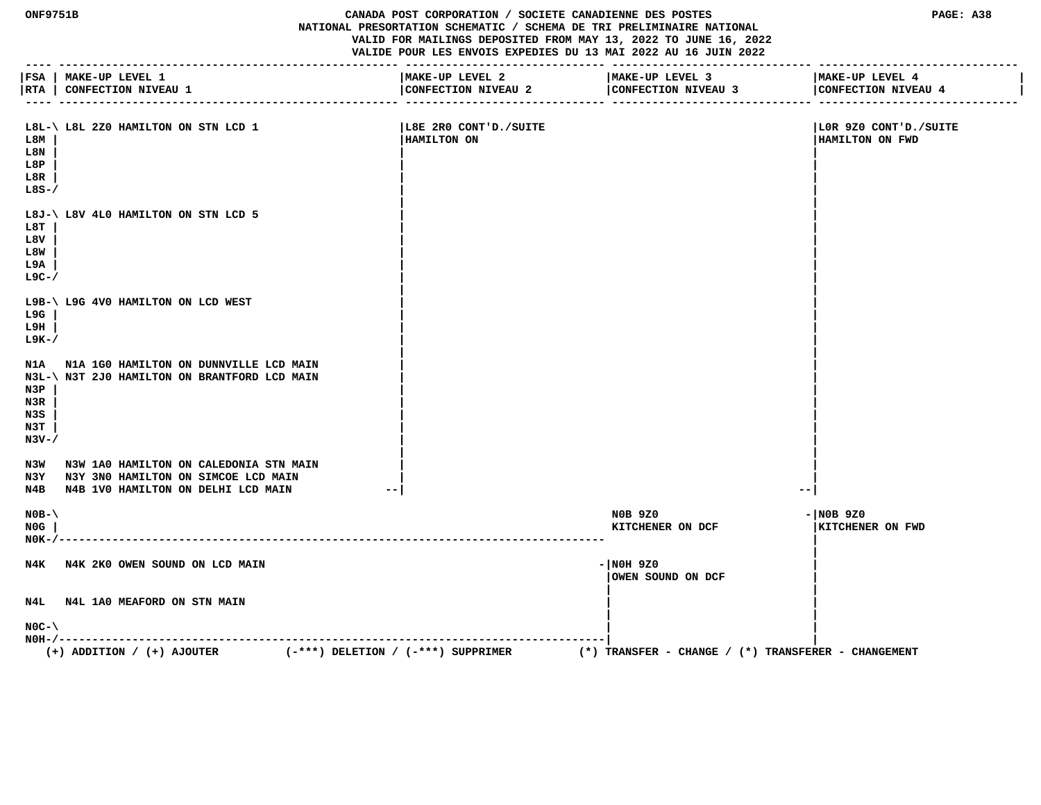CANADA POST CORPORATION / SOCIETE CANADIENNE DES POSTES
NATIONAL PRESORTATION SCHEMATIC / SCHEMA DE TRI PRELIMINAIRE NATIONAL
VALID FOR MAILINGS DEPOSITED FROM MAY 13, 2022 TO JUNE 16, 2022
VALIDE POUR LES ENVOIS EXPEDIES DU 13 MAI 2022 AU 16 JUIN 2022

| FSA / RTA | MAKE-UP LEVEL 1 / CONFECTION NIVEAU 1 | MAKE-UP LEVEL 2 / CONFECTION NIVEAU 2 | MAKE-UP LEVEL 3 / CONFECTION NIVEAU 3 | MAKE-UP LEVEL 4 / CONFECTION NIVEAU 4 |
|---|---|---|---|---|
| L8L, L8M, L8N, L8P, L8R, L8S | L8L 2Z0 HAMILTON ON STN LCD 1 | L8E 2R0 CONT'D./SUITE HAMILTON ON | | L0R 9Z0 CONT'D./SUITE HAMILTON ON FWD |
| L8J, L8T, L8V, L8W, L9A, L9C | L8V 4L0 HAMILTON ON STN LCD 5 | L8E 2R0 CONT'D./SUITE HAMILTON ON | | L0R 9Z0 CONT'D./SUITE HAMILTON ON FWD |
| L9B, L9G, L9H, L9K | L9G 4V0 HAMILTON ON LCD WEST | L8E 2R0 CONT'D./SUITE HAMILTON ON | | L0R 9Z0 CONT'D./SUITE HAMILTON ON FWD |
| N1A | N1A 1G0 HAMILTON ON DUNNVILLE LCD MAIN | L8E 2R0 CONT'D./SUITE HAMILTON ON | | L0R 9Z0 CONT'D./SUITE HAMILTON ON FWD |
| N3L, N3P, N3R, N3S, N3T, N3V | N3T 2J0 HAMILTON ON BRANTFORD LCD MAIN | L8E 2R0 CONT'D./SUITE HAMILTON ON | | L0R 9Z0 CONT'D./SUITE HAMILTON ON FWD |
| N3W | N3W 1A0 HAMILTON ON CALEDONIA STN MAIN | L8E 2R0 CONT'D./SUITE HAMILTON ON | | L0R 9Z0 CONT'D./SUITE HAMILTON ON FWD |
| N3Y | N3Y 3N0 HAMILTON ON SIMCOE LCD MAIN | L8E 2R0 CONT'D./SUITE HAMILTON ON | | L0R 9Z0 CONT'D./SUITE HAMILTON ON FWD |
| N4B | N4B 1V0 HAMILTON ON DELHI LCD MAIN | L8E 2R0 CONT'D./SUITE HAMILTON ON | | L0R 9Z0 CONT'D./SUITE HAMILTON ON FWD |
| N0B, N0G, N0K | | | N0B 9Z0 KITCHENER ON DCF | N0B 9Z0 KITCHENER ON FWD |
| N4K | N4K 2K0 OWEN SOUND ON LCD MAIN | | N0H 9Z0 OWEN SOUND ON DCF | N0B 9Z0 KITCHENER ON FWD |
| N4L | N4L 1A0 MEAFORD ON STN MAIN | | N0H 9Z0 OWEN SOUND ON DCF | N0B 9Z0 KITCHENER ON FWD |
| N0C, N0H | | | N0H 9Z0 OWEN SOUND ON DCF | N0B 9Z0 KITCHENER ON FWD |

(+) ADDITION / (+) AJOUTER (-***) DELETION / (-***) SUPPRIMER (*) TRANSFER - CHANGE / (*) TRANSFERER - CHANGEMENT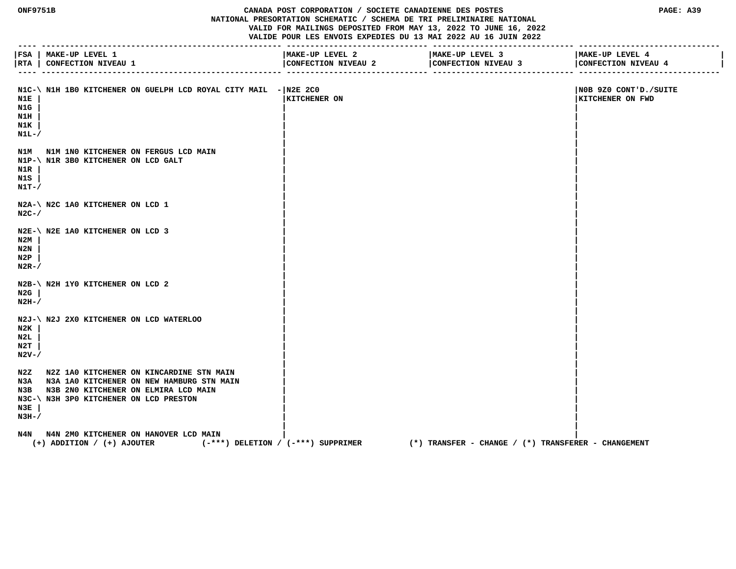CANADA POST CORPORATION / SOCIETE CANADIENNE DES POSTES
NATIONAL PRESORTATION SCHEMATIC / SCHEMA DE TRI PRELIMINAIRE NATIONAL
VALID FOR MAILINGS DEPOSITED FROM MAY 13, 2022 TO JUNE 16, 2022
VALIDE POUR LES ENVOIS EXPEDIES DU 13 MAI 2022 AU 16 JUIN 2022

| FSA / RTA | MAKE-UP LEVEL 1 / CONFECTION NIVEAU 1 | MAKE-UP LEVEL 2 / CONFECTION NIVEAU 2 | MAKE-UP LEVEL 3 / CONFECTION NIVEAU 3 | MAKE-UP LEVEL 4 / CONFECTION NIVEAU 4 |
|---|---|---|---|---|
| N1C-\ N1E \| N1G \| N1H \| N1K \| N1L-/ | N1H 1B0 KITCHENER ON GUELPH LCD ROYAL CITY MAIL - | N2E 2C0 KITCHENER ON | | N0B 9Z0 CONT'D./SUITE KITCHENER ON FWD |
| N1M | N1M 1N0 KITCHENER ON FERGUS LCD MAIN | | | |
| N1P-\ N1R \| N1S \| N1T-/ | N1R 3B0 KITCHENER ON LCD GALT | | | |
| N2A-\ N2C-/ | N2C 1A0 KITCHENER ON LCD 1 | | | |
| N2E-\ N2M \| N2N \| N2P \| N2R-/ | N2E 1A0 KITCHENER ON LCD 3 | | | |
| N2B-\ N2G \| N2H-/ | N2H 1Y0 KITCHENER ON LCD 2 | | | |
| N2J-\ N2K \| N2L \| N2T \| N2V-/ | N2J 2X0 KITCHENER ON LCD WATERLOO | | | |
| N2Z | N2Z 1A0 KITCHENER ON KINCARDINE STN MAIN | | | |
| N3A | N3A 1A0 KITCHENER ON NEW HAMBURG STN MAIN | | | |
| N3B | N3B 2N0 KITCHENER ON ELMIRA LCD MAIN | | | |
| N3C-\ N3E \| N3H-/ | N3H 3P0 KITCHENER ON LCD PRESTON | | | |
| N4N | N4N 2M0 KITCHENER ON HANOVER LCD MAIN | | | |

(+) ADDITION / (+) AJOUTER (-***) DELETION / (-***) SUPPRIMER (*) TRANSFER - CHANGE / (*) TRANSFERER - CHANGEMENT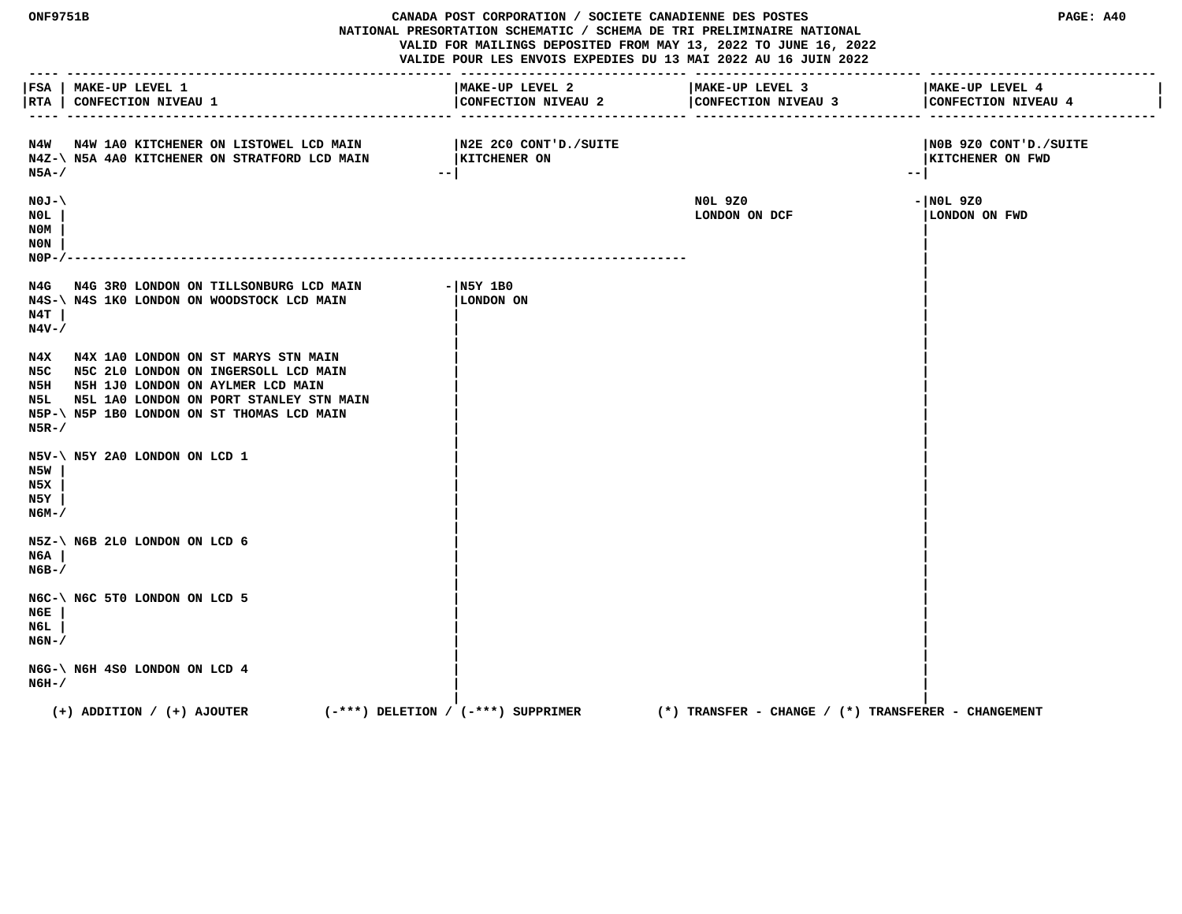ONF9751B

CANADA POST CORPORATION / SOCIETE CANADIENNE DES POSTES
NATIONAL PRESORTATION SCHEMATIC / SCHEMA DE TRI PRELIMINAIRE NATIONAL
VALID FOR MAILINGS DEPOSITED FROM MAY 13, 2022 TO JUNE 16, 2022
VALIDE POUR LES ENVOIS EXPEDIES DU 13 MAI 2022 AU 16 JUIN 2022

PAGE: A40

| FSA / RTA | MAKE-UP LEVEL 1 / CONFECTION NIVEAU 1 | MAKE-UP LEVEL 2 / CONFECTION NIVEAU 2 | MAKE-UP LEVEL 3 / CONFECTION NIVEAU 3 | MAKE-UP LEVEL 4 / CONFECTION NIVEAU 4 |
|---|---|---|---|---|
| N4W | N4W 1A0 KITCHENER ON LISTOWEL LCD MAIN | N2E 2C0 CONT'D./SUITE KITCHENER ON | | N0B 9Z0 CONT'D./SUITE KITCHENER ON FWD |
| N4Z-N5A | N5A 4A0 KITCHENER ON STRATFORD LCD MAIN | | | |
| N0J-N0L-N0M-N0N-N0P | | | N0L 9Z0 LONDON ON DCF | N0L 9Z0 LONDON ON FWD |
| N4G | N4G 3R0 LONDON ON TILLSONBURG LCD MAIN | N5Y 1B0 LONDON ON | | |
| N4S-N4T-N4V | N4S 1K0 LONDON ON WOODSTOCK LCD MAIN | | | |
| N4X | N4X 1A0 LONDON ON ST MARYS STN MAIN | | | |
| N5C | N5C 2L0 LONDON ON INGERSOLL LCD MAIN | | | |
| N5H | N5H 1J0 LONDON ON AYLMER LCD MAIN | | | |
| N5L | N5L 1A0 LONDON ON PORT STANLEY STN MAIN | | | |
| N5P-N5R | N5P 1B0 LONDON ON ST THOMAS LCD MAIN | | | |
| N5V-N5W-N5X-N5Y-N6M | N5Y 2A0 LONDON ON LCD 1 | | | |
| N5Z-N6A-N6B | N6B 2L0 LONDON ON LCD 6 | | | |
| N6C-N6E-N6L-N6N | N6C 5T0 LONDON ON LCD 5 | | | |
| N6G-N6H | N6H 4S0 LONDON ON LCD 4 | | | |

(+) ADDITION / (+) AJOUTER (-***) DELETION / (-***) SUPPRIMER (*) TRANSFER - CHANGE / (*) TRANSFERER - CHANGEMENT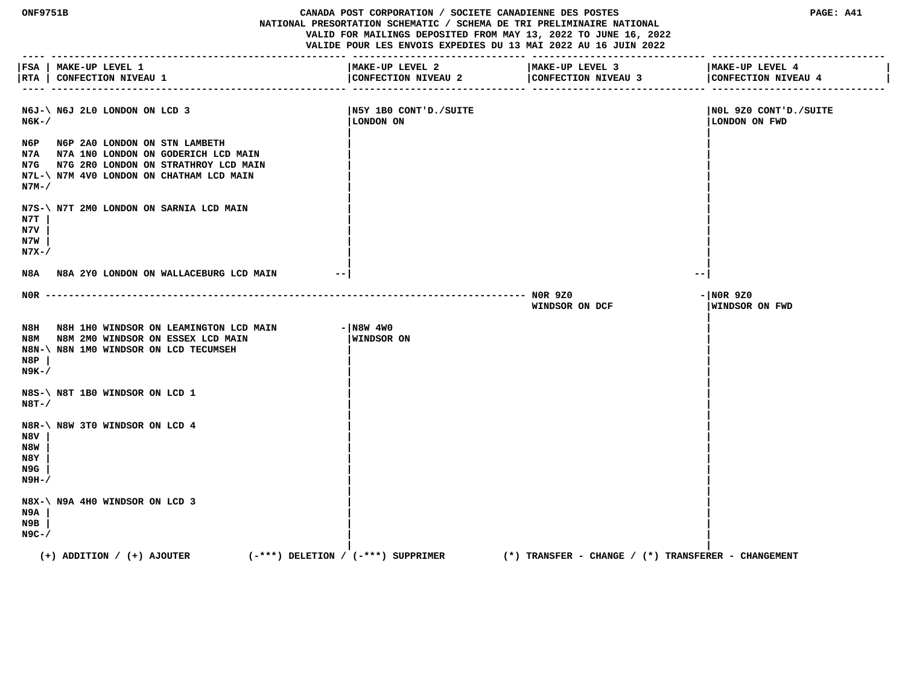**CANADA POST CORPORATION / SOCIETE CANADIENNE DES POSTES**
**NATIONAL PRESORTATION SCHEMATIC / SCHEMA DE TRI PRELIMINAIRE NATIONAL**
**VALID FOR MAILINGS DEPOSITED FROM MAY 13, 2022 TO JUNE 16, 2022**
**VALIDE POUR LES ENVOIS EXPEDIES DU 13 MAI 2022 AU 16 JUIN 2022**

| FSA / RTA | MAKE-UP LEVEL 1 / CONFECTION NIVEAU 1 | MAKE-UP LEVEL 2 / CONFECTION NIVEAU 2 | MAKE-UP LEVEL 3 / CONFECTION NIVEAU 3 | MAKE-UP LEVEL 4 / CONFECTION NIVEAU 4 |
|---|---|---|---|---|
| N6J, N6K | N6J 2L0 LONDON ON LCD 3 | N5Y 1B0 CONT'D./SUITE LONDON ON | | N0L 9Z0 CONT'D./SUITE LONDON ON FWD |
| N6P | N6P 2A0 LONDON ON STN LAMBETH | | | |
| N7A | N7A 1N0 LONDON ON GODERICH LCD MAIN | | | |
| N7G | N7G 2R0 LONDON ON STRATHROY LCD MAIN | | | |
| N7L, N7M | N7M 4V0 LONDON ON CHATHAM LCD MAIN | | | |
| N7S, N7T, N7V, N7W, N7X | N7T 2M0 LONDON ON SARNIA LCD MAIN | | | |
| N8A | N8A 2Y0 LONDON ON WALLACEBURG LCD MAIN | | | |
| N0R | | | N0R 9Z0 WINDSOR ON DCF | N0R 9Z0 WINDSOR ON FWD |
| N8H | N8H 1H0 WINDSOR ON LEAMINGTON LCD MAIN | N8W 4W0 WINDSOR ON | | |
| N8M | N8M 2M0 WINDSOR ON ESSEX LCD MAIN | | | |
| N8N, N8P, N9K | N8N 1M0 WINDSOR ON LCD TECUMSEH | | | |
| N8S, N8T | N8T 1B0 WINDSOR ON LCD 1 | | | |
| N8R, N8V, N8W, N8Y, N9G, N9H | N8W 3T0 WINDSOR ON LCD 4 | | | |
| N8X, N9A, N9B, N9C | N9A 4H0 WINDSOR ON LCD 3 | | | |

(+) ADDITION / (+) AJOUTER (-***) DELETION / (-***) SUPPRIMER (*) TRANSFER - CHANGE / (*) TRANSFERER - CHANGEMENT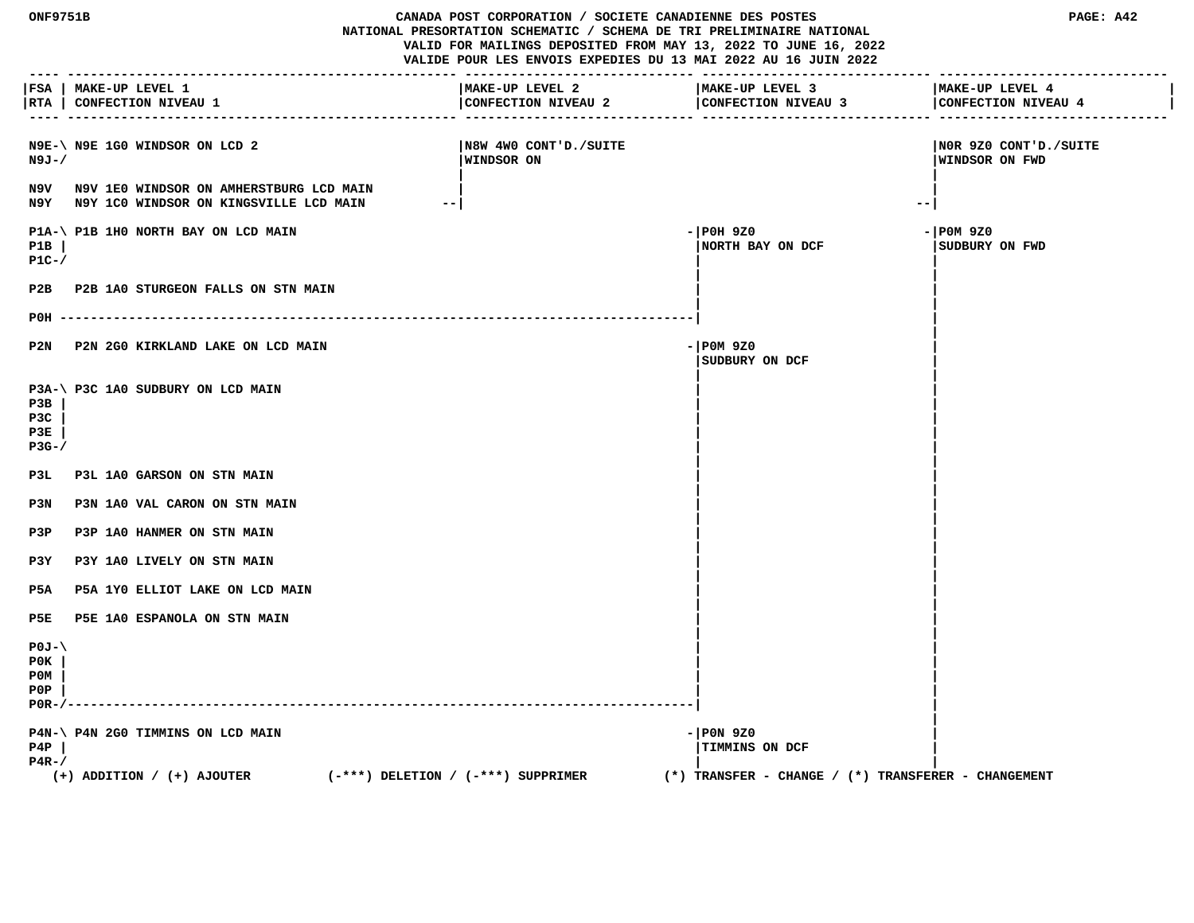CANADA POST CORPORATION / SOCIETE CANADIENNE DES POSTES
NATIONAL PRESORTATION SCHEMATIC / SCHEMA DE TRI PRELIMINAIRE NATIONAL
VALID FOR MAILINGS DEPOSITED FROM MAY 13, 2022 TO JUNE 16, 2022
VALIDE POUR LES ENVOIS EXPEDIES DU 13 MAI 2022 AU 16 JUIN 2022

| FSA / RTA | MAKE-UP LEVEL 1 / CONFECTION NIVEAU 1 | MAKE-UP LEVEL 2 / CONFECTION NIVEAU 2 | MAKE-UP LEVEL 3 / CONFECTION NIVEAU 3 | MAKE-UP LEVEL 4 / CONFECTION NIVEAU 4 |
|---|---|---|---|---|
| N9E-\ N9J-/ | N9E 1G0 WINDSOR ON LCD 2 | N8W 4W0 CONT'D./SUITE WINDSOR ON | | N0R 9Z0 CONT'D./SUITE WINDSOR ON FWD |
| N9V | N9V 1E0 WINDSOR ON AMHERSTBURG LCD MAIN | | | |
| N9Y | N9Y 1C0 WINDSOR ON KINGSVILLE LCD MAIN | | | |
| P1A-\ P1B \| P1C-/ | P1B 1H0 NORTH BAY ON LCD MAIN | | P0H 9Z0 NORTH BAY ON DCF | P0M 9Z0 SUDBURY ON FWD |
| P2B | P2B 1A0 STURGEON FALLS ON STN MAIN | | | |
| P0H | | | | |
| P2N | P2N 2G0 KIRKLAND LAKE ON LCD MAIN | | P0M 9Z0 SUDBURY ON DCF | |
| P3A-\ P3B \| P3C \| P3E \| P3G-/ | P3C 1A0 SUDBURY ON LCD MAIN | | | |
| P3L | P3L 1A0 GARSON ON STN MAIN | | | |
| P3N | P3N 1A0 VAL CARON ON STN MAIN | | | |
| P3P | P3P 1A0 HANMER ON STN MAIN | | | |
| P3Y | P3Y 1A0 LIVELY ON STN MAIN | | | |
| P5A | P5A 1Y0 ELLIOT LAKE ON LCD MAIN | | | |
| P5E | P5E 1A0 ESPANOLA ON STN MAIN | | | |
| P0J-\ P0K \| P0M \| P0P \| P0R-/ | | | | |
| P4N-\ P4P \| P4R-/ | P4N 2G0 TIMMINS ON LCD MAIN | | P0N 9Z0 TIMMINS ON DCF | |

(+) ADDITION / (+) AJOUTER (-***) DELETION / (-***) SUPPRIMER (*) TRANSFER - CHANGE / (*) TRANSFERER - CHANGEMENT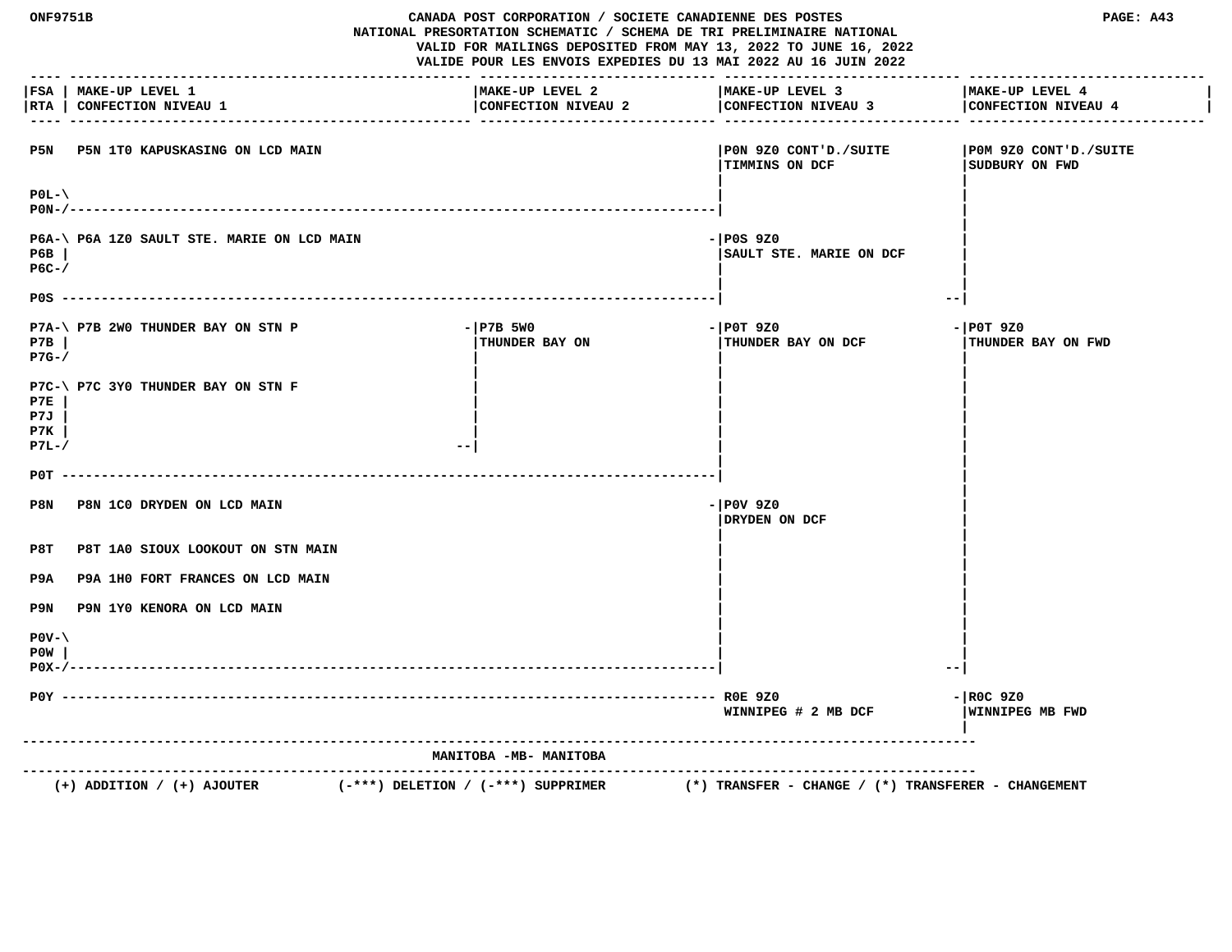CANADA POST CORPORATION / SOCIETE CANADIENNE DES POSTES
NATIONAL PRESORTATION SCHEMATIC / SCHEMA DE TRI PRELIMINAIRE NATIONAL
VALID FOR MAILINGS DEPOSITED FROM MAY 13, 2022 TO JUNE 16, 2022
VALIDE POUR LES ENVOIS EXPEDIES DU 13 MAI 2022 AU 16 JUIN 2022

| FSA RTA | MAKE-UP LEVEL 1 CONFECTION NIVEAU 1 | MAKE-UP LEVEL 2 CONFECTION NIVEAU 2 | MAKE-UP LEVEL 3 CONFECTION NIVEAU 3 | MAKE-UP LEVEL 4 CONFECTION NIVEAU 4 |
|---|---|---|---|---|
| P5N | P5N 1T0 KAPUSKASING ON LCD MAIN | | P0N 9Z0 CONT'D./SUITE TIMMINS ON DCF | P0M 9Z0 CONT'D./SUITE SUDBURY ON FWD |
| P0L, P0N | | | | |
| P6A, P6B, P6C | P6A 1Z0 SAULT STE. MARIE ON LCD MAIN | | P0S 9Z0 SAULT STE. MARIE ON DCF | |
| P0S | | | | |
| P7A, P7B, P7G | P7B 2W0 THUNDER BAY ON STN P | P7B 5W0 THUNDER BAY ON | P0T 9Z0 THUNDER BAY ON DCF | P0T 9Z0 THUNDER BAY ON FWD |
| P7C, P7E, P7J, P7K, P7L | P7C 3Y0 THUNDER BAY ON STN F | | | |
| P0T | | | | |
| P8N | P8N 1C0 DRYDEN ON LCD MAIN | | P0V 9Z0 DRYDEN ON DCF | |
| P8T | P8T 1A0 SIOUX LOOKOUT ON STN MAIN | | | |
| P9A | P9A 1H0 FORT FRANCES ON LCD MAIN | | | |
| P9N | P9N 1Y0 KENORA ON LCD MAIN | | | |
| P0V, P0W, P0X | | | | |
| P0Y | | | R0E 9Z0 WINNIPEG # 2 MB DCF | R0C 9Z0 WINNIPEG MB FWD |

MANITOBA -MB- MANITOBA

(+) ADDITION / (+) AJOUTER (-***) DELETION / (-***) SUPPRIMER (*) TRANSFER - CHANGE / (*) TRANSFERER - CHANGEMENT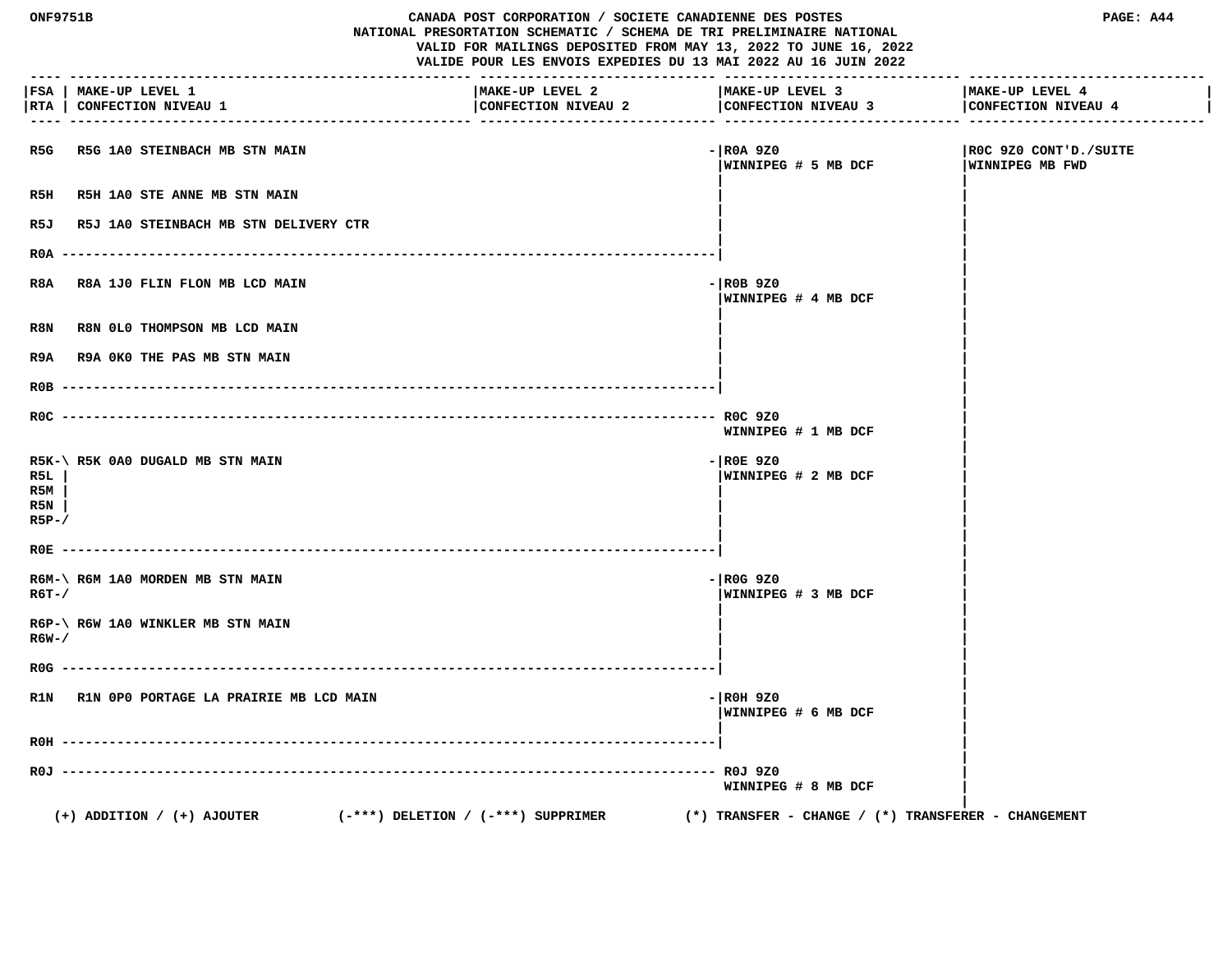CANADA POST CORPORATION / SOCIETE CANADIENNE DES POSTES
NATIONAL PRESORTATION SCHEMATIC / SCHEMA DE TRI PRELIMINAIRE NATIONAL
VALID FOR MAILINGS DEPOSITED FROM MAY 13, 2022 TO JUNE 16, 2022
VALIDE POUR LES ENVOIS EXPEDIES DU 13 MAI 2022 AU 16 JUIN 2022

| FSA RTA | MAKE-UP LEVEL 1 CONFECTION NIVEAU 1 | MAKE-UP LEVEL 2 CONFECTION NIVEAU 2 | MAKE-UP LEVEL 3 CONFECTION NIVEAU 3 | MAKE-UP LEVEL 4 CONFECTION NIVEAU 4 |
|---|---|---|---|---|
| R5G | R5G 1A0 STEINBACH MB STN MAIN | | R0A 9Z0 WINNIPEG # 5 MB DCF | R0C 9Z0 CONT'D./SUITE WINNIPEG MB FWD |
| R5H | R5H 1A0 STE ANNE MB STN MAIN | | | |
| R5J | R5J 1A0 STEINBACH MB STN DELIVERY CTR | | | |
| R0A | | | | |
| R8A | R8A 1J0 FLIN FLON MB LCD MAIN | | R0B 9Z0 WINNIPEG # 4 MB DCF | |
| R8N | R8N 0L0 THOMPSON MB LCD MAIN | | | |
| R9A | R9A 0K0 THE PAS MB STN MAIN | | | |
| R0B | | | | |
| R0C | | | R0C 9Z0 WINNIPEG # 1 MB DCF | |
| R5K, R5L, R5M, R5N, R5P | R5K 0A0 DUGALD MB STN MAIN | | R0E 9Z0 WINNIPEG # 2 MB DCF | |
| R0E | | | | |
| R6M, R6T | R6M 1A0 MORDEN MB STN MAIN | | R0G 9Z0 WINNIPEG # 3 MB DCF | |
| R6P, R6W | R6W 1A0 WINKLER MB STN MAIN | | | |
| R0G | | | | |
| R1N | R1N 0P0 PORTAGE LA PRAIRIE MB LCD MAIN | | R0H 9Z0 WINNIPEG # 6 MB DCF | |
| R0H | | | | |
| R0J | | | R0J 9Z0 WINNIPEG # 8 MB DCF | |

(+) ADDITION / (+) AJOUTER (-***) DELETION / (-***) SUPPRIMER (*) TRANSFER - CHANGE / (*) TRANSFERER - CHANGEMENT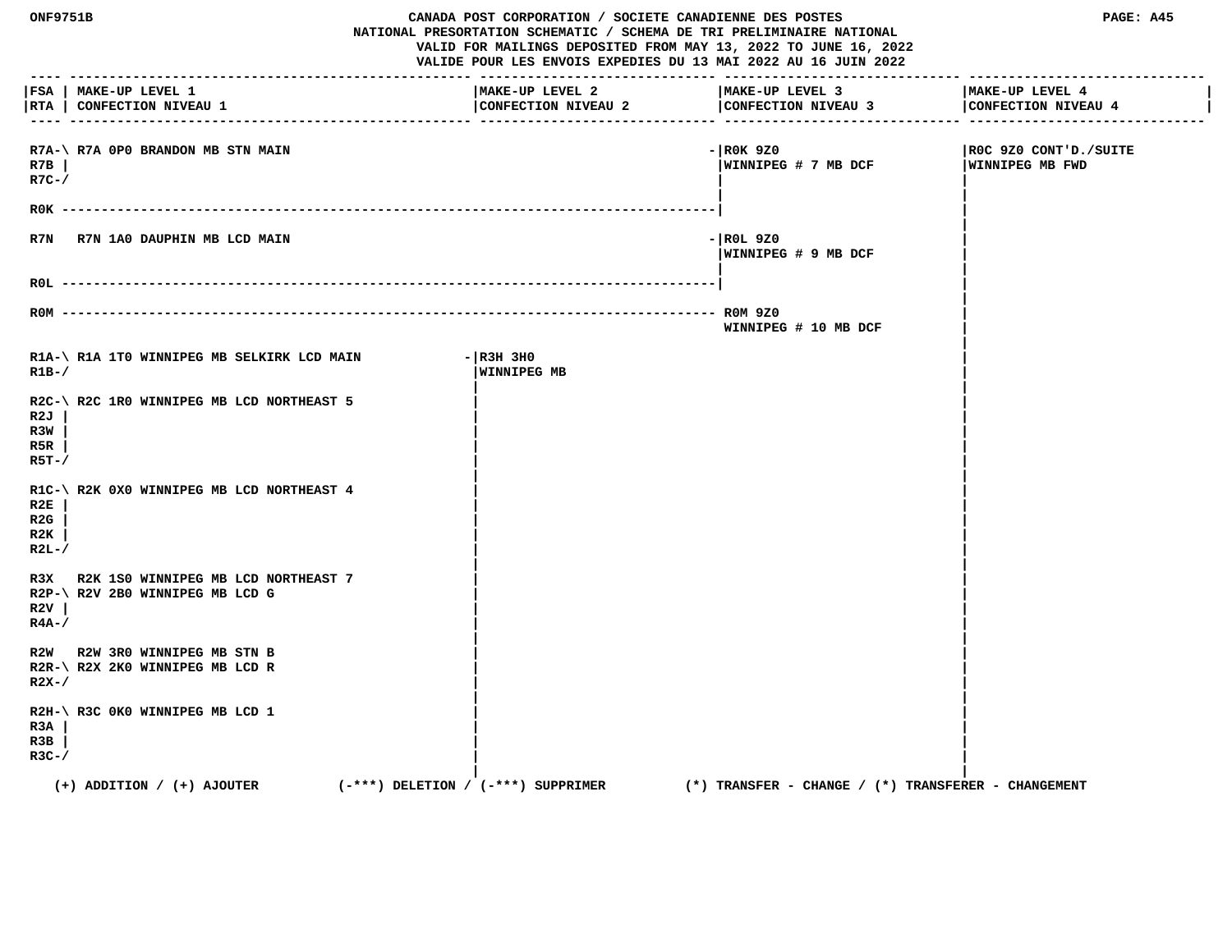CANADA POST CORPORATION / SOCIETE CANADIENNE DES POSTES
NATIONAL PRESORTATION SCHEMATIC / SCHEMA DE TRI PRELIMINAIRE NATIONAL
VALID FOR MAILINGS DEPOSITED FROM MAY 13, 2022 TO JUNE 16, 2022
VALIDE POUR LES ENVOIS EXPEDIES DU 13 MAI 2022 AU 16 JUIN 2022

| FSA / RTA | MAKE-UP LEVEL 1 / CONFECTION NIVEAU 1 | MAKE-UP LEVEL 2 / CONFECTION NIVEAU 2 | MAKE-UP LEVEL 3 / CONFECTION NIVEAU 3 | MAKE-UP LEVEL 4 / CONFECTION NIVEAU 4 |
|---|---|---|---|---|
| R7A, R7B, R7C | R7A 0P0 BRANDON MB STN MAIN | | R0K 9Z0 WINNIPEG # 7 MB DCF | R0C 9Z0 CONT'D./SUITE WINNIPEG MB FWD |
| R0K | | | R0K 9Z0 WINNIPEG # 7 MB DCF | R0C 9Z0 CONT'D./SUITE WINNIPEG MB FWD |
| R7N | R7N 1A0 DAUPHIN MB LCD MAIN | | R0L 9Z0 WINNIPEG # 9 MB DCF | R0C 9Z0 CONT'D./SUITE WINNIPEG MB FWD |
| R0L | | | R0L 9Z0 WINNIPEG # 9 MB DCF | R0C 9Z0 CONT'D./SUITE WINNIPEG MB FWD |
| R0M | | | R0M 9Z0 WINNIPEG # 10 MB DCF | R0C 9Z0 CONT'D./SUITE WINNIPEG MB FWD |
| R1A, R1B | R1A 1T0 WINNIPEG MB SELKIRK LCD MAIN | R3H 3H0 WINNIPEG MB | | R0C 9Z0 CONT'D./SUITE WINNIPEG MB FWD |
| R2C, R2J, R3W, R5R, R5T | R2C 1R0 WINNIPEG MB LCD NORTHEAST 5 | R3H 3H0 WINNIPEG MB | | R0C 9Z0 CONT'D./SUITE WINNIPEG MB FWD |
| R1C, R2E, R2G, R2K, R2L | R2K 0X0 WINNIPEG MB LCD NORTHEAST 4 | R3H 3H0 WINNIPEG MB | | R0C 9Z0 CONT'D./SUITE WINNIPEG MB FWD |
| R3X | R2K 1S0 WINNIPEG MB LCD NORTHEAST 7 | R3H 3H0 WINNIPEG MB | | R0C 9Z0 CONT'D./SUITE WINNIPEG MB FWD |
| R2P, R2V, R4A | R2V 2B0 WINNIPEG MB LCD G | R3H 3H0 WINNIPEG MB | | R0C 9Z0 CONT'D./SUITE WINNIPEG MB FWD |
| R2W | R2W 3R0 WINNIPEG MB STN B | R3H 3H0 WINNIPEG MB | | R0C 9Z0 CONT'D./SUITE WINNIPEG MB FWD |
| R2R, R2X | R2X 2K0 WINNIPEG MB LCD R | R3H 3H0 WINNIPEG MB | | R0C 9Z0 CONT'D./SUITE WINNIPEG MB FWD |
| R2H, R3A, R3B, R3C | R3C 0K0 WINNIPEG MB LCD 1 | R3H 3H0 WINNIPEG MB | | R0C 9Z0 CONT'D./SUITE WINNIPEG MB FWD |

(+) ADDITION / (+) AJOUTER (-***) DELETION / (-***) SUPPRIMER (*) TRANSFER - CHANGE / (*) TRANSFERER - CHANGEMENT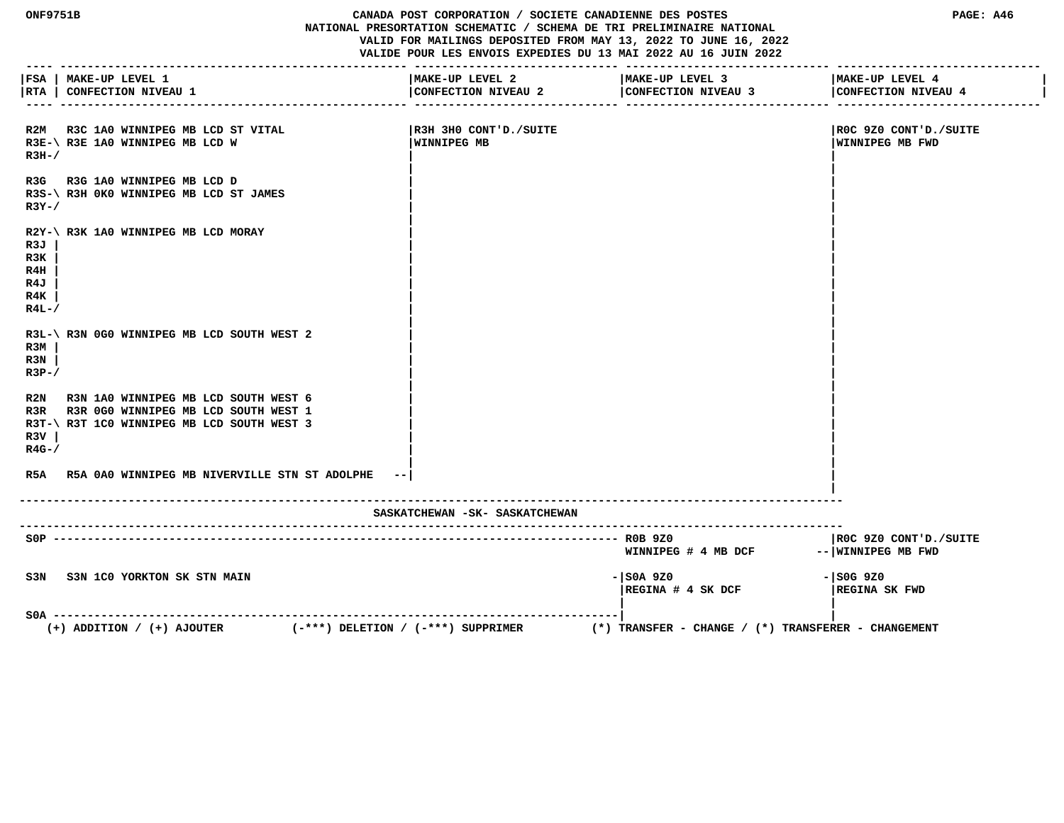| FSA / RTA | MAKE-UP LEVEL 1 / CONFECTION NIVEAU 1 | MAKE-UP LEVEL 2 / CONFECTION NIVEAU 2 | MAKE-UP LEVEL 3 / CONFECTION NIVEAU 3 | MAKE-UP LEVEL 4 / CONFECTION NIVEAU 4 |
| --- | --- | --- | --- | --- |
| R2M | R3C 1A0 WINNIPEG MB LCD ST VITAL | R3H 3H0 CONT'D./SUITE WINNIPEG MB | | R0C 9Z0 CONT'D./SUITE WINNIPEG MB FWD |
| R3E-\ R3H-/ | R3E 1A0 WINNIPEG MB LCD W | | | |
| R3G | R3G 1A0 WINNIPEG MB LCD D | | | |
| R3S-\ R3Y-/ | R3H 0K0 WINNIPEG MB LCD ST JAMES | | | |
| R2Y-\ R3J R3K R4H R4J R4K R4L-/ | R3K 1A0 WINNIPEG MB LCD MORAY | | | |
| R3L-\ R3M R3N R3P-/ | R3N 0G0 WINNIPEG MB LCD SOUTH WEST 2 | | | |
| R2N | R3N 1A0 WINNIPEG MB LCD SOUTH WEST 6 | | | |
| R3R | R3R 0G0 WINNIPEG MB LCD SOUTH WEST 1 | | | |
| R3T-\ R3V R4G-/ | R3T 1C0 WINNIPEG MB LCD SOUTH WEST 3 | | | |
| R5A | R5A 0A0 WINNIPEG MB NIVERVILLE STN ST ADOLPHE -- | | | |

## SASKATCHEWAN -SK- SASKATCHEWAN

| FSA / RTA | MAKE-UP LEVEL 1 / CONFECTION NIVEAU 1 | MAKE-UP LEVEL 2 / CONFECTION NIVEAU 2 | MAKE-UP LEVEL 3 / CONFECTION NIVEAU 3 | MAKE-UP LEVEL 4 / CONFECTION NIVEAU 4 |
| --- | --- | --- | --- | --- |
| S0P | ---------- | ---------- | R0B 9Z0 WINNIPEG # 4 MB DCF -- | R0C 9Z0 CONT'D./SUITE WINNIPEG MB FWD |
| S3N | S3N 1C0 YORKTON SK STN MAIN | - | S0A 9Z0 REGINA # 4 SK DCF - | S0G 9Z0 REGINA SK FWD |
| S0A | ---------- | ---------- | | |

(+) ADDITION / (+) AJOUTER (-***) DELETION / (-***) SUPPRIMER (*) TRANSFER - CHANGE / (*) TRANSFERER - CHANGEMENT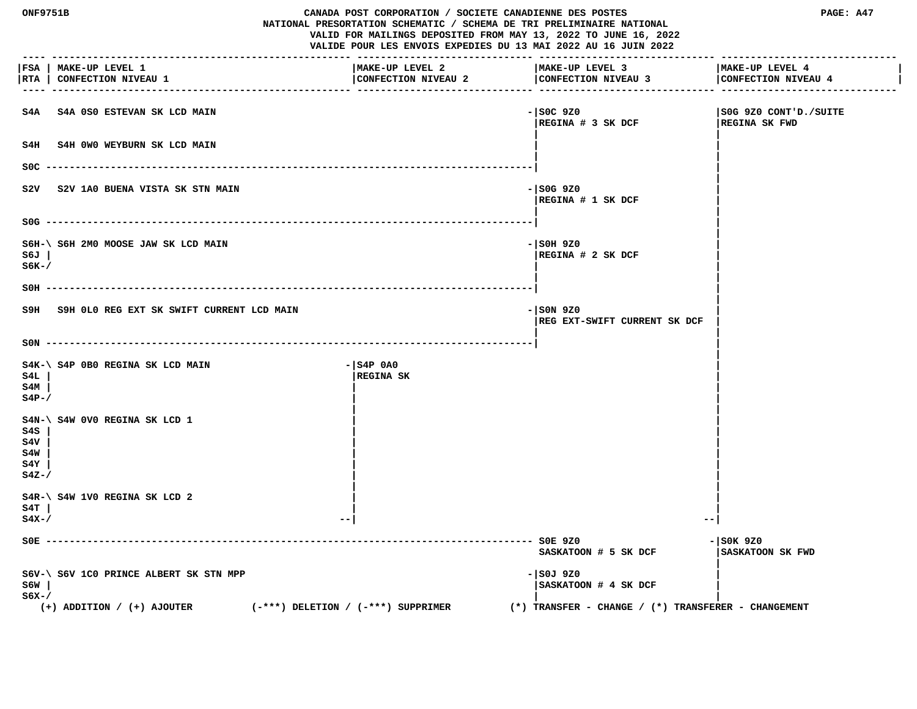CANADA POST CORPORATION / SOCIETE CANADIENNE DES POSTES
NATIONAL PRESORTATION SCHEMATIC / SCHEMA DE TRI PRELIMINAIRE NATIONAL
VALID FOR MAILINGS DEPOSITED FROM MAY 13, 2022 TO JUNE 16, 2022
VALIDE POUR LES ENVOIS EXPEDIES DU 13 MAI 2022 AU 16 JUIN 2022

| FSA / RTA | MAKE-UP LEVEL 1 / CONFECTION NIVEAU 1 | MAKE-UP LEVEL 2 / CONFECTION NIVEAU 2 | MAKE-UP LEVEL 3 / CONFECTION NIVEAU 3 | MAKE-UP LEVEL 4 / CONFECTION NIVEAU 4 |
|---|---|---|---|---|
| S4A | S4A 0S0 ESTEVAN SK LCD MAIN | | S0C 9Z0 REGINA # 3 SK DCF | S0G 9Z0 CONT'D./SUITE REGINA SK FWD |
| S4H | S4H 0W0 WEYBURN SK LCD MAIN | | S0C 9Z0 REGINA # 3 SK DCF | S0G 9Z0 REGINA SK FWD |
| S0C | | | S0C 9Z0 REGINA # 3 SK DCF | S0G 9Z0 REGINA SK FWD |
| S2V | S2V 1A0 BUENA VISTA SK STN MAIN | | S0G 9Z0 REGINA # 1 SK DCF | S0G 9Z0 REGINA SK FWD |
| S0G | | | S0G 9Z0 REGINA # 1 SK DCF | S0G 9Z0 REGINA SK FWD |
| S6H, S6J, S6K | S6H 2M0 MOOSE JAW SK LCD MAIN | | S0H 9Z0 REGINA # 2 SK DCF | S0G 9Z0 REGINA SK FWD |
| S0H | | | S0H 9Z0 REGINA # 2 SK DCF | S0G 9Z0 REGINA SK FWD |
| S9H | S9H 0L0 REG EXT SK SWIFT CURRENT LCD MAIN | | S0N 9Z0 REG EXT-SWIFT CURRENT SK DCF | S0G 9Z0 REGINA SK FWD |
| S0N | | | S0N 9Z0 REG EXT-SWIFT CURRENT SK DCF | S0G 9Z0 REGINA SK FWD |
| S4K, S4L, S4M, S4P | S4P 0B0 REGINA SK LCD MAIN | S4P 0A0 REGINA SK | | S0G 9Z0 REGINA SK FWD |
| S4N, S4S, S4V, S4W, S4Y, S4Z | S4W 0V0 REGINA SK LCD 1 | S4P 0A0 REGINA SK | | S0G 9Z0 REGINA SK FWD |
| S4R, S4T, S4X | S4W 1V0 REGINA SK LCD 2 | S4P 0A0 REGINA SK | | S0G 9Z0 REGINA SK FWD |
| S0E | | | S0E 9Z0 SASKATOON # 5 SK DCF | S0K 9Z0 SASKATOON SK FWD |
| S6V, S6W, S6X | S6V 1C0 PRINCE ALBERT SK STN MPP | | S0J 9Z0 SASKATOON # 4 SK DCF | S0K 9Z0 SASKATOON SK FWD |

(+) ADDITION / (+) AJOUTER (-***) DELETION / (-***) SUPPRIMER (*) TRANSFER - CHANGE / (*) TRANSFERER - CHANGEMENT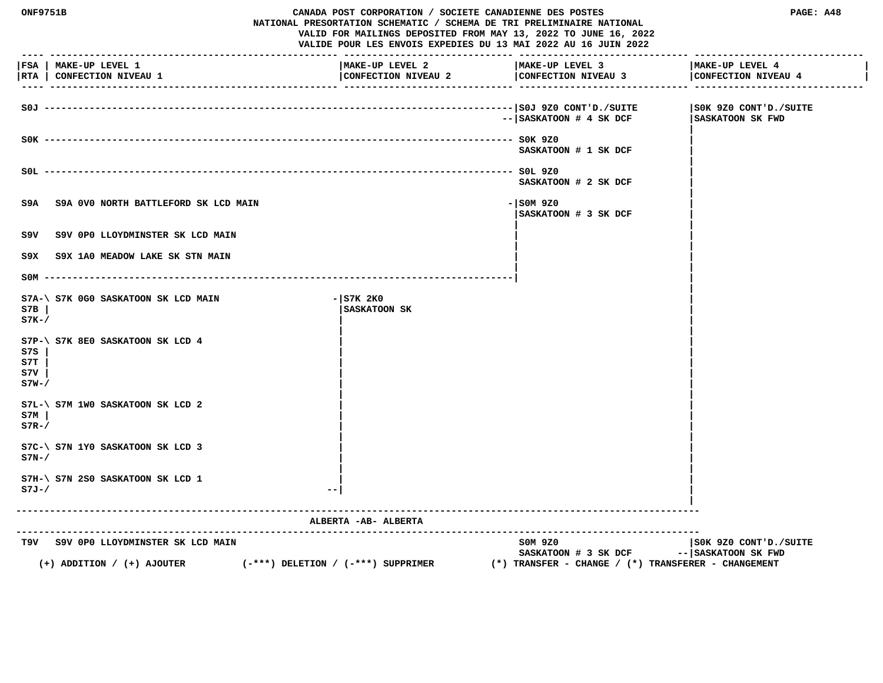CANADA POST CORPORATION / SOCIETE CANADIENNE DES POSTES
NATIONAL PRESORTATION SCHEMATIC / SCHEMA DE TRI PRELIMINAIRE NATIONAL
VALID FOR MAILINGS DEPOSITED FROM MAY 13, 2022 TO JUNE 16, 2022
VALIDE POUR LES ENVOIS EXPEDIES DU 13 MAI 2022 AU 16 JUIN 2022

| FSA / RTA | MAKE-UP LEVEL 1 / CONFECTION NIVEAU 1 | MAKE-UP LEVEL 2 / CONFECTION NIVEAU 2 | MAKE-UP LEVEL 3 / CONFECTION NIVEAU 3 | MAKE-UP LEVEL 4 / CONFECTION NIVEAU 4 |
|---|---|---|---|---|
| S0J | | | S0J 9Z0 CONT'D./SUITE SASKATOON # 4 SK DCF | S0K 9Z0 CONT'D./SUITE SASKATOON SK FWD |
| S0K | | | S0K 9Z0 SASKATOON # 1 SK DCF | |
| S0L | | | S0L 9Z0 SASKATOON # 2 SK DCF | |
| S9A | S9A 0V0 NORTH BATTLEFORD SK LCD MAIN | | S0M 9Z0 SASKATOON # 3 SK DCF | |
| S9V | S9V 0P0 LLOYDMINSTER SK LCD MAIN | | | |
| S9X | S9X 1A0 MEADOW LAKE SK STN MAIN | | | |
| S0M | | | | |
| S7A, S7B, S7K | S7K 0G0 SASKATOON SK LCD MAIN | S7K 2K0 SASKATOON SK | | |
| S7P, S7S, S7T, S7V, S7W | S7K 8E0 SASKATOON SK LCD 4 | | | |
| S7L, S7M, S7R | S7M 1W0 SASKATOON SK LCD 2 | | | |
| S7C, S7N | S7N 1Y0 SASKATOON SK LCD 3 | | | |
| S7H, S7J | S7N 2S0 SASKATOON SK LCD 1 | | | |

## ALBERTA -AB- ALBERTA

| FSA / RTA | MAKE-UP LEVEL 1 / CONFECTION NIVEAU 1 | MAKE-UP LEVEL 2 / CONFECTION NIVEAU 2 | MAKE-UP LEVEL 3 / CONFECTION NIVEAU 3 | MAKE-UP LEVEL 4 / CONFECTION NIVEAU 4 |
|---|---|---|---|---|
| T9V | S9V 0P0 LLOYDMINSTER SK LCD MAIN | | S0M 9Z0 SASKATOON # 3 SK DCF | S0K 9Z0 CONT'D./SUITE SASKATOON SK FWD |

(+) ADDITION / (+) AJOUTER (-***) DELETION / (-***) SUPPRIMER (*) TRANSFER - CHANGE / (*) TRANSFERER - CHANGEMENT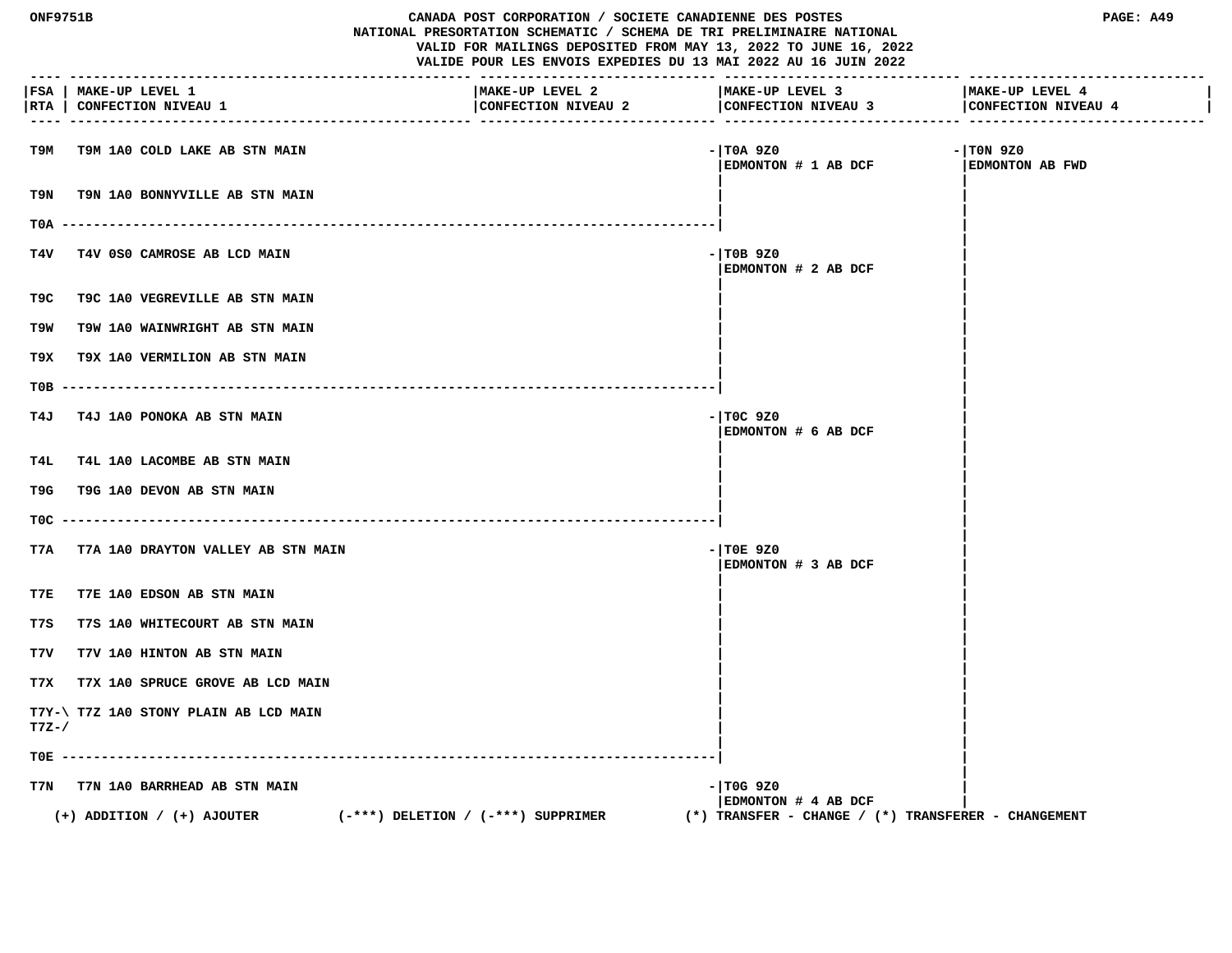CANADA POST CORPORATION / SOCIETE CANADIENNE DES POSTES
NATIONAL PRESORTATION SCHEMATIC / SCHEMA DE TRI PRELIMINAIRE NATIONAL
VALID FOR MAILINGS DEPOSITED FROM MAY 13, 2022 TO JUNE 16, 2022
VALIDE POUR LES ENVOIS EXPEDIES DU 13 MAI 2022 AU 16 JUIN 2022

| FSA / RTA | MAKE-UP LEVEL 1 / CONFECTION NIVEAU 1 | MAKE-UP LEVEL 2 / CONFECTION NIVEAU 2 | MAKE-UP LEVEL 3 / CONFECTION NIVEAU 3 | MAKE-UP LEVEL 4 / CONFECTION NIVEAU 4 |
|---|---|---|---|---|
| T9M | T9M 1A0 COLD LAKE AB STN MAIN | | T0A 9Z0 EDMONTON # 1 AB DCF | T0N 9Z0 EDMONTON AB FWD |
| T9N | T9N 1A0 BONNYVILLE AB STN MAIN | | | |
| T0A | | | | |
| T4V | T4V 0S0 CAMROSE AB LCD MAIN | | T0B 9Z0 EDMONTON # 2 AB DCF | |
| T9C | T9C 1A0 VEGREVILLE AB STN MAIN | | | |
| T9W | T9W 1A0 WAINWRIGHT AB STN MAIN | | | |
| T9X | T9X 1A0 VERMILION AB STN MAIN | | | |
| T0B | | | | |
| T4J | T4J 1A0 PONOKA AB STN MAIN | | T0C 9Z0 EDMONTON # 6 AB DCF | |
| T4L | T4L 1A0 LACOMBE AB STN MAIN | | | |
| T9G | T9G 1A0 DEVON AB STN MAIN | | | |
| T0C | | | | |
| T7A | T7A 1A0 DRAYTON VALLEY AB STN MAIN | | T0E 9Z0 EDMONTON # 3 AB DCF | |
| T7E | T7E 1A0 EDSON AB STN MAIN | | | |
| T7S | T7S 1A0 WHITECOURT AB STN MAIN | | | |
| T7V | T7V 1A0 HINTON AB STN MAIN | | | |
| T7X | T7X 1A0 SPRUCE GROVE AB LCD MAIN | | | |
| T7Y-\ T7Z-/ | T7Z 1A0 STONY PLAIN AB LCD MAIN | | | |
| T0E | | | | |
| T7N | T7N 1A0 BARRHEAD AB STN MAIN | | T0G 9Z0 EDMONTON # 4 AB DCF | |

(+) ADDITION / (+) AJOUTER (-***) DELETION / (-***) SUPPRIMER (*) TRANSFER - CHANGE / (*) TRANSFERER - CHANGEMENT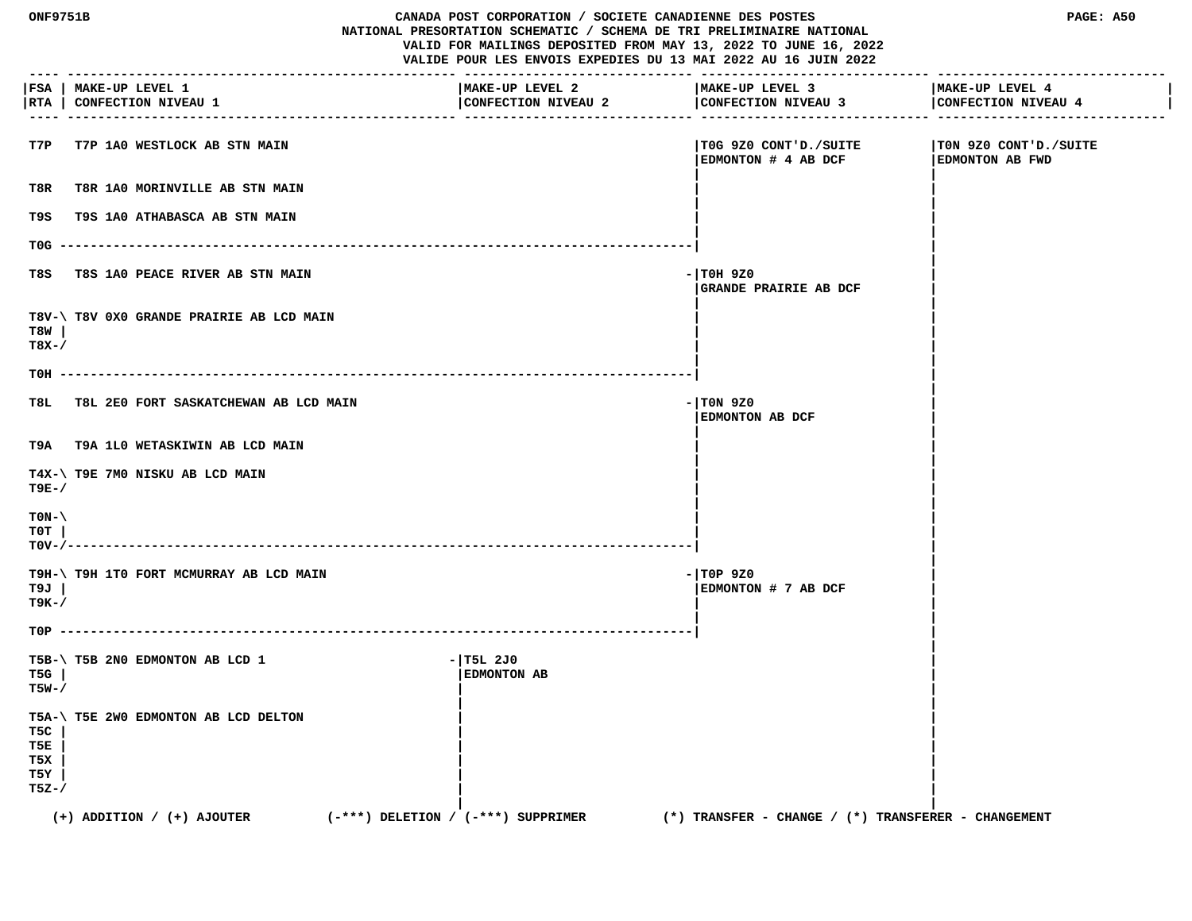CANADA POST CORPORATION / SOCIETE CANADIENNE DES POSTES
NATIONAL PRESORTATION SCHEMATIC / SCHEMA DE TRI PRELIMINAIRE NATIONAL
VALID FOR MAILINGS DEPOSITED FROM MAY 13, 2022 TO JUNE 16, 2022
VALIDE POUR LES ENVOIS EXPEDIES DU 13 MAI 2022 AU 16 JUIN 2022

| FSA / RTA | MAKE-UP LEVEL 1 / CONFECTION NIVEAU 1 | MAKE-UP LEVEL 2 / CONFECTION NIVEAU 2 | MAKE-UP LEVEL 3 / CONFECTION NIVEAU 3 | MAKE-UP LEVEL 4 / CONFECTION NIVEAU 4 |
|---|---|---|---|---|
| T7P | T7P 1A0 WESTLOCK AB STN MAIN | | T0G 9Z0 CONT'D./SUITE EDMONTON # 4 AB DCF | T0N 9Z0 CONT'D./SUITE EDMONTON AB FWD |
| T8R | T8R 1A0 MORINVILLE AB STN MAIN | | | |
| T9S | T9S 1A0 ATHABASCA AB STN MAIN | | | |
| T0G | | | | |
| T8S | T8S 1A0 PEACE RIVER AB STN MAIN | | T0H 9Z0 GRANDE PRAIRIE AB DCF | |
| T8V, T8W, T8X | T8V 0X0 GRANDE PRAIRIE AB LCD MAIN | | | |
| T0H | | | | |
| T8L | T8L 2E0 FORT SASKATCHEWAN AB LCD MAIN | | T0N 9Z0 EDMONTON AB DCF | |
| T9A | T9A 1L0 WETASKIWIN AB LCD MAIN | | | |
| T4X, T9E | T9E 7M0 NISKU AB LCD MAIN | | | |
| T0N, T0T, T0V | | | | |
| T9H, T9J, T9K | T9H 1T0 FORT MCMURRAY AB LCD MAIN | | T0P 9Z0 EDMONTON # 7 AB DCF | |
| T0P | | | | |
| T5B, T5G, T5W | T5B 2N0 EDMONTON AB LCD 1 | T5L 2J0 EDMONTON AB | | |
| T5A, T5C, T5E, T5X, T5Y, T5Z | T5E 2W0 EDMONTON AB LCD DELTON | | | |

(+) ADDITION / (+) AJOUTER (-***) DELETION / (-***) SUPPRIMER (*) TRANSFER - CHANGE / (*) TRANSFERER - CHANGEMENT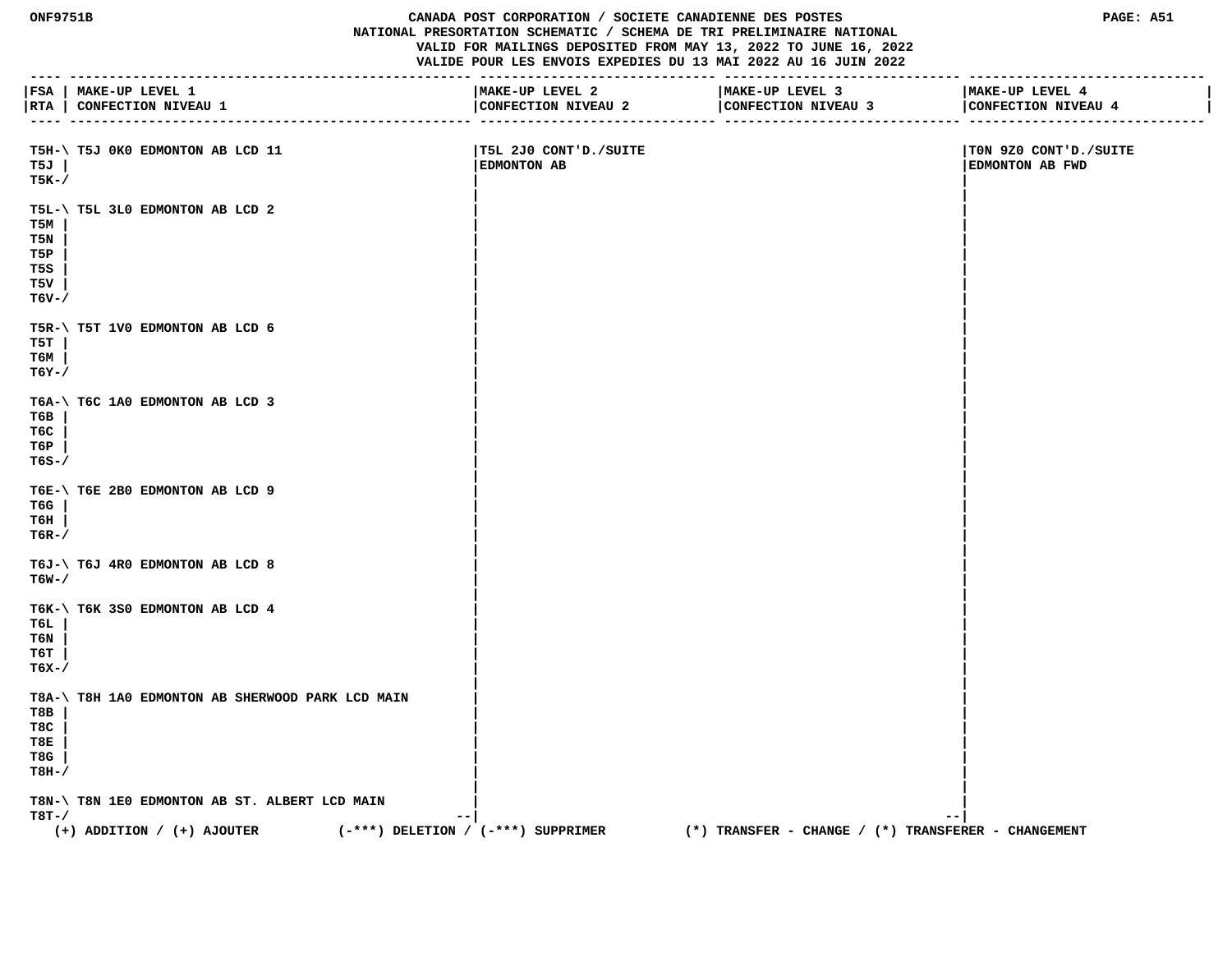CANADA POST CORPORATION / SOCIETE CANADIENNE DES POSTES
NATIONAL PRESORTATION SCHEMATIC / SCHEMA DE TRI PRELIMINAIRE NATIONAL
VALID FOR MAILINGS DEPOSITED FROM MAY 13, 2022 TO JUNE 16, 2022
VALIDE POUR LES ENVOIS EXPEDIES DU 13 MAI 2022 AU 16 JUIN 2022

| FSA / RTA | MAKE-UP LEVEL 1 / CONFECTION NIVEAU 1 | MAKE-UP LEVEL 2 / CONFECTION NIVEAU 2 | MAKE-UP LEVEL 3 / CONFECTION NIVEAU 3 | MAKE-UP LEVEL 4 / CONFECTION NIVEAU 4 |
|---|---|---|---|---|
| T5H-\ T5J \| T5K-/ | T5J 0K0 EDMONTON AB LCD 11 | T5L 2J0 CONT'D./SUITE EDMONTON AB | | T0N 9Z0 CONT'D./SUITE EDMONTON AB FWD |
| T5L-\ T5M \| T5N \| T5P \| T5S \| T5V \| T6V-/ | T5L 3L0 EDMONTON AB LCD 2 | | | |
| T5R-\ T5T \| T6M \| T6Y-/ | T5T 1V0 EDMONTON AB LCD 6 | | | |
| T6A-\ T6B \| T6C \| T6P \| T6S-/ | T6C 1A0 EDMONTON AB LCD 3 | | | |
| T6E-\ T6G \| T6H \| T6R-/ | T6E 2B0 EDMONTON AB LCD 9 | | | |
| T6J-\ T6W-/ | T6J 4R0 EDMONTON AB LCD 8 | | | |
| T6K-\ T6L \| T6N \| T6T \| T6X-/ | T6K 3S0 EDMONTON AB LCD 4 | | | |
| T8A-\ T8B \| T8C \| T8E \| T8G \| T8H-/ | T8H 1A0 EDMONTON AB SHERWOOD PARK LCD MAIN | | | |
| T8N-\ T8T-/ | T8N 1E0 EDMONTON AB ST. ALBERT LCD MAIN | | | |

(+) ADDITION / (+) AJOUTER (-***) DELETION / (-***) SUPPRIMER (*) TRANSFER - CHANGE / (*) TRANSFERER - CHANGEMENT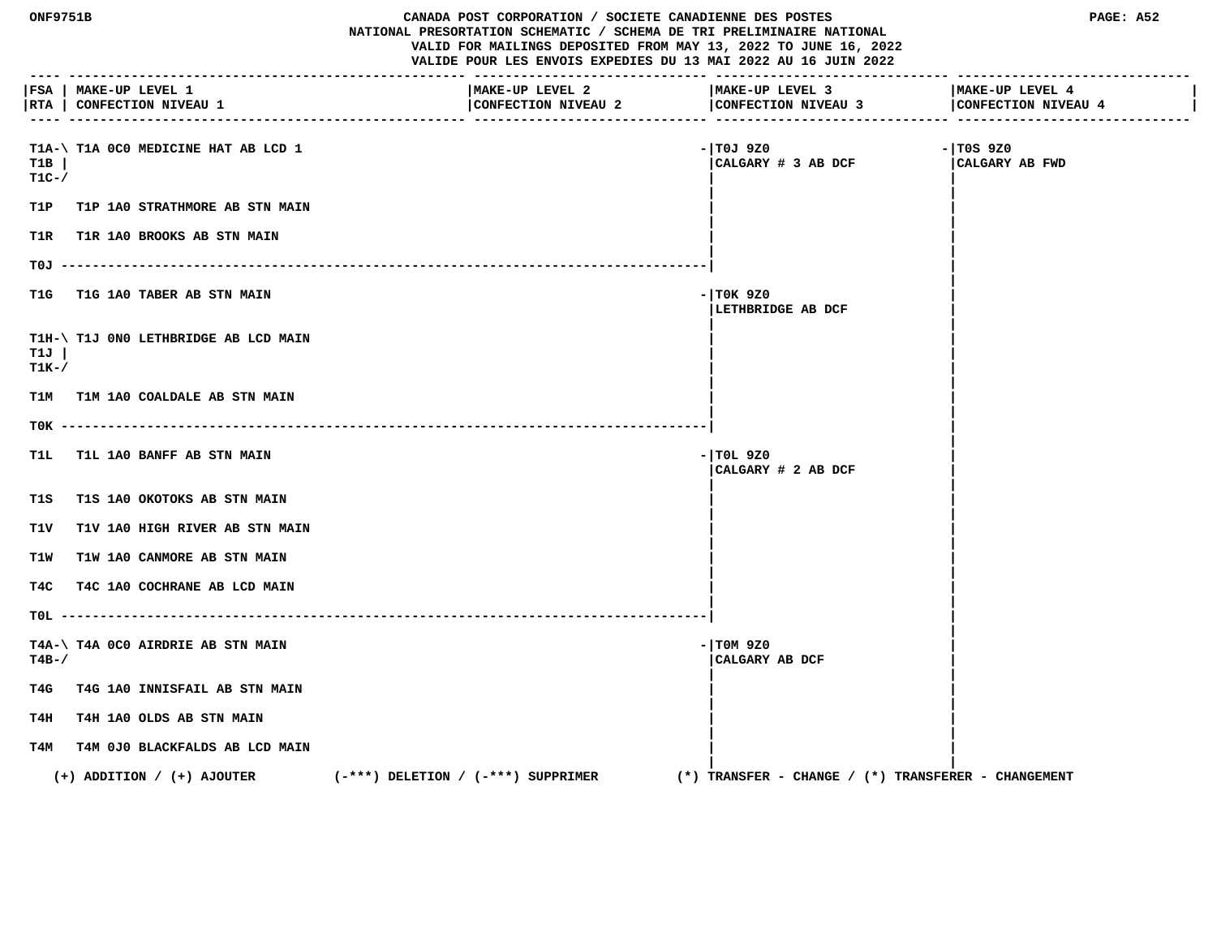ONF9751B

CANADA POST CORPORATION / SOCIETE CANADIENNE DES POSTES
NATIONAL PRESORTATION SCHEMATIC / SCHEMA DE TRI PRELIMINAIRE NATIONAL
VALID FOR MAILINGS DEPOSITED FROM MAY 13, 2022 TO JUNE 16, 2022
VALIDE POUR LES ENVOIS EXPEDIES DU 13 MAI 2022 AU 16 JUIN 2022

| FSA / RTA | MAKE-UP LEVEL 1 / CONFECTION NIVEAU 1 | MAKE-UP LEVEL 2 / CONFECTION NIVEAU 2 | MAKE-UP LEVEL 3 / CONFECTION NIVEAU 3 | MAKE-UP LEVEL 4 / CONFECTION NIVEAU 4 |
|---|---|---|---|---|
| T1A-\ T1B \| T1C-/ | T1A 0C0 MEDICINE HAT AB LCD 1 | | T0J 9Z0 CALGARY # 3 AB DCF | T0S 9Z0 CALGARY AB FWD |
| T1P | T1P 1A0 STRATHMORE AB STN MAIN | | | |
| T1R | T1R 1A0 BROOKS AB STN MAIN | | | |
| T0J | ---------------------------------------- | | | |
| T1G | T1G 1A0 TABER AB STN MAIN | | T0K 9Z0 LETHBRIDGE AB DCF | |
| T1H-\ T1J \| T1K-/ | T1J 0N0 LETHBRIDGE AB LCD MAIN | | | |
| T1M | T1M 1A0 COALDALE AB STN MAIN | | | |
| T0K | ---------------------------------------- | | | |
| T1L | T1L 1A0 BANFF AB STN MAIN | | T0L 9Z0 CALGARY # 2 AB DCF | |
| T1S | T1S 1A0 OKOTOKS AB STN MAIN | | | |
| T1V | T1V 1A0 HIGH RIVER AB STN MAIN | | | |
| T1W | T1W 1A0 CANMORE AB STN MAIN | | | |
| T4C | T4C 1A0 COCHRANE AB LCD MAIN | | | |
| T0L | ---------------------------------------- | | | |
| T4A-\ T4B-/ | T4A 0C0 AIRDRIE AB STN MAIN | | T0M 9Z0 CALGARY AB DCF | |
| T4G | T4G 1A0 INNISFAIL AB STN MAIN | | | |
| T4H | T4H 1A0 OLDS AB STN MAIN | | | |
| T4M | T4M 0J0 BLACKFALDS AB LCD MAIN | | | |

(+) ADDITION / (+) AJOUTER (-***) DELETION / (-***) SUPPRIMER (*) TRANSFER - CHANGE / (*) TRANSFERER - CHANGEMENT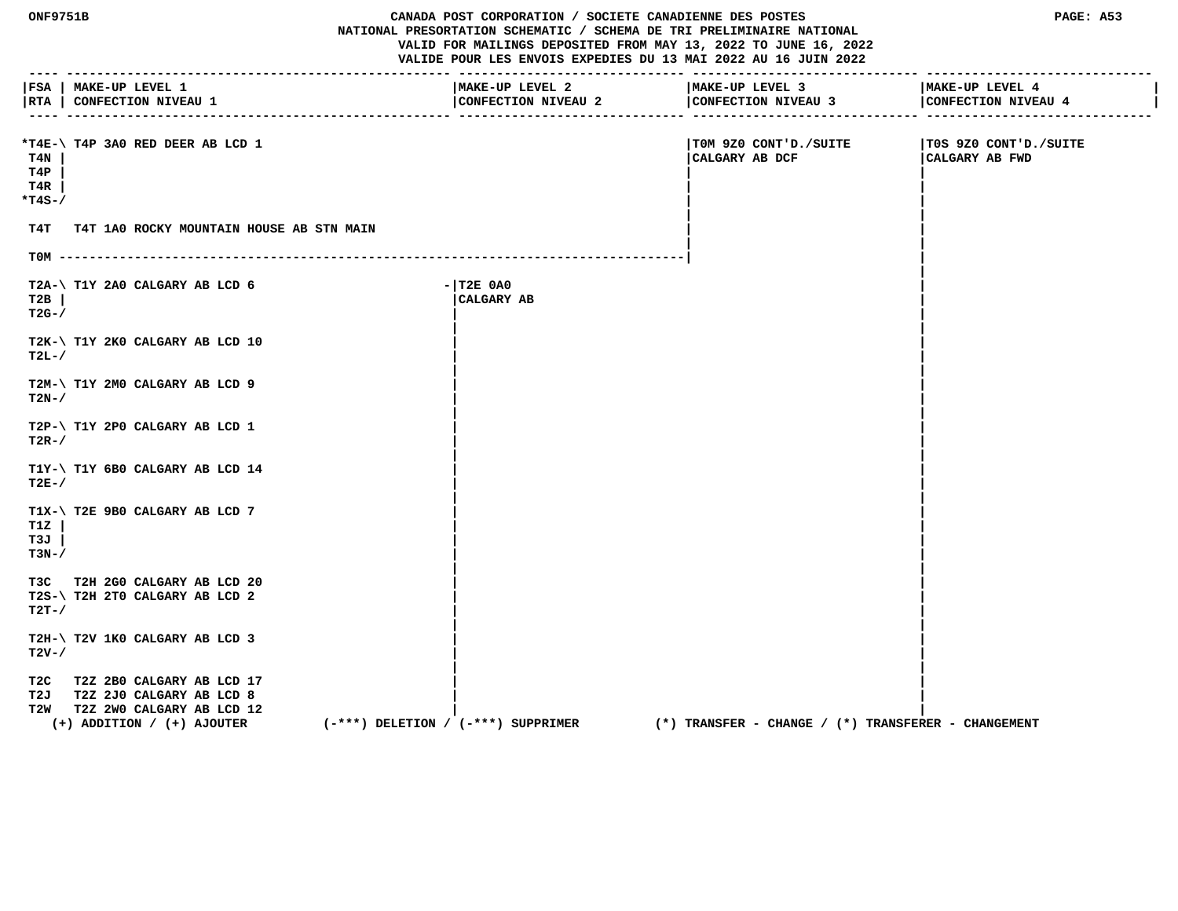CANADA POST CORPORATION / SOCIETE CANADIENNE DES POSTES
NATIONAL PRESORTATION SCHEMATIC / SCHEMA DE TRI PRELIMINAIRE NATIONAL
VALID FOR MAILINGS DEPOSITED FROM MAY 13, 2022 TO JUNE 16, 2022
VALIDE POUR LES ENVOIS EXPEDIES DU 13 MAI 2022 AU 16 JUIN 2022

| FSA / RTA | MAKE-UP LEVEL 1 / CONFECTION NIVEAU 1 | MAKE-UP LEVEL 2 / CONFECTION NIVEAU 2 | MAKE-UP LEVEL 3 / CONFECTION NIVEAU 3 | MAKE-UP LEVEL 4 / CONFECTION NIVEAU 4 |
|---|---|---|---|---|
| *T4E, T4N, T4P, T4R, *T4S | T4P 3A0 RED DEER AB LCD 1 | | T0M 9Z0 CONT'D./SUITE CALGARY AB DCF | T0S 9Z0 CONT'D./SUITE CALGARY AB FWD |
| T4T | T4T 1A0 ROCKY MOUNTAIN HOUSE AB STN MAIN | | | |
| T0M | ---------------------------------------- | ---------------------------------------- | | |
| T2A, T2B, T2G | T1Y 2A0 CALGARY AB LCD 6 | T2E 0A0 CALGARY AB | | |
| T2K, T2L | T1Y 2K0 CALGARY AB LCD 10 | | | |
| T2M, T2N | T1Y 2M0 CALGARY AB LCD 9 | | | |
| T2P, T2R | T1Y 2P0 CALGARY AB LCD 1 | | | |
| T1Y, T2E | T1Y 6B0 CALGARY AB LCD 14 | | | |
| T1X, T1Z, T3J, T3N | T2E 9B0 CALGARY AB LCD 7 | | | |
| T3C | T2H 2G0 CALGARY AB LCD 20 | | | |
| T2S, T2T | T2H 2T0 CALGARY AB LCD 2 | | | |
| T2H, T2V | T2V 1K0 CALGARY AB LCD 3 | | | |
| T2C | T2Z 2B0 CALGARY AB LCD 17 | | | |
| T2J | T2Z 2J0 CALGARY AB LCD 8 | | | |
| T2W | T2Z 2W0 CALGARY AB LCD 12 | | | |

(+) ADDITION / (+) AJOUTER (-***) DELETION / (-***) SUPPRIMER (*) TRANSFER - CHANGE / (*) TRANSFERER - CHANGEMENT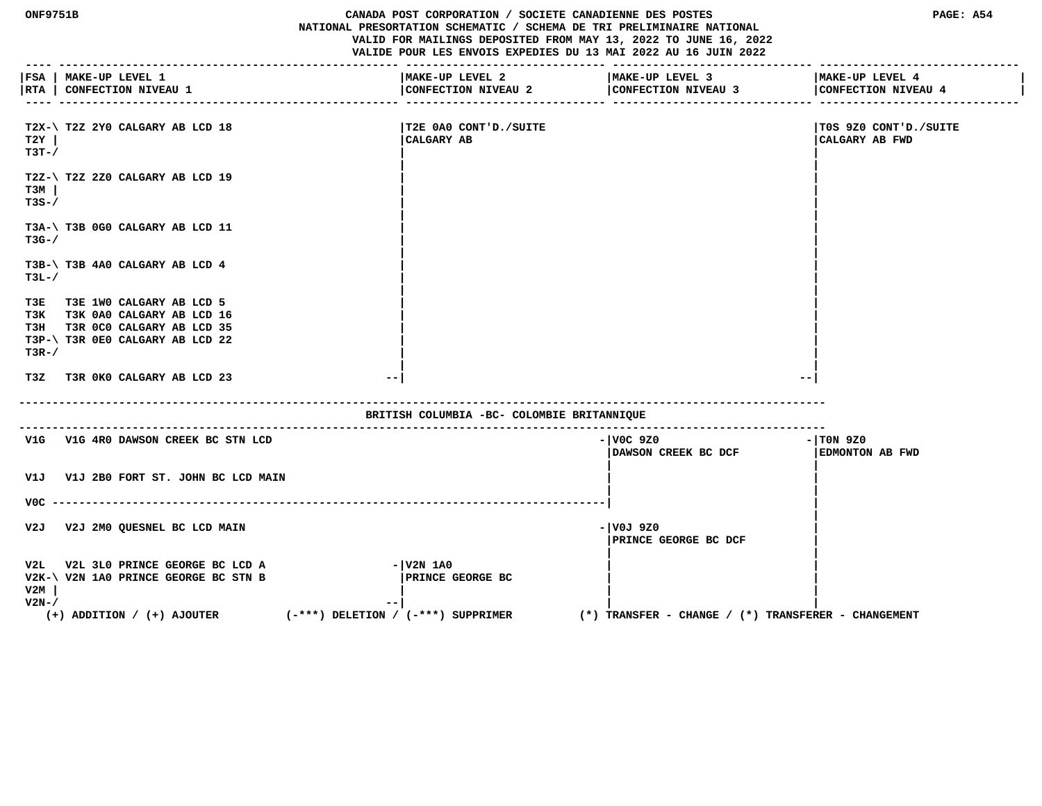CANADA POST CORPORATION / SOCIETE CANADIENNE DES POSTES
NATIONAL PRESORTATION SCHEMATIC / SCHEMA DE TRI PRELIMINAIRE NATIONAL
VALID FOR MAILINGS DEPOSITED FROM MAY 13, 2022 TO JUNE 16, 2022
VALIDE POUR LES ENVOIS EXPEDIES DU 13 MAI 2022 AU 16 JUIN 2022

| FSA / RTA | MAKE-UP LEVEL 1 / CONFECTION NIVEAU 1 | MAKE-UP LEVEL 2 / CONFECTION NIVEAU 2 | MAKE-UP LEVEL 3 / CONFECTION NIVEAU 3 | MAKE-UP LEVEL 4 / CONFECTION NIVEAU 4 |
|---|---|---|---|---|
| T2X-\ T2Y \| T3T-/ | T2Z 2Y0 CALGARY AB LCD 18 | T2E 0A0 CONT'D./SUITE CALGARY AB | | T0S 9Z0 CONT'D./SUITE CALGARY AB FWD |
| T2Z-\ T3M \| T3S-/ | T2Z 2Z0 CALGARY AB LCD 19 | | | |
| T3A-\ T3G-/ | T3B 0G0 CALGARY AB LCD 11 | | | |
| T3B-\ T3L-/ | T3B 4A0 CALGARY AB LCD 4 | | | |
| T3E | T3E 1W0 CALGARY AB LCD 5 | | | |
| T3K | T3K 0A0 CALGARY AB LCD 16 | | | |
| T3H | T3R 0C0 CALGARY AB LCD 35 | | | |
| T3P-\ T3R-/ | T3R 0E0 CALGARY AB LCD 22 | | | |
| T3Z | T3R 0K0 CALGARY AB LCD 23 | | | |

## BRITISH COLUMBIA -BC- COLOMBIE BRITANNIQUE

| FSA / RTA | MAKE-UP LEVEL 1 / CONFECTION NIVEAU 1 | MAKE-UP LEVEL 2 / CONFECTION NIVEAU 2 | MAKE-UP LEVEL 3 / CONFECTION NIVEAU 3 | MAKE-UP LEVEL 4 / CONFECTION NIVEAU 4 |
|---|---|---|---|---|
| V1G | V1G 4R0 DAWSON CREEK BC STN LCD | | V0C 9Z0 DAWSON CREEK BC DCF | T0N 9Z0 EDMONTON AB FWD |
| V1J | V1J 2B0 FORT ST. JOHN BC LCD MAIN | | | |
| V0C | ------------------------------------------------ | | | |
| V2J | V2J 2M0 QUESNEL BC LCD MAIN | | V0J 9Z0 PRINCE GEORGE BC DCF | |
| V2L | V2L 3L0 PRINCE GEORGE BC LCD A | V2N 1A0 PRINCE GEORGE BC | | |
| V2K-\ V2M \| V2N-/ | V2N 1A0 PRINCE GEORGE BC STN B | | | |

(+) ADDITION / (+) AJOUTER (-***) DELETION / (-***) SUPPRIMER (*) TRANSFER - CHANGE / (*) TRANSFERER - CHANGEMENT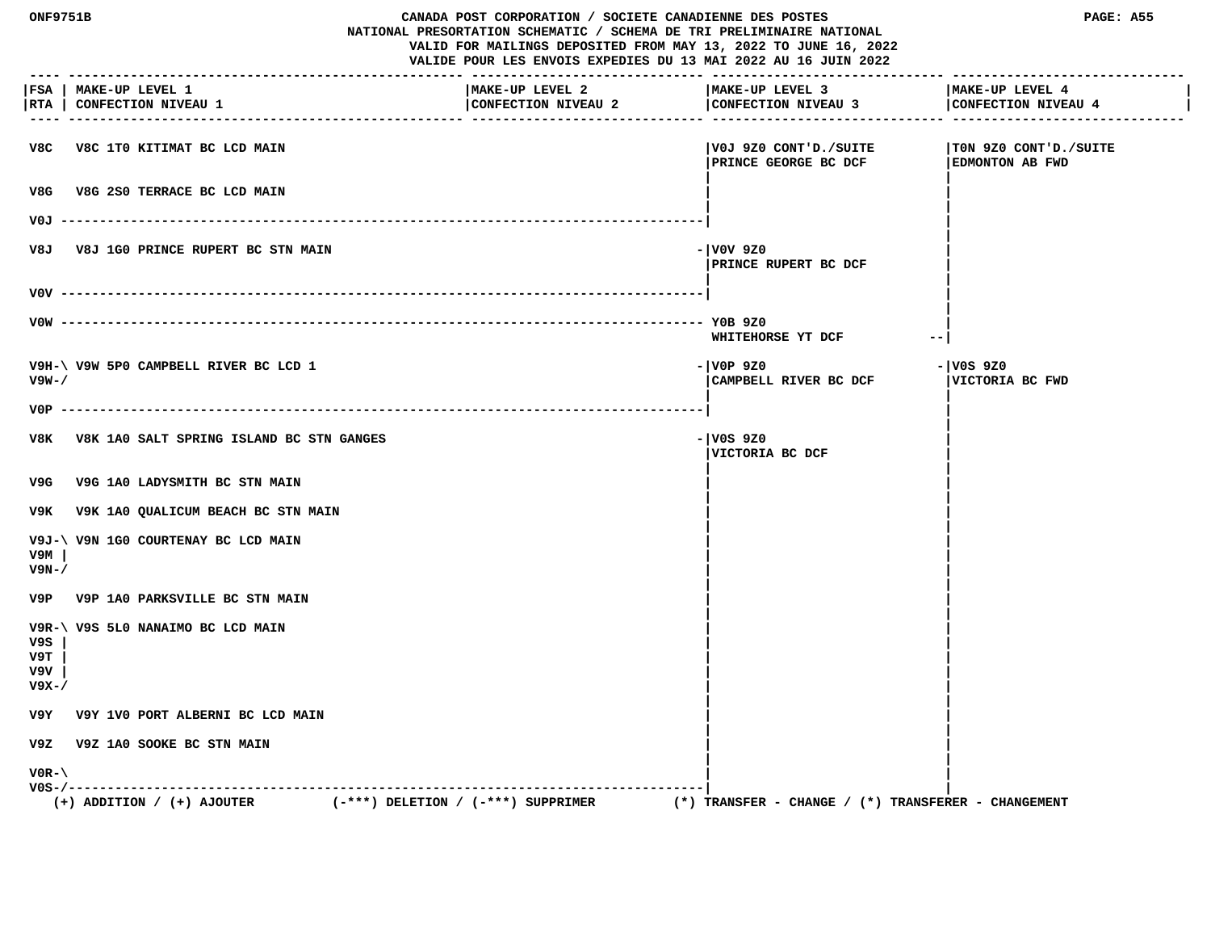CANADA POST CORPORATION / SOCIETE CANADIENNE DES POSTES
NATIONAL PRESORTATION SCHEMATIC / SCHEMA DE TRI PRELIMINAIRE NATIONAL
VALID FOR MAILINGS DEPOSITED FROM MAY 13, 2022 TO JUNE 16, 2022
VALIDE POUR LES ENVOIS EXPEDIES DU 13 MAI 2022 AU 16 JUIN 2022

| FSA / RTA | MAKE-UP LEVEL 1 / CONFECTION NIVEAU 1 | MAKE-UP LEVEL 2 / CONFECTION NIVEAU 2 | MAKE-UP LEVEL 3 / CONFECTION NIVEAU 3 | MAKE-UP LEVEL 4 / CONFECTION NIVEAU 4 |
|---|---|---|---|---|
| V8C | V8C 1T0 KITIMAT BC LCD MAIN | | V0J 9Z0 CONT'D./SUITE PRINCE GEORGE BC DCF | T0N 9Z0 CONT'D./SUITE EDMONTON AB FWD |
| V8G | V8G 2S0 TERRACE BC LCD MAIN | | | |
| V0J | | | | |
| V8J | V8J 1G0 PRINCE RUPERT BC STN MAIN | | V0V 9Z0 PRINCE RUPERT BC DCF | |
| V0V | | | | |
| V0W | | | Y0B 9Z0 WHITEHORSE YT DCF | |
| V9H V9W | V9W 5P0 CAMPBELL RIVER BC LCD 1 | | V0P 9Z0 CAMPBELL RIVER BC DCF | V0S 9Z0 VICTORIA BC FWD |
| V0P | | | | |
| V8K | V8K 1A0 SALT SPRING ISLAND BC STN GANGES | | V0S 9Z0 VICTORIA BC DCF | |
| V9G | V9G 1A0 LADYSMITH BC STN MAIN | | | |
| V9K | V9K 1A0 QUALICUM BEACH BC STN MAIN | | | |
| V9J V9M V9N | V9N 1G0 COURTENAY BC LCD MAIN | | | |
| V9P | V9P 1A0 PARKSVILLE BC STN MAIN | | | |
| V9R V9S V9T V9V V9X | V9S 5L0 NANAIMO BC LCD MAIN | | | |
| V9Y | V9Y 1V0 PORT ALBERNI BC LCD MAIN | | | |
| V9Z | V9Z 1A0 SOOKE BC STN MAIN | | | |
| V0R V0S | | | | |

(+) ADDITION / (+) AJOUTER (-***) DELETION / (-***) SUPPRIMER (*) TRANSFER - CHANGE / (*) TRANSFERER - CHANGEMENT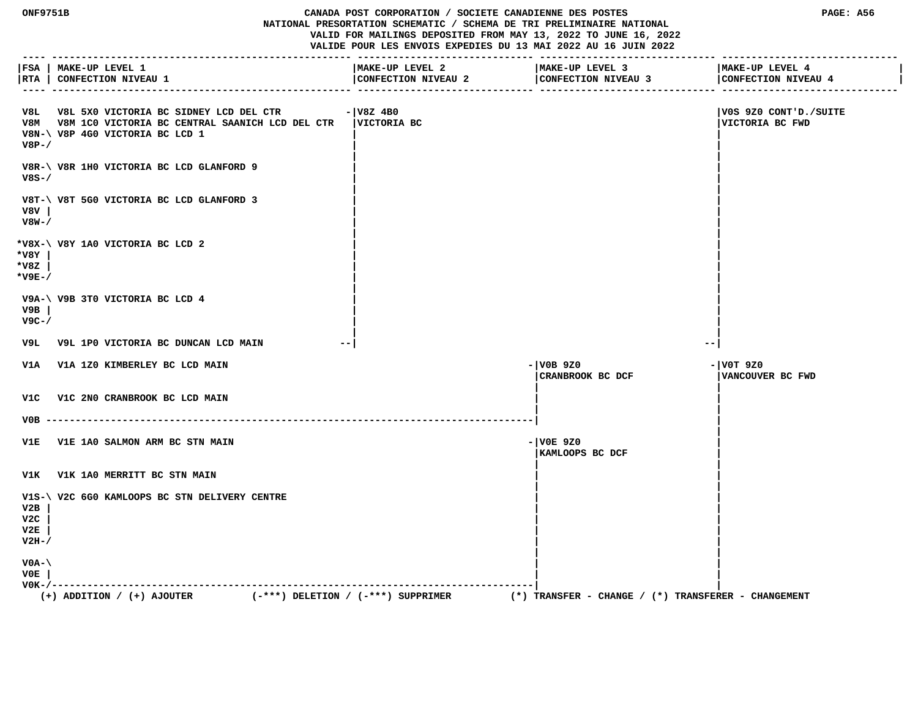CANADA POST CORPORATION / SOCIETE CANADIENNE DES POSTES
NATIONAL PRESORTATION SCHEMATIC / SCHEMA DE TRI PRELIMINAIRE NATIONAL
VALID FOR MAILINGS DEPOSITED FROM MAY 13, 2022 TO JUNE 16, 2022
VALIDE POUR LES ENVOIS EXPEDIES DU 13 MAI 2022 AU 16 JUIN 2022

| FSA RTA | MAKE-UP LEVEL 1 CONFECTION NIVEAU 1 | MAKE-UP LEVEL 2 CONFECTION NIVEAU 2 | MAKE-UP LEVEL 3 CONFECTION NIVEAU 3 | MAKE-UP LEVEL 4 CONFECTION NIVEAU 4 |
|---|---|---|---|---|
| V8L | V8L 5X0 VICTORIA BC SIDNEY LCD DEL CTR | V8Z 4B0 VICTORIA BC | | V0S 9Z0 CONT'D./SUITE VICTORIA BC FWD |
| V8M | V8M 1C0 VICTORIA BC CENTRAL SAANICH LCD DEL CTR | | | |
| V8N-\ V8P-/ | V8P 4G0 VICTORIA BC LCD 1 | | | |
| V8R-\ V8S-/ | V8R 1H0 VICTORIA BC LCD GLANFORD 9 | | | |
| V8T-\ V8V \| V8W-/ | V8T 5G0 VICTORIA BC LCD GLANFORD 3 | | | |
| *V8X-\ *V8Y \| *V8Z \| *V9E-/ | V8Y 1A0 VICTORIA BC LCD 2 | | | |
| V9A-\ V9B \| V9C-/ | V9B 3T0 VICTORIA BC LCD 4 | | | |
| V9L | V9L 1P0 VICTORIA BC DUNCAN LCD MAIN | | | |
| V1A | V1A 1Z0 KIMBERLEY BC LCD MAIN | | V0B 9Z0 CRANBROOK BC DCF | V0T 9Z0 VANCOUVER BC FWD |
| V1C | V1C 2N0 CRANBROOK BC LCD MAIN | | | |
| V0B | | | | |
| V1E | V1E 1A0 SALMON ARM BC STN MAIN | | V0E 9Z0 KAMLOOPS BC DCF | |
| V1K | V1K 1A0 MERRITT BC STN MAIN | | | |
| V1S-\ V2B \| V2C \| V2E \| V2H-/ | V2C 6G0 KAMLOOPS BC STN DELIVERY CENTRE | | | |
| V0A-\ V0E \| V0K-/ | | | | |

(+) ADDITION / (+) AJOUTER (-***) DELETION / (-***) SUPPRIMER (*) TRANSFER - CHANGE / (*) TRANSFERER - CHANGEMENT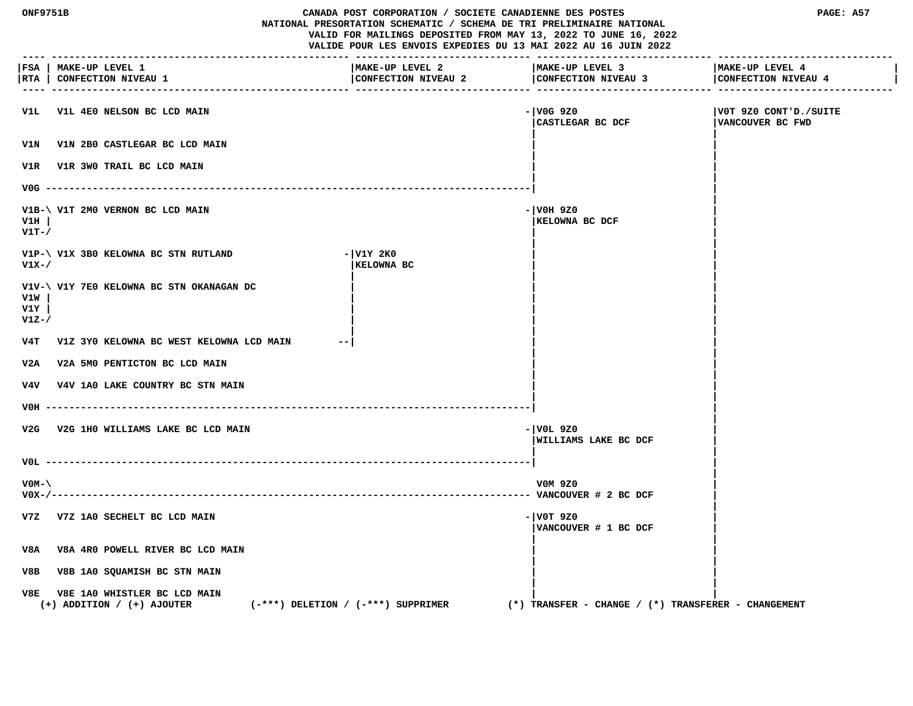CANADA POST CORPORATION / SOCIETE CANADIENNE DES POSTES
NATIONAL PRESORTATION SCHEMATIC / SCHEMA DE TRI PRELIMINAIRE NATIONAL
VALID FOR MAILINGS DEPOSITED FROM MAY 13, 2022 TO JUNE 16, 2022
VALIDE POUR LES ENVOIS EXPEDIES DU 13 MAI 2022 AU 16 JUIN 2022

| FSA / RTA | MAKE-UP LEVEL 1 / CONFECTION NIVEAU 1 | MAKE-UP LEVEL 2 / CONFECTION NIVEAU 2 | MAKE-UP LEVEL 3 / CONFECTION NIVEAU 3 | MAKE-UP LEVEL 4 / CONFECTION NIVEAU 4 |
|---|---|---|---|---|
| V1L | V1L 4E0 NELSON BC LCD MAIN | | V0G 9Z0 CASTLEGAR BC DCF | V0T 9Z0 CONT'D./SUITE VANCOUVER BC FWD |
| V1N | V1N 2B0 CASTLEGAR BC LCD MAIN | | | |
| V1R | V1R 3W0 TRAIL BC LCD MAIN | | | |
| V0G | | | | |
| V1B, V1H, V1T | V1T 2M0 VERNON BC LCD MAIN | | V0H 9Z0 KELOWNA BC DCF | |
| V1P, V1X | V1X 3B0 KELOWNA BC STN RUTLAND | V1Y 2K0 KELOWNA BC | | |
| V1V, V1W, V1Y, V1Z | V1Y 7E0 KELOWNA BC STN OKANAGAN DC | | | |
| V4T | V1Z 3Y0 KELOWNA BC WEST KELOWNA LCD MAIN | | | |
| V2A | V2A 5M0 PENTICTON BC LCD MAIN | | | |
| V4V | V4V 1A0 LAKE COUNTRY BC STN MAIN | | | |
| V0H | | | | |
| V2G | V2G 1H0 WILLIAMS LAKE BC LCD MAIN | | V0L 9Z0 WILLIAMS LAKE BC DCF | |
| V0L | | | | |
| V0M, V0X | | | V0M 9Z0 VANCOUVER # 2 BC DCF | |
| V7Z | V7Z 1A0 SECHELT BC LCD MAIN | | V0T 9Z0 VANCOUVER # 1 BC DCF | |
| V8A | V8A 4R0 POWELL RIVER BC LCD MAIN | | | |
| V8B | V8B 1A0 SQUAMISH BC STN MAIN | | | |
| V8E | V8E 1A0 WHISTLER BC LCD MAIN | | | |

(+) ADDITION / (+) AJOUTER (-***) DELETION / (-***) SUPPRIMER (*) TRANSFER - CHANGE / (*) TRANSFERER - CHANGEMENT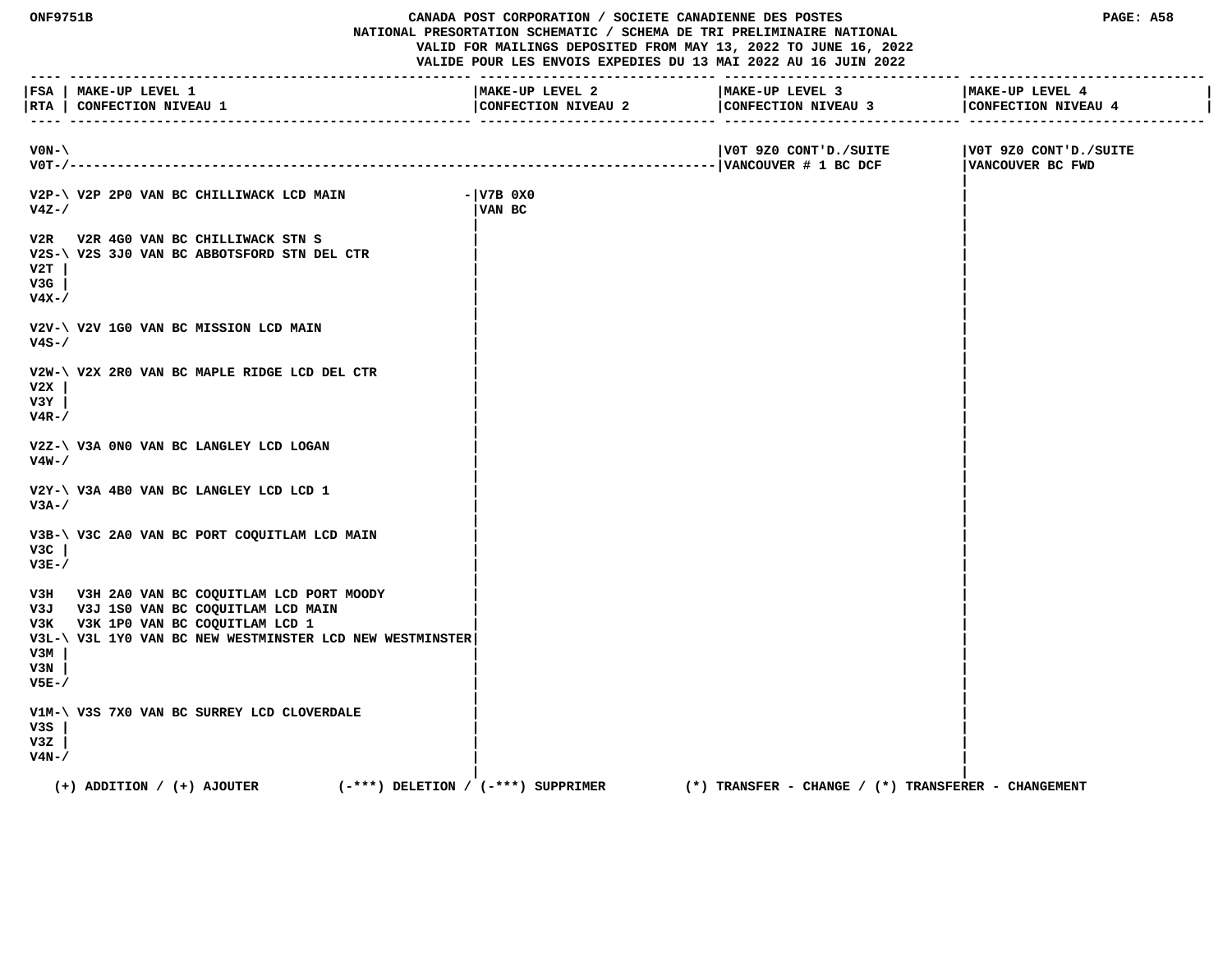ONF9751B — CANADA POST CORPORATION / SOCIETE CANADIENNE DES POSTES — PAGE: A58

NATIONAL PRESORTATION SCHEMATIC / SCHEMA DE TRI PRELIMINAIRE NATIONAL

VALID FOR MAILINGS DEPOSITED FROM MAY 13, 2022 TO JUNE 16, 2022

VALIDE POUR LES ENVOIS EXPEDIES DU 13 MAI 2022 AU 16 JUIN 2022

| FSA / RTA | MAKE-UP LEVEL 1 / CONFECTION NIVEAU 1 | MAKE-UP LEVEL 2 / CONFECTION NIVEAU 2 | MAKE-UP LEVEL 3 / CONFECTION NIVEAU 3 | MAKE-UP LEVEL 4 / CONFECTION NIVEAU 4 |
|---|---|---|---|---|
| V0N-\ V0T-/ | | | V0T 9Z0 CONT'D./SUITE VANCOUVER # 1 BC DCF | V0T 9Z0 CONT'D./SUITE VANCOUVER BC FWD |
| V2P-\ V4Z-/ | V2P 2P0 VAN BC CHILLIWACK LCD MAIN | - V7B 0X0 VAN BC | | |
| V2R | V2R 4G0 VAN BC CHILLIWACK STN S | | | |
| V2S-\ V2T \| V3G \| V4X-/ | V2S 3J0 VAN BC ABBOTSFORD STN DEL CTR | | | |
| V2V-\ V4S-/ | V2V 1G0 VAN BC MISSION LCD MAIN | | | |
| V2W-\ V2X \| V3Y \| V4R-/ | V2X 2R0 VAN BC MAPLE RIDGE LCD DEL CTR | | | |
| V2Z-\ V4W-/ | V3A 0N0 VAN BC LANGLEY LCD LOGAN | | | |
| V2Y-\ V3A-/ | V3A 4B0 VAN BC LANGLEY LCD LCD 1 | | | |
| V3B-\ V3C \| V3E-/ | V3C 2A0 VAN BC PORT COQUITLAM LCD MAIN | | | |
| V3H | V3H 2A0 VAN BC COQUITLAM LCD PORT MOODY | | | |
| V3J | V3J 1S0 VAN BC COQUITLAM LCD MAIN | | | |
| V3K | V3K 1P0 VAN BC COQUITLAM LCD 1 | | | |
| V3L-\ V3M \| V3N \| V5E-/ | V3L 1Y0 VAN BC NEW WESTMINSTER LCD NEW WESTMINSTER | | | |
| V1M-\ V3S \| V3Z \| V4N-/ | V3S 7X0 VAN BC SURREY LCD CLOVERDALE | | | |

(+) ADDITION / (+) AJOUTER (-***) DELETION / (-***) SUPPRIMER (*) TRANSFER - CHANGE / (*) TRANSFERER - CHANGEMENT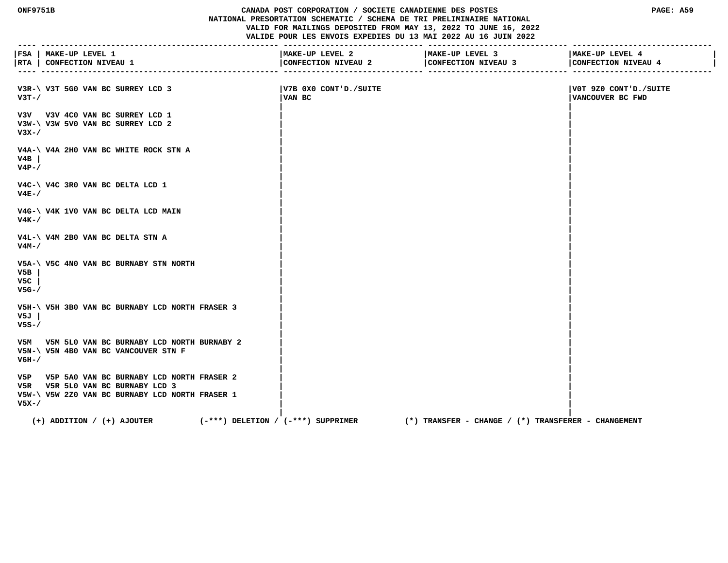CANADA POST CORPORATION / SOCIETE CANADIENNE DES POSTES
NATIONAL PRESORTATION SCHEMATIC / SCHEMA DE TRI PRELIMINAIRE NATIONAL
VALID FOR MAILINGS DEPOSITED FROM MAY 13, 2022 TO JUNE 16, 2022
VALIDE POUR LES ENVOIS EXPEDIES DU 13 MAI 2022 AU 16 JUIN 2022

| FSA / RTA | MAKE-UP LEVEL 1 / CONFECTION NIVEAU 1 | MAKE-UP LEVEL 2 / CONFECTION NIVEAU 2 | MAKE-UP LEVEL 3 / CONFECTION NIVEAU 3 | MAKE-UP LEVEL 4 / CONFECTION NIVEAU 4 |
|---|---|---|---|---|
| V3R-\ V3T-/ | V3T 5G0 VAN BC SURREY LCD 3 | V7B 0X0 CONT'D./SUITE VAN BC | | V0T 9Z0 CONT'D./SUITE VANCOUVER BC FWD |
| V3V | V3V 4C0 VAN BC SURREY LCD 1 | | | |
| V3W-\ V3X-/ | V3W 5V0 VAN BC SURREY LCD 2 | | | |
| V4A-\ V4B \| V4P-/ | V4A 2H0 VAN BC WHITE ROCK STN A | | | |
| V4C-\ V4E-/ | V4C 3R0 VAN BC DELTA LCD 1 | | | |
| V4G-\ V4K-/ | V4K 1V0 VAN BC DELTA LCD MAIN | | | |
| V4L-\ V4M-/ | V4M 2B0 VAN BC DELTA STN A | | | |
| V5A-\ V5B \| V5C \| V5G-/ | V5C 4N0 VAN BC BURNABY STN NORTH | | | |
| V5H-\ V5J \| V5S-/ | V5H 3B0 VAN BC BURNABY LCD NORTH FRASER 3 | | | |
| V5M | V5M 5L0 VAN BC BURNABY LCD NORTH BURNABY 2 | | | |
| V5N-\ V6H-/ | V5N 4B0 VAN BC VANCOUVER STN F | | | |
| V5P | V5P 5A0 VAN BC BURNABY LCD NORTH FRASER 2 | | | |
| V5R | V5R 5L0 VAN BC BURNABY LCD 3 | | | |
| V5W-\ V5X-/ | V5W 2Z0 VAN BC BURNABY LCD NORTH FRASER 1 | | | |

(+) ADDITION / (+) AJOUTER (-***) DELETION / (-***) SUPPRIMER (*) TRANSFER - CHANGE / (*) TRANSFERER - CHANGEMENT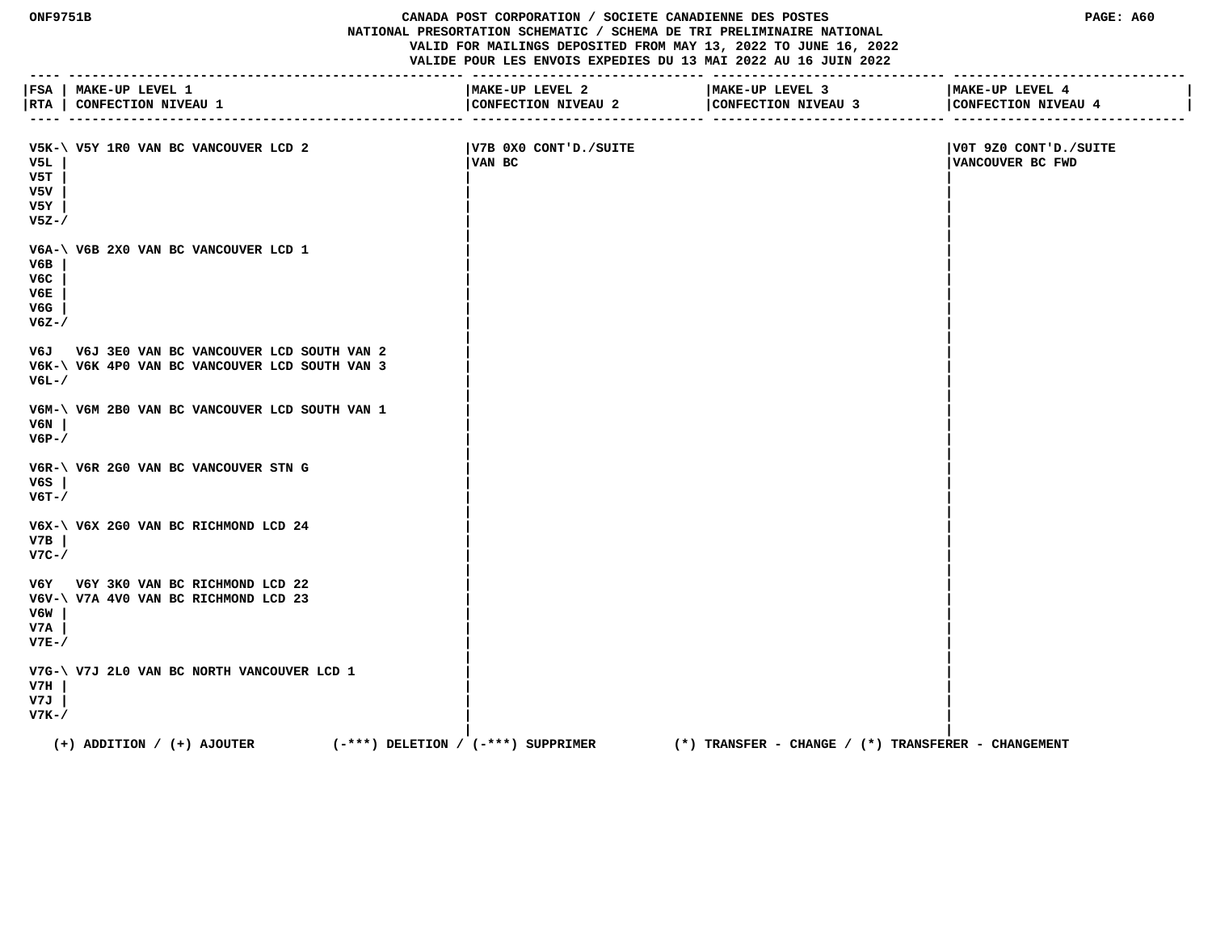CANADA POST CORPORATION / SOCIETE CANADIENNE DES POSTES
NATIONAL PRESORTATION SCHEMATIC / SCHEMA DE TRI PRELIMINAIRE NATIONAL
VALID FOR MAILINGS DEPOSITED FROM MAY 13, 2022 TO JUNE 16, 2022
VALIDE POUR LES ENVOIS EXPEDIES DU 13 MAI 2022 AU 16 JUIN 2022

| FSA / RTA | MAKE-UP LEVEL 1 / CONFECTION NIVEAU 1 | MAKE-UP LEVEL 2 / CONFECTION NIVEAU 2 | MAKE-UP LEVEL 3 / CONFECTION NIVEAU 3 | MAKE-UP LEVEL 4 / CONFECTION NIVEAU 4 |
|---|---|---|---|---|
| V5K-\ V5L \| V5T \| V5V \| V5Y \| V5Z-/ | V5Y 1R0 VAN BC VANCOUVER LCD 2 | V7B 0X0 CONT'D./SUITE VAN BC | | V0T 9Z0 CONT'D./SUITE VANCOUVER BC FWD |
| V6A-\ V6B \| V6C \| V6E \| V6G \| V6Z-/ | V6B 2X0 VAN BC VANCOUVER LCD 1 | | | |
| V6J | V6J 3E0 VAN BC VANCOUVER LCD SOUTH VAN 2 | | | |
| V6K-\ V6L-/ | V6K 4P0 VAN BC VANCOUVER LCD SOUTH VAN 3 | | | |
| V6M-\ V6N \| V6P-/ | V6M 2B0 VAN BC VANCOUVER LCD SOUTH VAN 1 | | | |
| V6R-\ V6S \| V6T-/ | V6R 2G0 VAN BC VANCOUVER STN G | | | |
| V6X-\ V7B \| V7C-/ | V6X 2G0 VAN BC RICHMOND LCD 24 | | | |
| V6Y | V6Y 3K0 VAN BC RICHMOND LCD 22 | | | |
| V6V-\ V6W \| V7A \| V7E-/ | V7A 4V0 VAN BC RICHMOND LCD 23 | | | |
| V7G-\ V7H \| V7J \| V7K-/ | V7J 2L0 VAN BC NORTH VANCOUVER LCD 1 | | | |

(+) ADDITION / (+) AJOUTER (-***) DELETION / (-***) SUPPRIMER (*) TRANSFER - CHANGE / (*) TRANSFERER - CHANGEMENT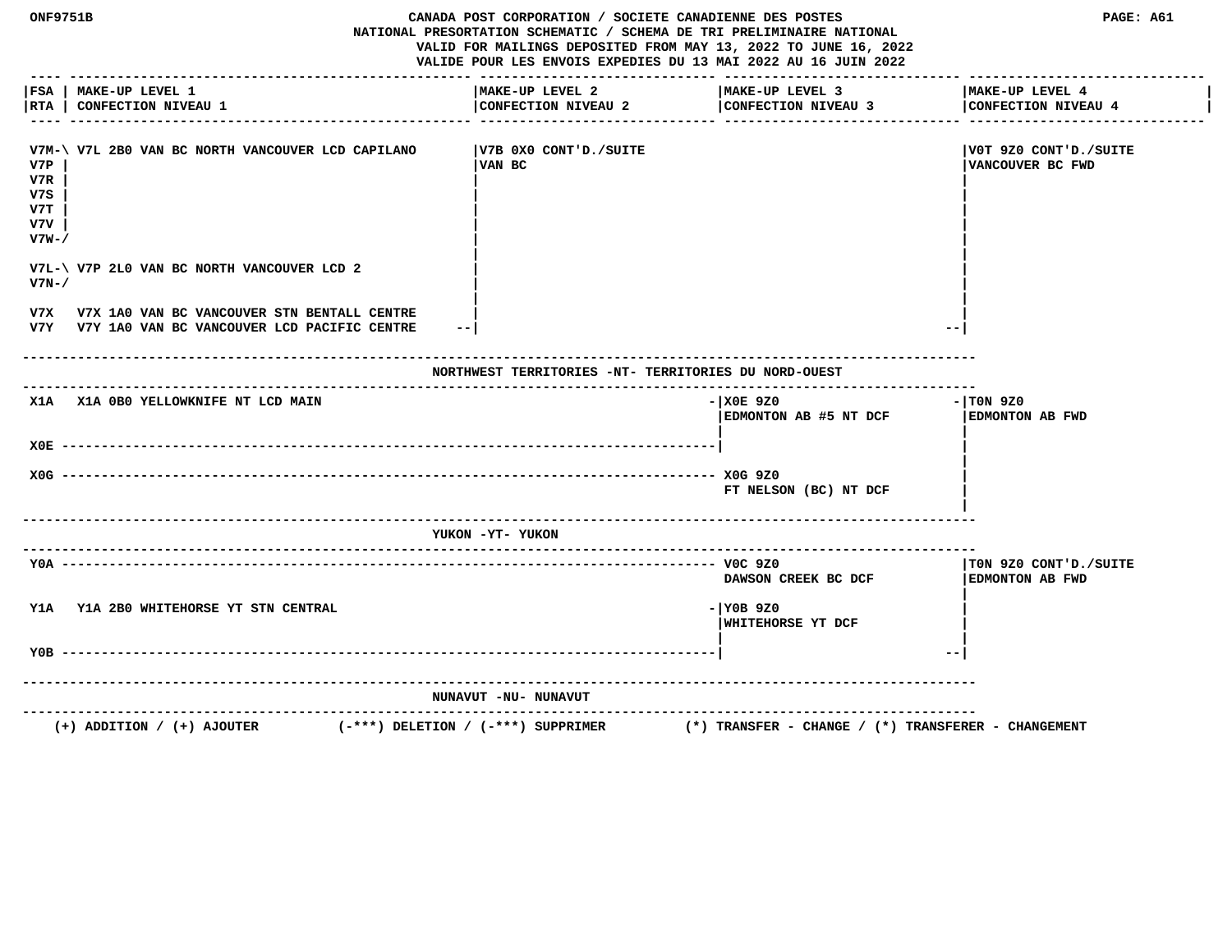NATIONAL PRESORTATION SCHEMATIC / SCHEMA DE TRI PRELIMINAIRE NATIONAL
VALID FOR MAILINGS DEPOSITED FROM MAY 13, 2022 TO JUNE 16, 2022
VALIDE POUR LES ENVOIS EXPEDIES DU 13 MAI 2022 AU 16 JUIN 2022

| FSA / RTA | MAKE-UP LEVEL 1 / CONFECTION NIVEAU 1 | MAKE-UP LEVEL 2 / CONFECTION NIVEAU 2 | MAKE-UP LEVEL 3 / CONFECTION NIVEAU 3 | MAKE-UP LEVEL 4 / CONFECTION NIVEAU 4 |
|---|---|---|---|---|
| V7M, V7P, V7R, V7S, V7T, V7V, V7W | V7L 2B0 VAN BC NORTH VANCOUVER LCD CAPILANO | V7B 0X0 CONT'D./SUITE VAN BC | | V0T 9Z0 CONT'D./SUITE VANCOUVER BC FWD |
| V7L, V7N | V7P 2L0 VAN BC NORTH VANCOUVER LCD 2 | | | |
| V7X | V7X 1A0 VAN BC VANCOUVER STN BENTALL CENTRE | | | |
| V7Y | V7Y 1A0 VAN BC VANCOUVER LCD PACIFIC CENTRE | | | |

## NORTHWEST TERRITORIES -NT- TERRITORIES DU NORD-OUEST

| FSA / RTA | MAKE-UP LEVEL 1 / CONFECTION NIVEAU 1 | MAKE-UP LEVEL 2 / CONFECTION NIVEAU 2 | MAKE-UP LEVEL 3 / CONFECTION NIVEAU 3 | MAKE-UP LEVEL 4 / CONFECTION NIVEAU 4 |
|---|---|---|---|---|
| X1A | X1A 0B0 YELLOWKNIFE NT LCD MAIN | | X0E 9Z0 EDMONTON AB #5 NT DCF | T0N 9Z0 EDMONTON AB FWD |
| X0E | | | | |
| X0G | | | X0G 9Z0 FT NELSON (BC) NT DCF | |

## YUKON -YT- YUKON

| FSA / RTA | MAKE-UP LEVEL 1 / CONFECTION NIVEAU 1 | MAKE-UP LEVEL 2 / CONFECTION NIVEAU 2 | MAKE-UP LEVEL 3 / CONFECTION NIVEAU 3 | MAKE-UP LEVEL 4 / CONFECTION NIVEAU 4 |
|---|---|---|---|---|
| Y0A | | | V0C 9Z0 DAWSON CREEK BC DCF | T0N 9Z0 CONT'D./SUITE EDMONTON AB FWD |
| Y1A | Y1A 2B0 WHITEHORSE YT STN CENTRAL | | Y0B 9Z0 WHITEHORSE YT DCF | |
| Y0B | | | | |

## NUNAVUT -NU- NUNAVUT

(+) ADDITION / (+) AJOUTER (-***) DELETION / (-***) SUPPRIMER (*) TRANSFER - CHANGE / (*) TRANSFERER - CHANGEMENT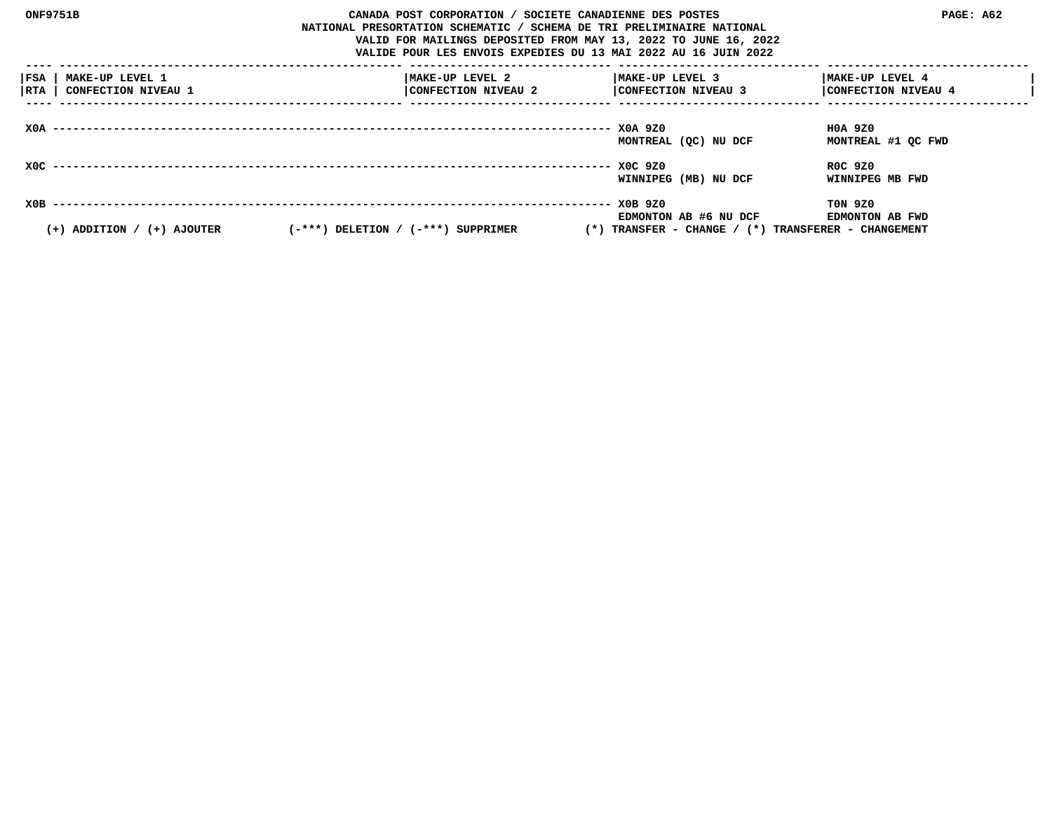# CANADA POST CORPORATION / SOCIETE CANADIENNE DES POSTES

## NATIONAL PRESORTATION SCHEMATIC / SCHEMA DE TRI PRELIMINAIRE NATIONAL

VALID FOR MAILINGS DEPOSITED FROM MAY 13, 2022 TO JUNE 16, 2022
VALIDE POUR LES ENVOIS EXPEDIES DU 13 MAI 2022 AU 16 JUIN 2022

| FSA RTA | MAKE-UP LEVEL 1 CONFECTION NIVEAU 1 | MAKE-UP LEVEL 2 CONFECTION NIVEAU 2 | MAKE-UP LEVEL 3 CONFECTION NIVEAU 3 | MAKE-UP LEVEL 4 CONFECTION NIVEAU 4 |
|---|---|---|---|---|
| X0A | ------------------------------------------------ | ------------------------------------------------ | X0A 9Z0 MONTREAL (QC) NU DCF | H0A 9Z0 MONTREAL #1 QC FWD |
| X0C | ------------------------------------------------ | ------------------------------------------------ | X0C 9Z0 WINNIPEG (MB) NU DCF | R0C 9Z0 WINNIPEG MB FWD |
| X0B | ------------------------------------------------ | ------------------------------------------------ | X0B 9Z0 EDMONTON AB #6 NU DCF | T0N 9Z0 EDMONTON AB FWD |

(+) ADDITION / (+) AJOUTER (-***) DELETION / (-***) SUPPRIMER (*) TRANSFER - CHANGE / (*) TRANSFERER - CHANGEMENT